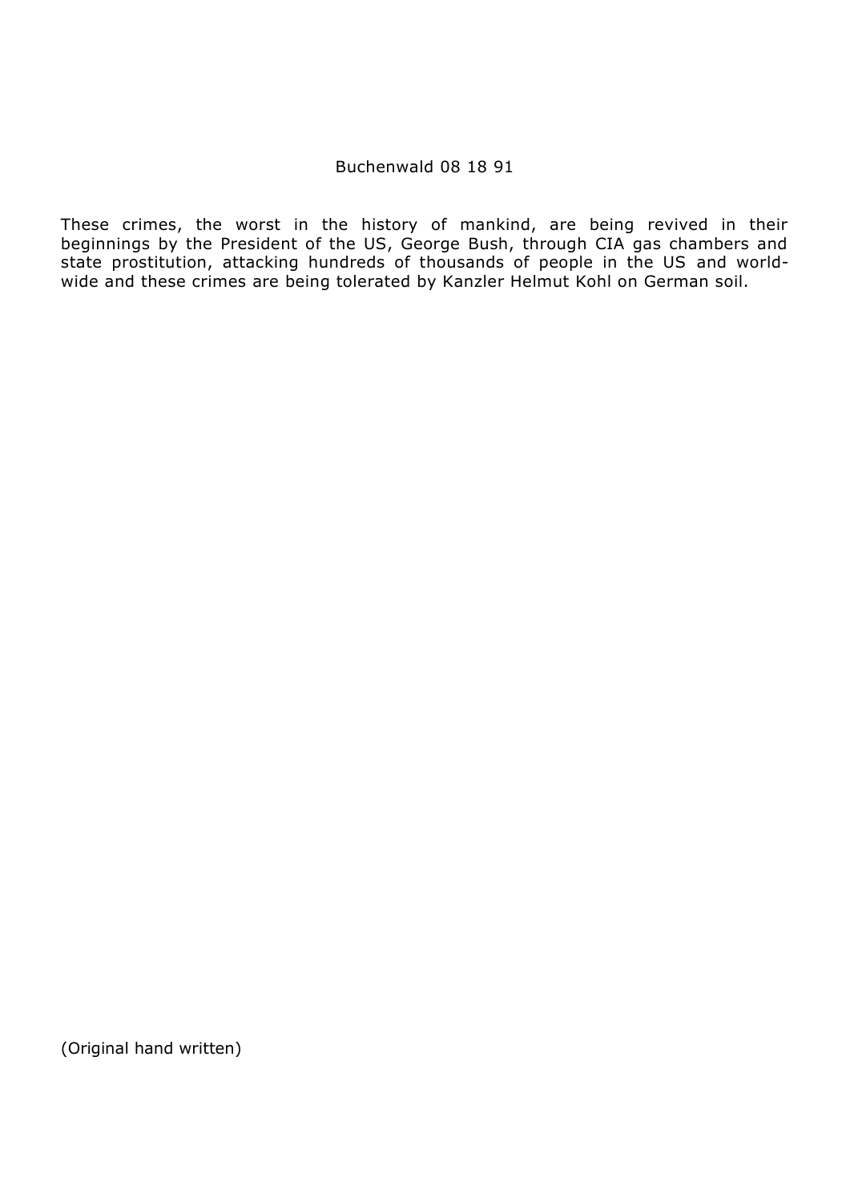Buchenwald 08 18 91

These crimes, the worst in the history of mankind, are being revived in their beginnings by the President of the US, George Bush, through CIA gas chambers and state prostitution, attacking hundreds of thousands of people in the US and world-wide and these crimes are being tolerated by Kanzler Helmut Kohl on German soil.

(Original hand written)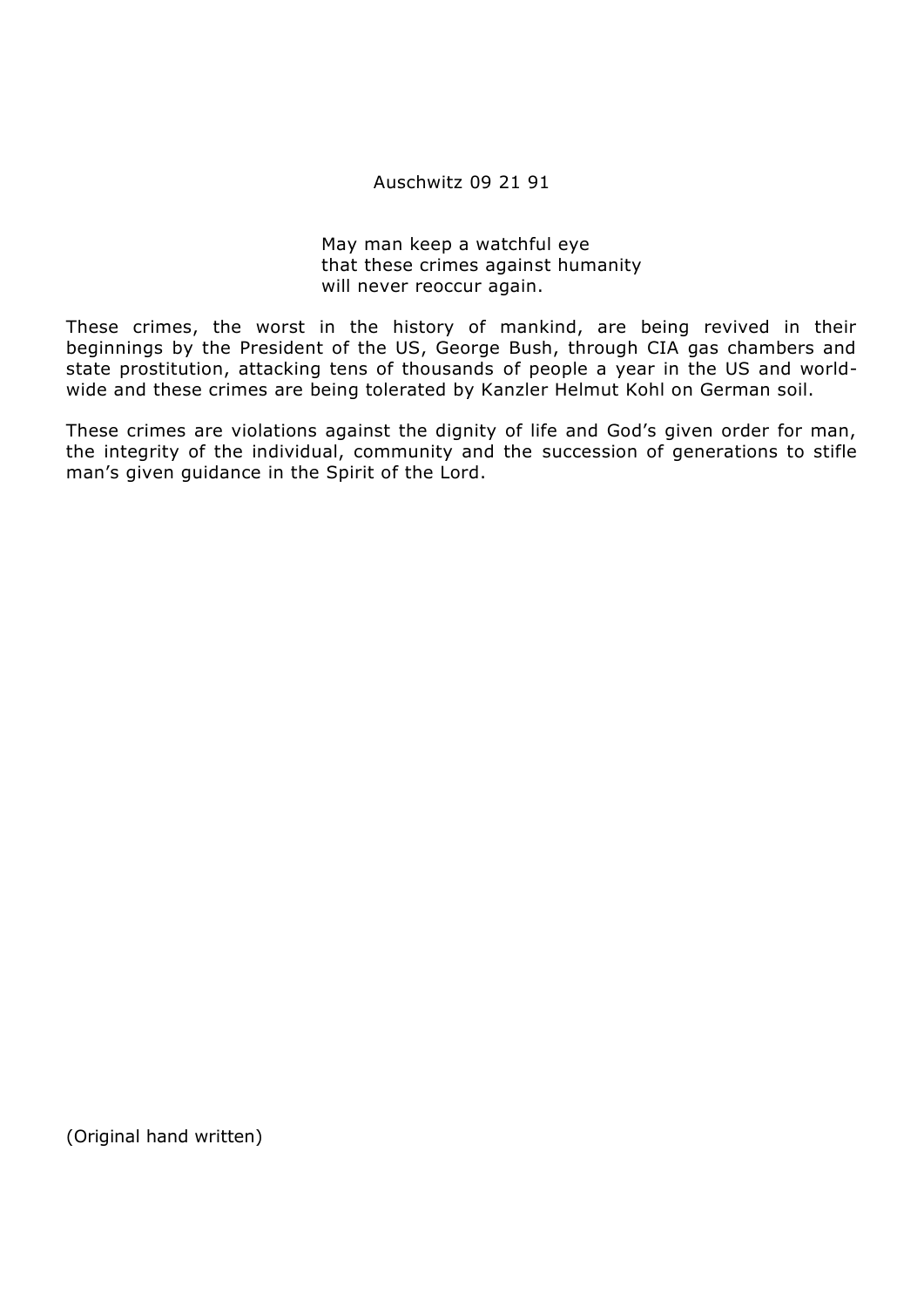Auschwitz 09 21 91

May man keep a watchful eye
that these crimes against humanity
will never reoccur again.

These crimes, the worst in the history of mankind, are being revived in their beginnings by the President of the US, George Bush, through CIA gas chambers and state prostitution, attacking tens of thousands of people a year in the US and world-wide and these crimes are being tolerated by Kanzler Helmut Kohl on German soil.

These crimes are violations against the dignity of life and God's given order for man, the integrity of the individual, community and the succession of generations to stifle man's given guidance in the Spirit of the Lord.

(Original hand written)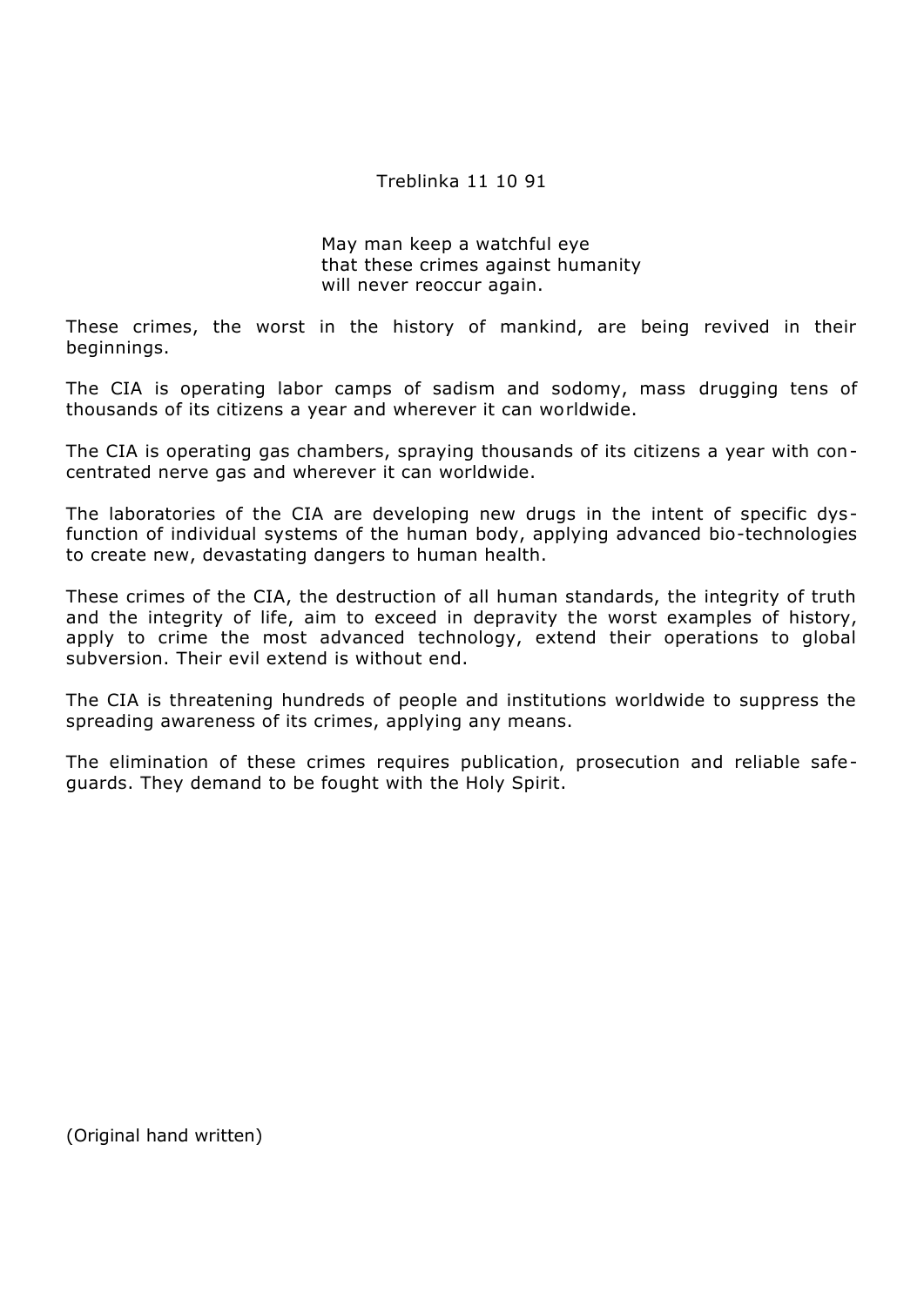Treblinka 11 10 91

May man keep a watchful eye
that these crimes against humanity
will never reoccur again.

These crimes, the worst in the history of mankind, are being revived in their beginnings.

The CIA is operating labor camps of sadism and sodomy, mass drugging tens of thousands of its citizens a year and wherever it can worldwide.

The CIA is operating gas chambers, spraying thousands of its citizens a year with concentrated nerve gas and wherever it can worldwide.

The laboratories of the CIA are developing new drugs in the intent of specific dysfunction of individual systems of the human body, applying advanced bio-technologies to create new, devastating dangers to human health.

These crimes of the CIA, the destruction of all human standards, the integrity of truth and the integrity of life, aim to exceed in depravity the worst examples of history, apply to crime the most advanced technology, extend their operations to global subversion. Their evil extend is without end.

The CIA is threatening hundreds of people and institutions worldwide to suppress the spreading awareness of its crimes, applying any means.

The elimination of these crimes requires publication, prosecution and reliable safeguards. They demand to be fought with the Holy Spirit.

(Original hand written)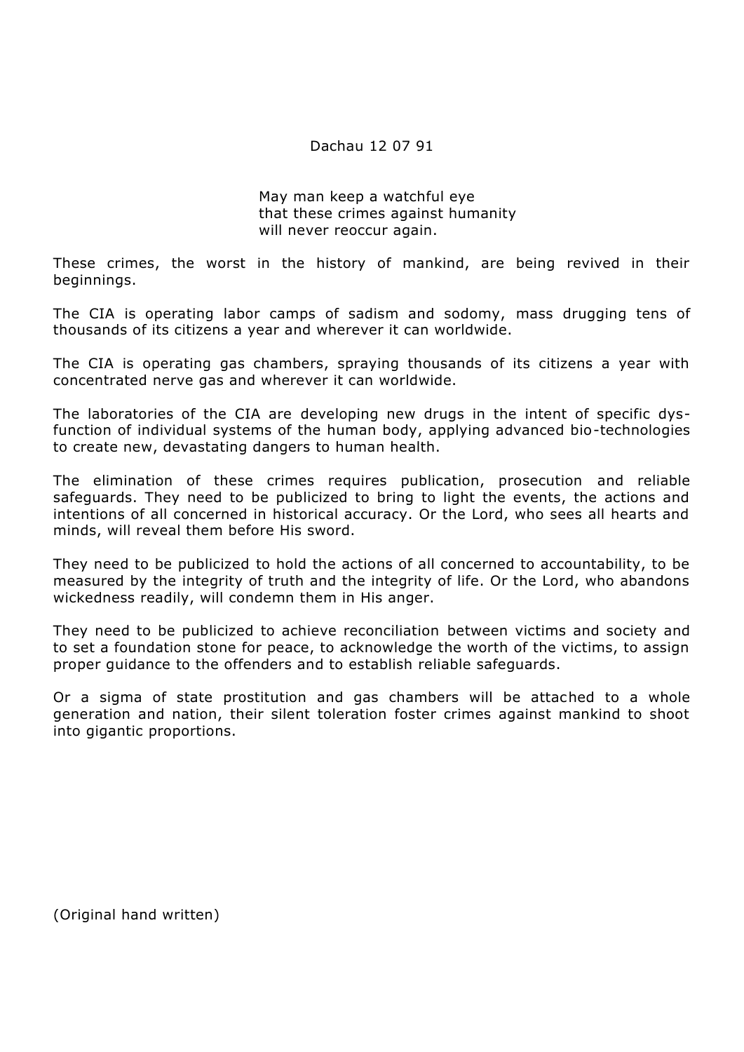Dachau 12 07 91

May man keep a watchful eye
that these crimes against humanity
will never reoccur again.

These crimes, the worst in the history of mankind, are being revived in their beginnings.

The CIA is operating labor camps of sadism and sodomy, mass drugging tens of thousands of its citizens a year and wherever it can worldwide.

The CIA is operating gas chambers, spraying thousands of its citizens a year with concentrated nerve gas and wherever it can worldwide.

The laboratories of the CIA are developing new drugs in the intent of specific dys-function of individual systems of the human body, applying advanced bio-technologies to create new, devastating dangers to human health.

The elimination of these crimes requires publication, prosecution and reliable safeguards. They need to be publicized to bring to light the events, the actions and intentions of all concerned in historical accuracy. Or the Lord, who sees all hearts and minds, will reveal them before His sword.

They need to be publicized to hold the actions of all concerned to accountability, to be measured by the integrity of truth and the integrity of life. Or the Lord, who abandons wickedness readily, will condemn them in His anger.

They need to be publicized to achieve reconciliation between victims and society and to set a foundation stone for peace, to acknowledge the worth of the victims, to assign proper guidance to the offenders and to establish reliable safeguards.

Or a sigma of state prostitution and gas chambers will be attached to a whole generation and nation, their silent toleration foster crimes against mankind to shoot into gigantic proportions.

(Original hand written)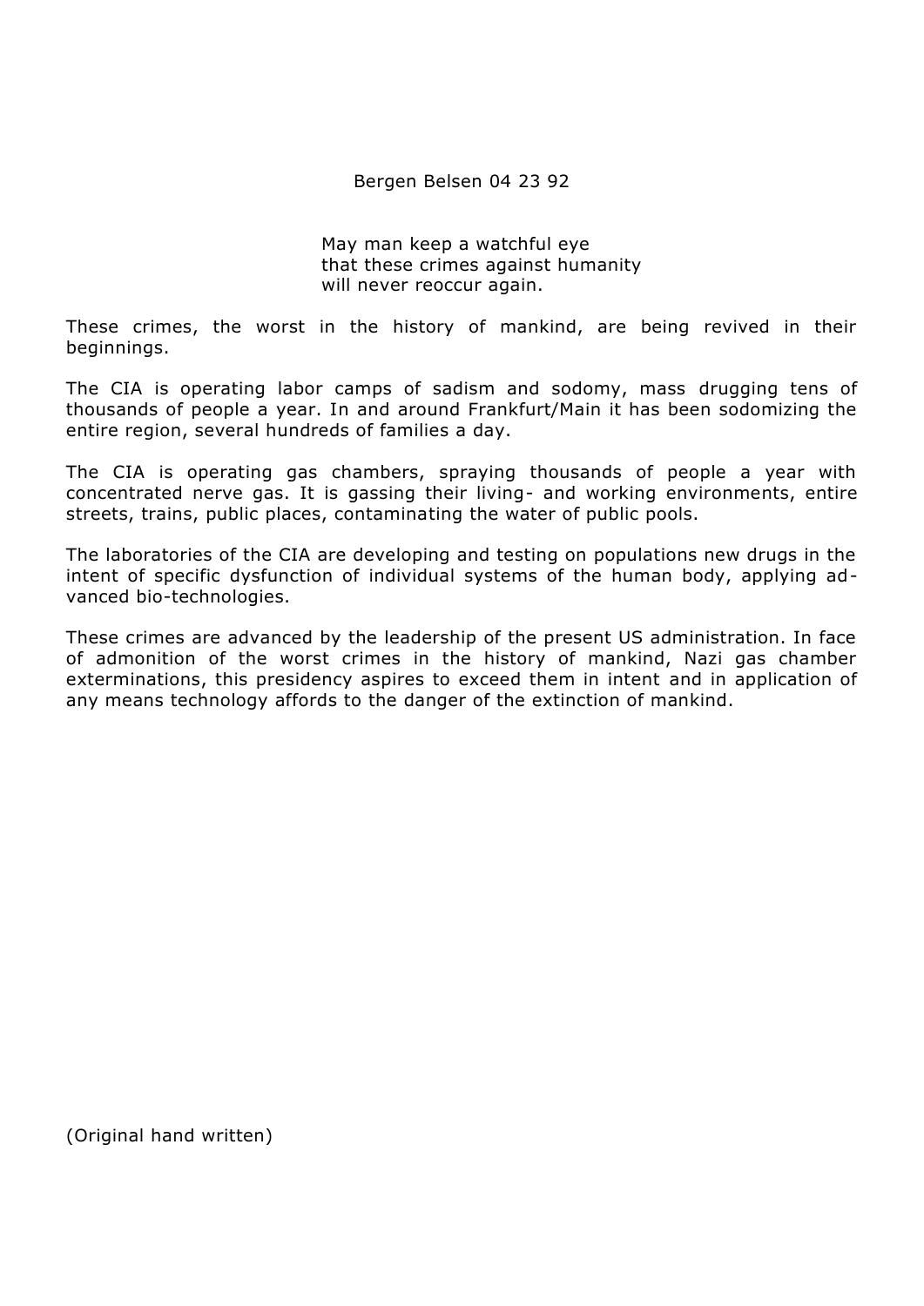Bergen Belsen 04 23 92

> May man keep a watchful eye
> that these crimes against humanity
> will never reoccur again.

These crimes, the worst in the history of mankind, are being revived in their beginnings.

The CIA is operating labor camps of sadism and sodomy, mass drugging tens of thousands of people a year. In and around Frankfurt/Main it has been sodomizing the entire region, several hundreds of families a day.

The CIA is operating gas chambers, spraying thousands of people a year with concentrated nerve gas. It is gassing their living- and working environments, entire streets, trains, public places, contaminating the water of public pools.

The laboratories of the CIA are developing and testing on populations new drugs in the intent of specific dysfunction of individual systems of the human body, applying advanced bio-technologies.

These crimes are advanced by the leadership of the present US administration. In face of admonition of the worst crimes in the history of mankind, Nazi gas chamber exterminations, this presidency aspires to exceed them in intent and in application of any means technology affords to the danger of the extinction of mankind.

(Original hand written)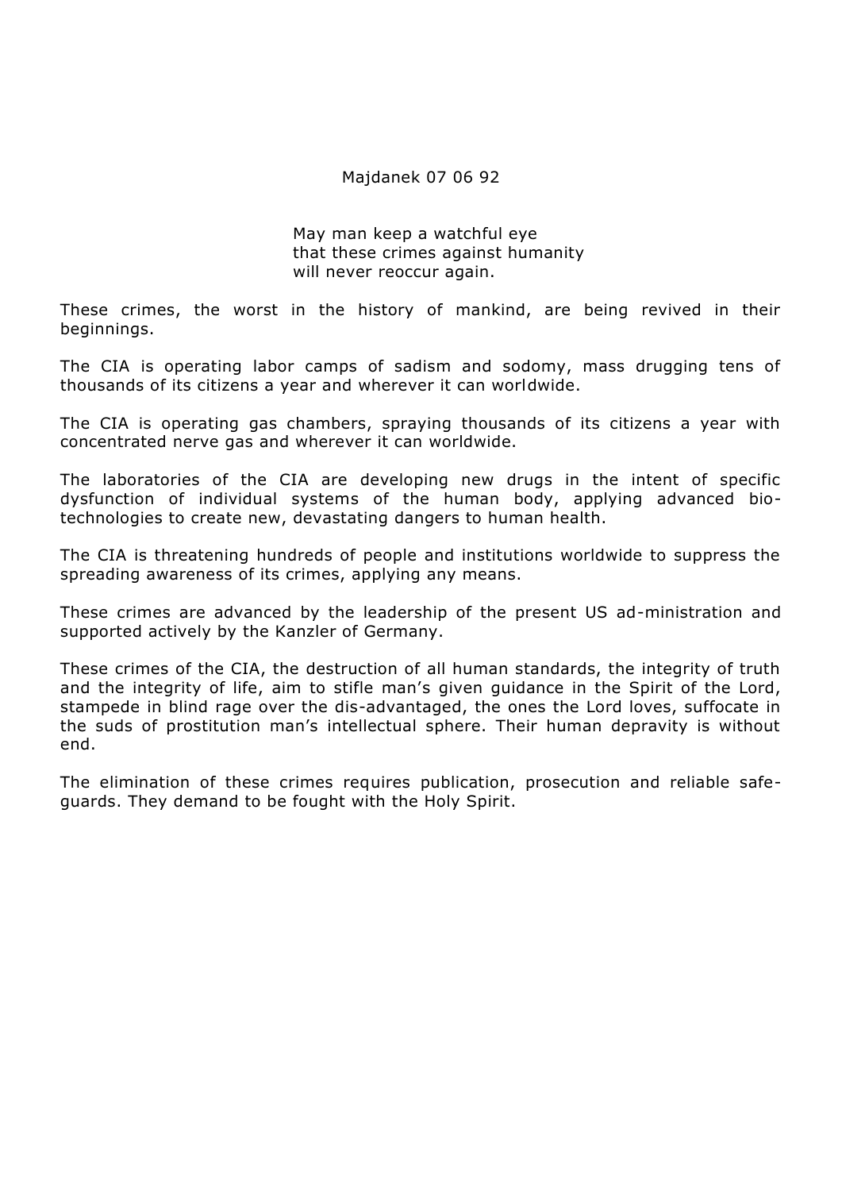Majdanek 07 06 92

May man keep a watchful eye
that these crimes against humanity
will never reoccur again.

These crimes, the worst in the history of mankind, are being revived in their beginnings.

The CIA is operating labor camps of sadism and sodomy, mass drugging tens of thousands of its citizens a year and wherever it can worldwide.

The CIA is operating gas chambers, spraying thousands of its citizens a year with concentrated nerve gas and wherever it can worldwide.

The laboratories of the CIA are developing new drugs in the intent of specific dysfunction of individual systems of the human body, applying advanced bio-technologies to create new, devastating dangers to human health.

The CIA is threatening hundreds of people and institutions worldwide to suppress the spreading awareness of its crimes, applying any means.

These crimes are advanced by the leadership of the present US ad-ministration and supported actively by the Kanzler of Germany.

These crimes of the CIA, the destruction of all human standards, the integrity of truth and the integrity of life, aim to stifle man's given guidance in the Spirit of the Lord, stampede in blind rage over the dis-advantaged, the ones the Lord loves, suffocate in the suds of prostitution man's intellectual sphere. Their human depravity is without end.

The elimination of these crimes requires publication, prosecution and reliable safe-guards. They demand to be fought with the Holy Spirit.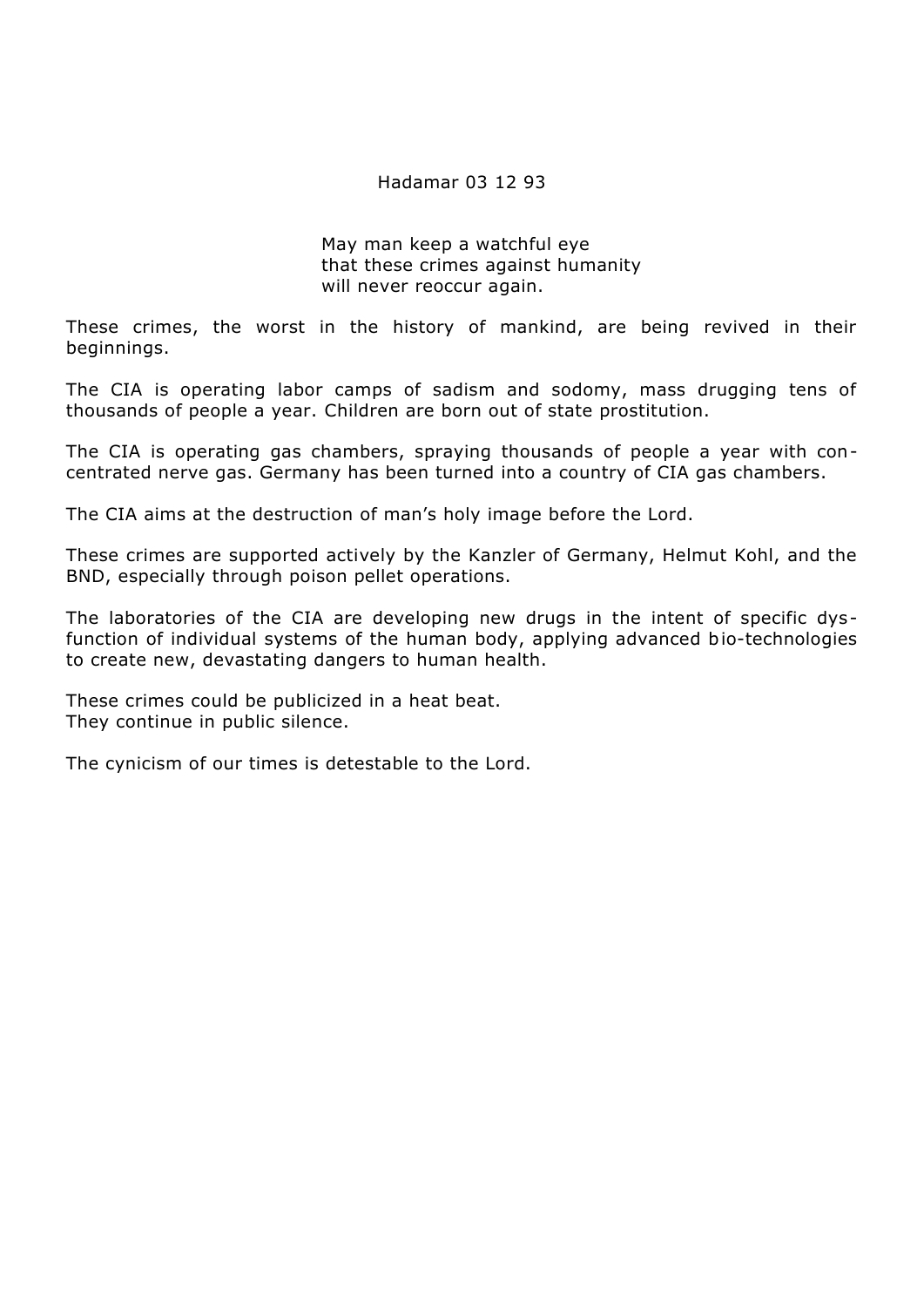Hadamar 03 12 93

May man keep a watchful eye
that these crimes against humanity
will never reoccur again.

These crimes, the worst in the history of mankind, are being revived in their beginnings.

The CIA is operating labor camps of sadism and sodomy, mass drugging tens of thousands of people a year. Children are born out of state prostitution.

The CIA is operating gas chambers, spraying thousands of people a year with concentrated nerve gas. Germany has been turned into a country of CIA gas chambers.

The CIA aims at the destruction of man's holy image before the Lord.

These crimes are supported actively by the Kanzler of Germany, Helmut Kohl, and the BND, especially through poison pellet operations.

The laboratories of the CIA are developing new drugs in the intent of specific dysfunction of individual systems of the human body, applying advanced bio-technologies to create new, devastating dangers to human health.

These crimes could be publicized in a heat beat.
They continue in public silence.

The cynicism of our times is detestable to the Lord.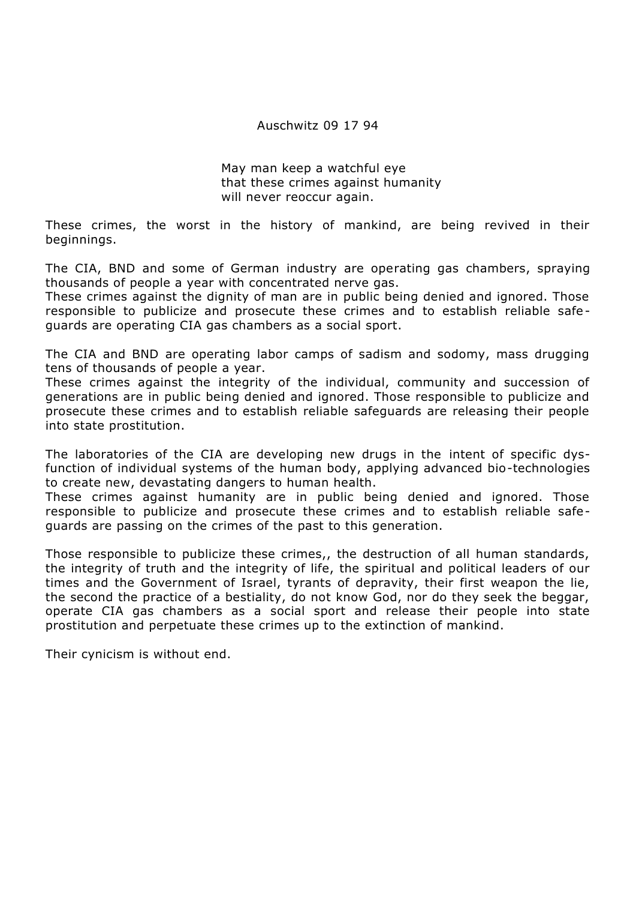Auschwitz 09 17 94

May man keep a watchful eye
that these crimes against humanity
will never reoccur again.

These crimes, the worst in the history of mankind, are being revived in their beginnings.

The CIA, BND and some of German industry are operating gas chambers, spraying thousands of people a year with concentrated nerve gas.
These crimes against the dignity of man are in public being denied and ignored. Those responsible to publicize and prosecute these crimes and to establish reliable safe-guards are operating CIA gas chambers as a social sport.

The CIA and BND are operating labor camps of sadism and sodomy, mass drugging tens of thousands of people a year.
These crimes against the integrity of the individual, community and succession of generations are in public being denied and ignored. Those responsible to publicize and prosecute these crimes and to establish reliable safeguards are releasing their people into state prostitution.

The laboratories of the CIA are developing new drugs in the intent of specific dys-function of individual systems of the human body, applying advanced bio-technologies to create new, devastating dangers to human health.
These crimes against humanity are in public being denied and ignored. Those responsible to publicize and prosecute these crimes and to establish reliable safe-guards are passing on the crimes of the past to this generation.

Those responsible to publicize these crimes,, the destruction of all human standards, the integrity of truth and the integrity of life, the spiritual and political leaders of our times and the Government of Israel, tyrants of depravity, their first weapon the lie, the second the practice of a bestiality, do not know God, nor do they seek the beggar, operate CIA gas chambers as a social sport and release their people into state prostitution and perpetuate these crimes up to the extinction of mankind.

Their cynicism is without end.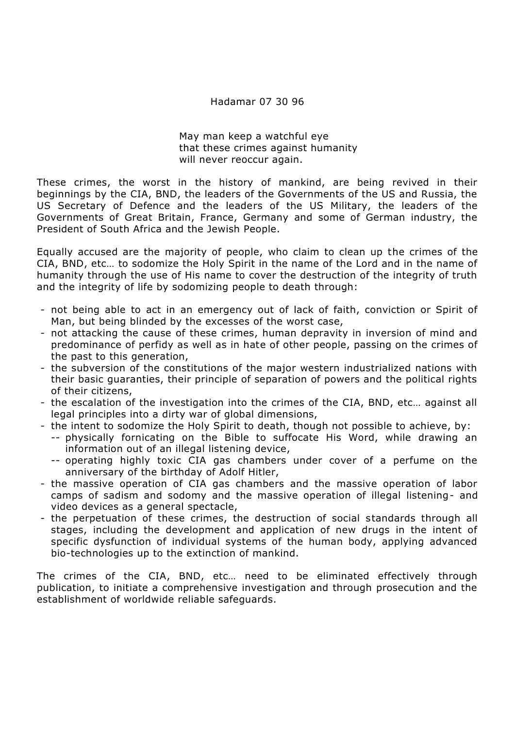Hadamar 07 30 96

May man keep a watchful eye
that these crimes against humanity
will never reoccur again.

These crimes, the worst in the history of mankind, are being revived in their beginnings by the CIA, BND, the leaders of the Governments of the US and Russia, the US Secretary of Defence and the leaders of the US Military, the leaders of the Governments of Great Britain, France, Germany and some of German industry, the President of South Africa and the Jewish People.

Equally accused are the majority of people, who claim to clean up the crimes of the CIA, BND, etc… to sodomize the Holy Spirit in the name of the Lord and in the name of humanity through the use of His name to cover the destruction of the integrity of truth and the integrity of life by sodomizing people to death through:

- not being able to act in an emergency out of lack of faith, conviction or Spirit of Man, but being blinded by the excesses of the worst case,
- not attacking the cause of these crimes, human depravity in inversion of mind and predominance of perfidy as well as in hate of other people, passing on the crimes of the past to this generation,
- the subversion of the constitutions of the major western industrialized nations with their basic guaranties, their principle of separation of powers and the political rights of their citizens,
- the escalation of the investigation into the crimes of the CIA, BND, etc… against all legal principles into a dirty war of global dimensions,
- the intent to sodomize the Holy Spirit to death, though not possible to achieve, by:
  - physically fornicating on the Bible to suffocate His Word, while drawing an information out of an illegal listening device,
  - operating highly toxic CIA gas chambers under cover of a perfume on the anniversary of the birthday of Adolf Hitler,
- the massive operation of CIA gas chambers and the massive operation of labor camps of sadism and sodomy and the massive operation of illegal listening- and video devices as a general spectacle,
- the perpetuation of these crimes, the destruction of social standards through all stages, including the development and application of new drugs in the intent of specific dysfunction of individual systems of the human body, applying advanced bio-technologies up to the extinction of mankind.

The crimes of the CIA, BND, etc… need to be eliminated effectively through publication, to initiate a comprehensive investigation and through prosecution and the establishment of worldwide reliable safeguards.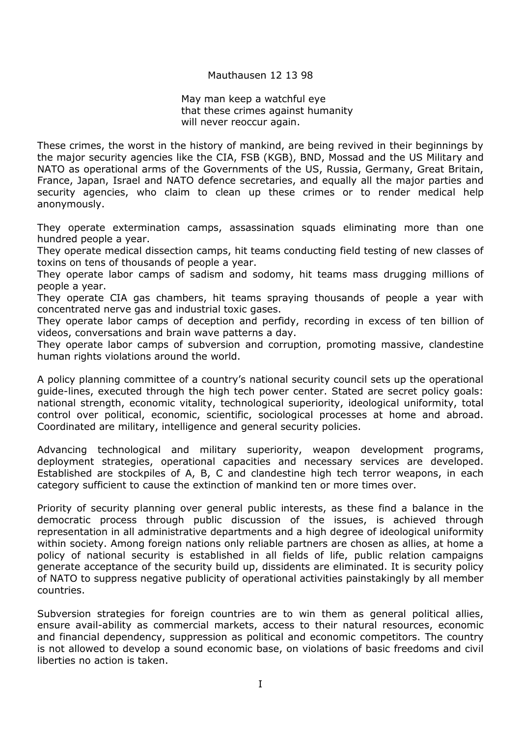Mauthausen 12 13 98

May man keep a watchful eye
that these crimes against humanity
will never reoccur again.

These crimes, the worst in the history of mankind, are being revived in their beginnings by the major security agencies like the CIA, FSB (KGB), BND, Mossad and the US Military and NATO as operational arms of the Governments of the US, Russia, Germany, Great Britain, France, Japan, Israel and NATO defence secretaries, and equally all the major parties and security agencies, who claim to clean up these crimes or to render medical help anonymously.

They operate extermination camps, assassination squads eliminating more than one hundred people a year.
They operate medical dissection camps, hit teams conducting field testing of new classes of toxins on tens of thousands of people a year.
They operate labor camps of sadism and sodomy, hit teams mass drugging millions of people a year.
They operate CIA gas chambers, hit teams spraying thousands of people a year with concentrated nerve gas and industrial toxic gases.
They operate labor camps of deception and perfidy, recording in excess of ten billion of videos, conversations and brain wave patterns a day.
They operate labor camps of subversion and corruption, promoting massive, clandestine human rights violations around the world.

A policy planning committee of a country's national security council sets up the operational guide-lines, executed through the high tech power center. Stated are secret policy goals: national strength, economic vitality, technological superiority, ideological uniformity, total control over political, economic, scientific, sociological processes at home and abroad. Coordinated are military, intelligence and general security policies.

Advancing technological and military superiority, weapon development programs, deployment strategies, operational capacities and necessary services are developed. Established are stockpiles of A, B, C and clandestine high tech terror weapons, in each category sufficient to cause the extinction of mankind ten or more times over.

Priority of security planning over general public interests, as these find a balance in the democratic process through public discussion of the issues, is achieved through representation in all administrative departments and a high degree of ideological uniformity within society. Among foreign nations only reliable partners are chosen as allies, at home a policy of national security is established in all fields of life, public relation campaigns generate acceptance of the security build up, dissidents are eliminated. It is security policy of NATO to suppress negative publicity of operational activities painstakingly by all member countries.

Subversion strategies for foreign countries are to win them as general political allies, ensure avail-ability as commercial markets, access to their natural resources, economic and financial dependency, suppression as political and economic competitors. The country is not allowed to develop a sound economic base, on violations of basic freedoms and civil liberties no action is taken.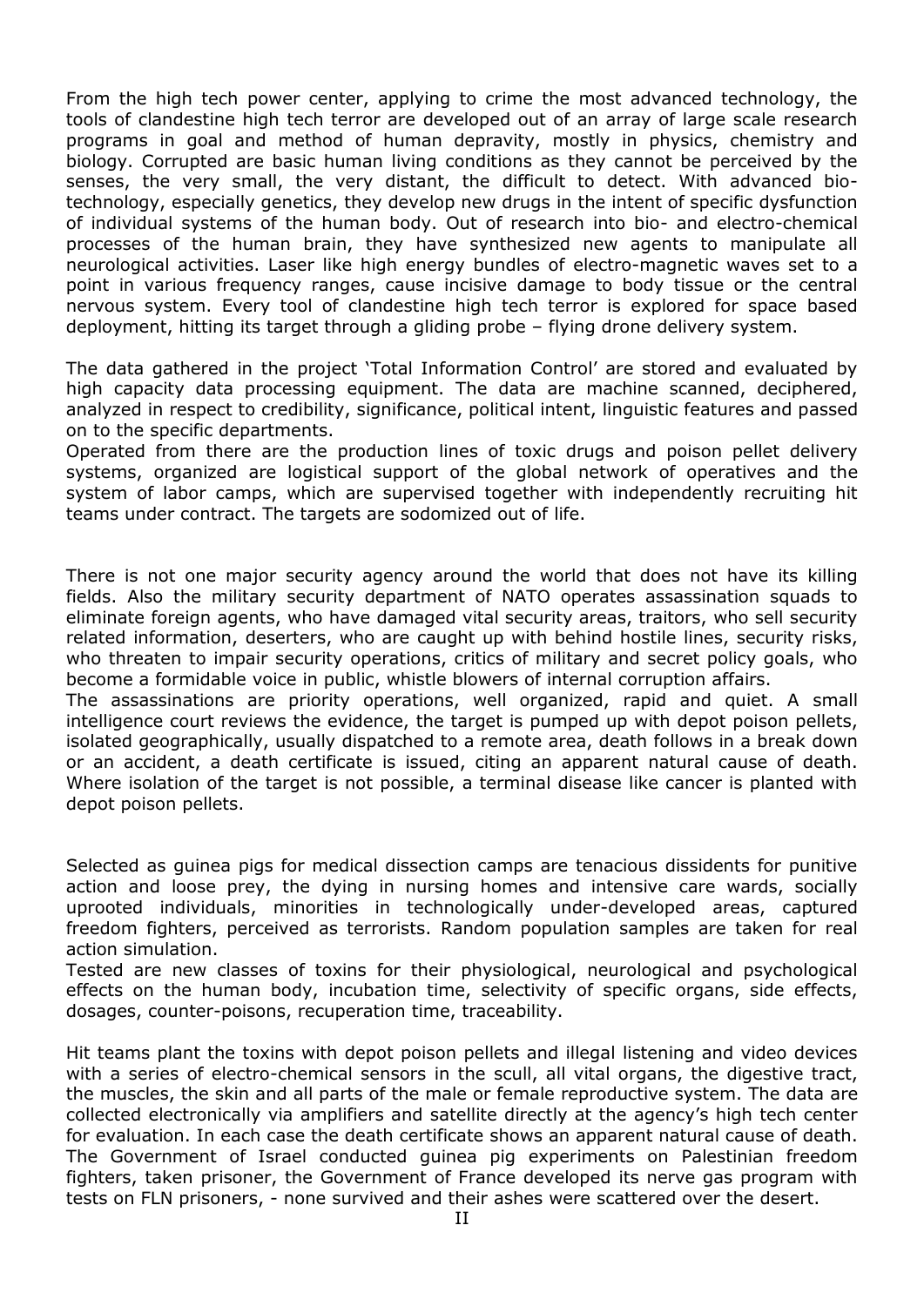From the high tech power center, applying to crime the most advanced technology, the tools of clandestine high tech terror are developed out of an array of large scale research programs in goal and method of human depravity, mostly in physics, chemistry and biology. Corrupted are basic human living conditions as they cannot be perceived by the senses, the very small, the very distant, the difficult to detect. With advanced bio-technology, especially genetics, they develop new drugs in the intent of specific dysfunction of individual systems of the human body. Out of research into bio- and electro-chemical processes of the human brain, they have synthesized new agents to manipulate all neurological activities. Laser like high energy bundles of electro-magnetic waves set to a point in various frequency ranges, cause incisive damage to body tissue or the central nervous system. Every tool of clandestine high tech terror is explored for space based deployment, hitting its target through a gliding probe – flying drone delivery system.

The data gathered in the project 'Total Information Control' are stored and evaluated by high capacity data processing equipment. The data are machine scanned, deciphered, analyzed in respect to credibility, significance, political intent, linguistic features and passed on to the specific departments.
Operated from there are the production lines of toxic drugs and poison pellet delivery systems, organized are logistical support of the global network of operatives and the system of labor camps, which are supervised together with independently recruiting hit teams under contract. The targets are sodomized out of life.

There is not one major security agency around the world that does not have its killing fields. Also the military security department of NATO operates assassination squads to eliminate foreign agents, who have damaged vital security areas, traitors, who sell security related information, deserters, who are caught up with behind hostile lines, security risks, who threaten to impair security operations, critics of military and secret policy goals, who become a formidable voice in public, whistle blowers of internal corruption affairs.
The assassinations are priority operations, well organized, rapid and quiet. A small intelligence court reviews the evidence, the target is pumped up with depot poison pellets, isolated geographically, usually dispatched to a remote area, death follows in a break down or an accident, a death certificate is issued, citing an apparent natural cause of death. Where isolation of the target is not possible, a terminal disease like cancer is planted with depot poison pellets.

Selected as guinea pigs for medical dissection camps are tenacious dissidents for punitive action and loose prey, the dying in nursing homes and intensive care wards, socially uprooted individuals, minorities in technologically under-developed areas, captured freedom fighters, perceived as terrorists. Random population samples are taken for real action simulation.
Tested are new classes of toxins for their physiological, neurological and psychological effects on the human body, incubation time, selectivity of specific organs, side effects, dosages, counter-poisons, recuperation time, traceability.

Hit teams plant the toxins with depot poison pellets and illegal listening and video devices with a series of electro-chemical sensors in the scull, all vital organs, the digestive tract, the muscles, the skin and all parts of the male or female reproductive system. The data are collected electronically via amplifiers and satellite directly at the agency's high tech center for evaluation. In each case the death certificate shows an apparent natural cause of death. The Government of Israel conducted guinea pig experiments on Palestinian freedom fighters, taken prisoner, the Government of France developed its nerve gas program with tests on FLN prisoners, - none survived and their ashes were scattered over the desert.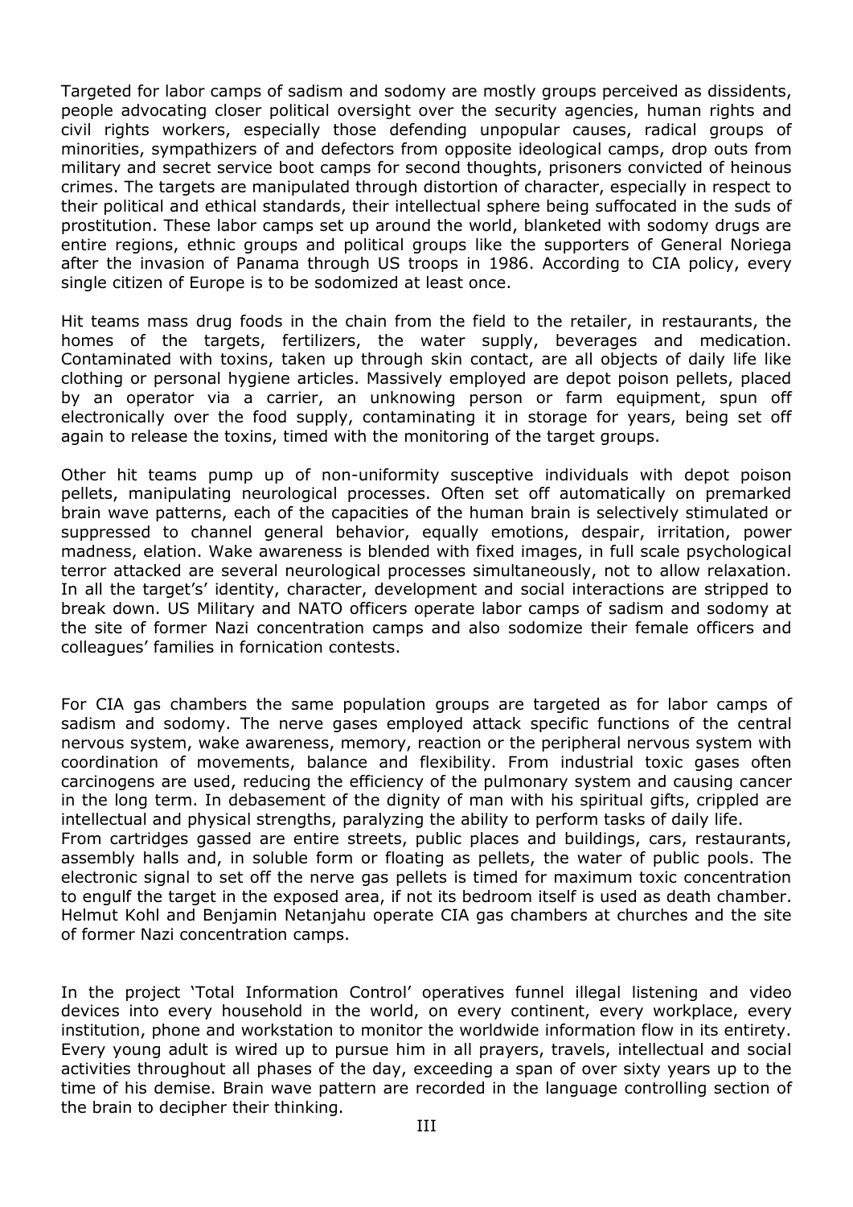Targeted for labor camps of sadism and sodomy are mostly groups perceived as dissidents, people advocating closer political oversight over the security agencies, human rights and civil rights workers, especially those defending unpopular causes, radical groups of minorities, sympathizers of and defectors from opposite ideological camps, drop outs from military and secret service boot camps for second thoughts, prisoners convicted of heinous crimes. The targets are manipulated through distortion of character, especially in respect to their political and ethical standards, their intellectual sphere being suffocated in the suds of prostitution. These labor camps set up around the world, blanketed with sodomy drugs are entire regions, ethnic groups and political groups like the supporters of General Noriega after the invasion of Panama through US troops in 1986. According to CIA policy, every single citizen of Europe is to be sodomized at least once.

Hit teams mass drug foods in the chain from the field to the retailer, in restaurants, the homes of the targets, fertilizers, the water supply, beverages and medication. Contaminated with toxins, taken up through skin contact, are all objects of daily life like clothing or personal hygiene articles. Massively employed are depot poison pellets, placed by an operator via a carrier, an unknowing person or farm equipment, spun off electronically over the food supply, contaminating it in storage for years, being set off again to release the toxins, timed with the monitoring of the target groups.

Other hit teams pump up of non-uniformity susceptive individuals with depot poison pellets, manipulating neurological processes. Often set off automatically on premarked brain wave patterns, each of the capacities of the human brain is selectively stimulated or suppressed to channel general behavior, equally emotions, despair, irritation, power madness, elation. Wake awareness is blended with fixed images, in full scale psychological terror attacked are several neurological processes simultaneously, not to allow relaxation. In all the target's' identity, character, development and social interactions are stripped to break down. US Military and NATO officers operate labor camps of sadism and sodomy at the site of former Nazi concentration camps and also sodomize their female officers and colleagues' families in fornication contests.

For CIA gas chambers the same population groups are targeted as for labor camps of sadism and sodomy. The nerve gases employed attack specific functions of the central nervous system, wake awareness, memory, reaction or the peripheral nervous system with coordination of movements, balance and flexibility. From industrial toxic gases often carcinogens are used, reducing the efficiency of the pulmonary system and causing cancer in the long term. In debasement of the dignity of man with his spiritual gifts, crippled are intellectual and physical strengths, paralyzing the ability to perform tasks of daily life.
From cartridges gassed are entire streets, public places and buildings, cars, restaurants, assembly halls and, in soluble form or floating as pellets, the water of public pools. The electronic signal to set off the nerve gas pellets is timed for maximum toxic concentration to engulf the target in the exposed area, if not its bedroom itself is used as death chamber. Helmut Kohl and Benjamin Netanjahu operate CIA gas chambers at churches and the site of former Nazi concentration camps.

In the project 'Total Information Control' operatives funnel illegal listening and video devices into every household in the world, on every continent, every workplace, every institution, phone and workstation to monitor the worldwide information flow in its entirety. Every young adult is wired up to pursue him in all prayers, travels, intellectual and social activities throughout all phases of the day, exceeding a span of over sixty years up to the time of his demise. Brain wave pattern are recorded in the language controlling section of the brain to decipher their thinking.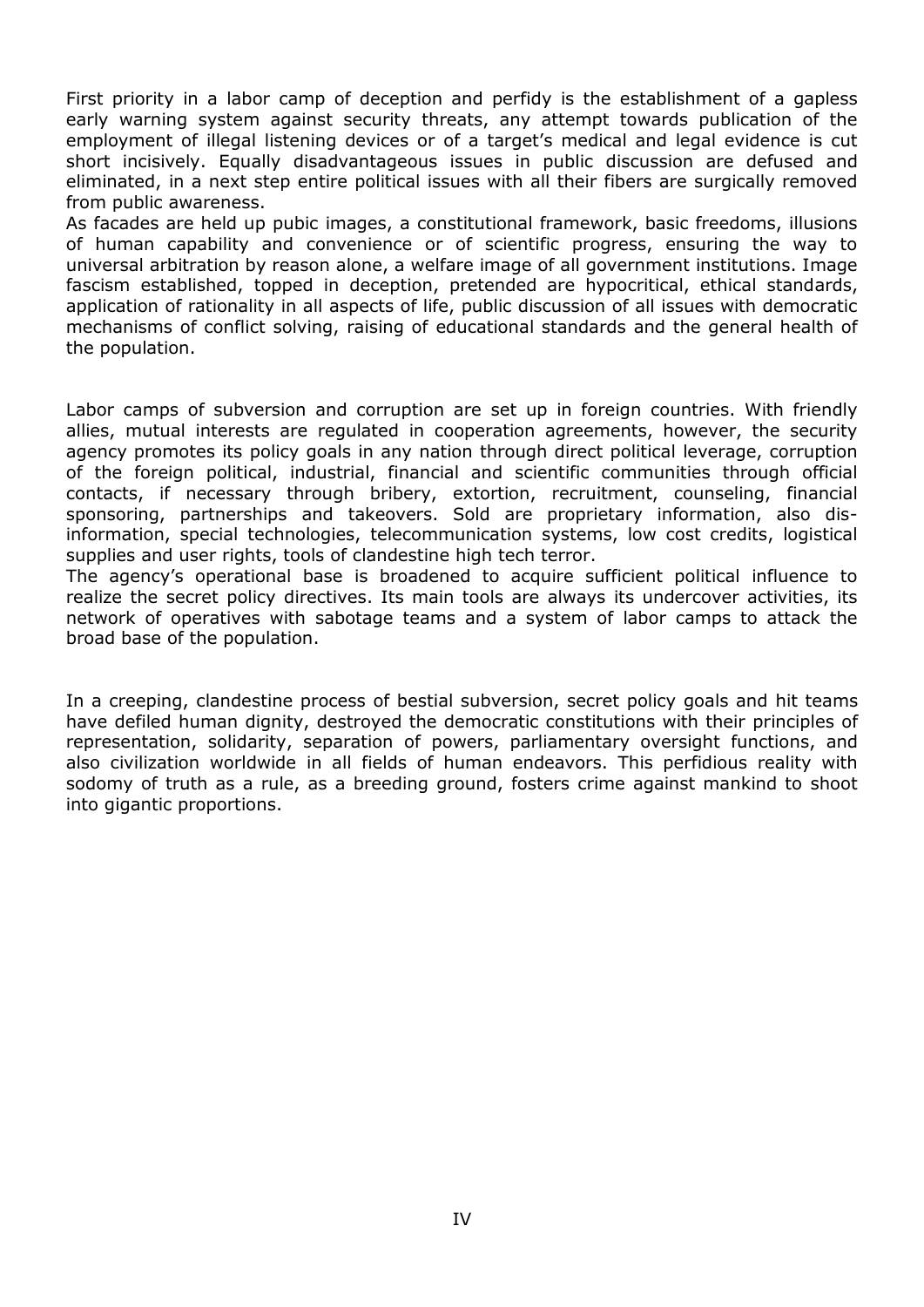First priority in a labor camp of deception and perfidy is the establishment of a gapless early warning system against security threats, any attempt towards publication of the employment of illegal listening devices or of a target's medical and legal evidence is cut short incisively. Equally disadvantageous issues in public discussion are defused and eliminated, in a next step entire political issues with all their fibers are surgically removed from public awareness.
As facades are held up pubic images, a constitutional framework, basic freedoms, illusions of human capability and convenience or of scientific progress, ensuring the way to universal arbitration by reason alone, a welfare image of all government institutions. Image fascism established, topped in deception, pretended are hypocritical, ethical standards, application of rationality in all aspects of life, public discussion of all issues with democratic mechanisms of conflict solving, raising of educational standards and the general health of the population.

Labor camps of subversion and corruption are set up in foreign countries. With friendly allies, mutual interests are regulated in cooperation agreements, however, the security agency promotes its policy goals in any nation through direct political leverage, corruption of the foreign political, industrial, financial and scientific communities through official contacts, if necessary through bribery, extortion, recruitment, counseling, financial sponsoring, partnerships and takeovers. Sold are proprietary information, also dis-information, special technologies, telecommunication systems, low cost credits, logistical supplies and user rights, tools of clandestine high tech terror.
The agency's operational base is broadened to acquire sufficient political influence to realize the secret policy directives. Its main tools are always its undercover activities, its network of operatives with sabotage teams and a system of labor camps to attack the broad base of the population.

In a creeping, clandestine process of bestial subversion, secret policy goals and hit teams have defiled human dignity, destroyed the democratic constitutions with their principles of representation, solidarity, separation of powers, parliamentary oversight functions, and also civilization worldwide in all fields of human endeavors. This perfidious reality with sodomy of truth as a rule, as a breeding ground, fosters crime against mankind to shoot into gigantic proportions.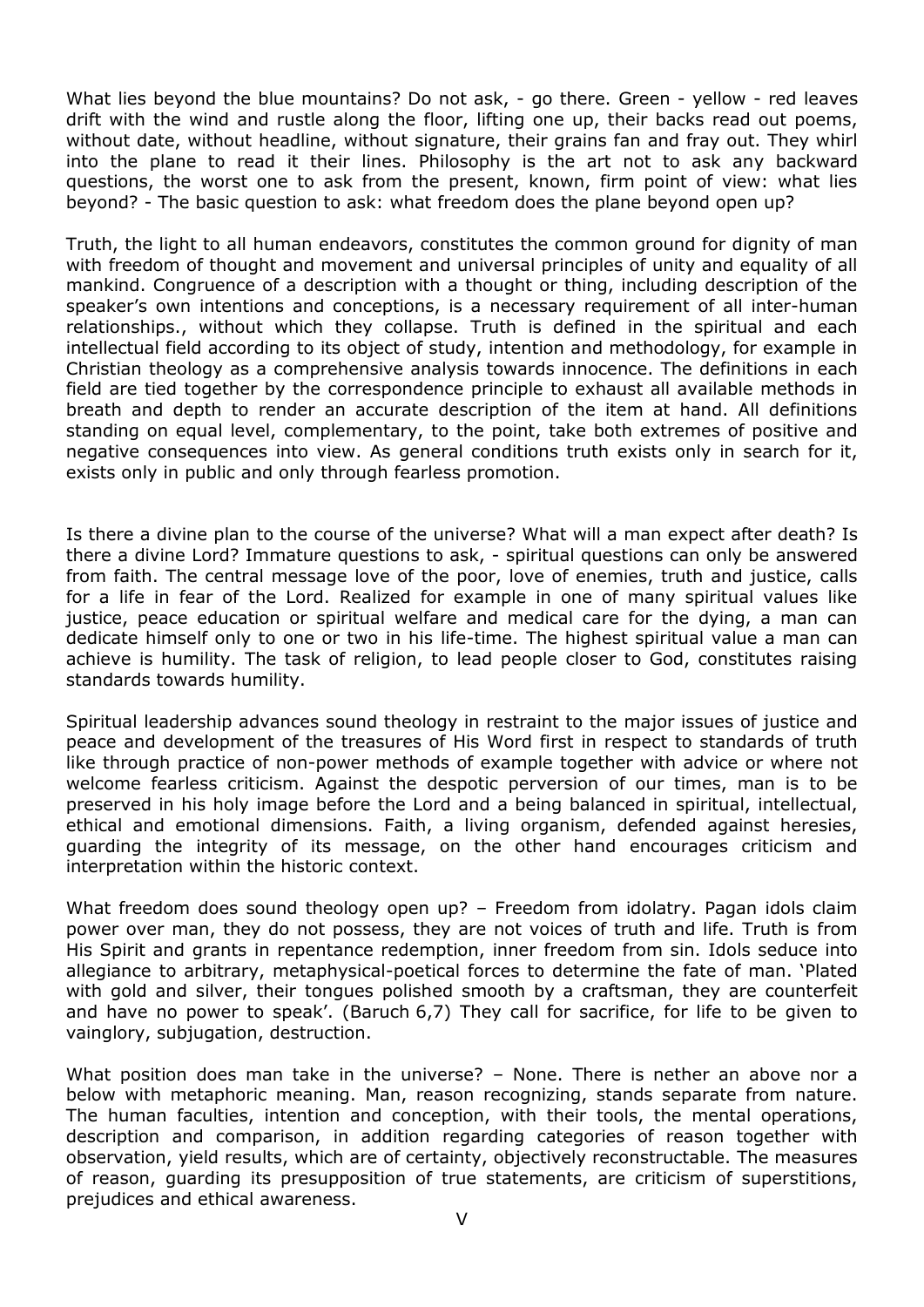What lies beyond the blue mountains? Do not ask, - go there. Green - yellow - red leaves drift with the wind and rustle along the floor, lifting one up, their backs read out poems, without date, without headline, without signature, their grains fan and fray out. They whirl into the plane to read it their lines. Philosophy is the art not to ask any backward questions, the worst one to ask from the present, known, firm point of view: what lies beyond? - The basic question to ask: what freedom does the plane beyond open up?

Truth, the light to all human endeavors, constitutes the common ground for dignity of man with freedom of thought and movement and universal principles of unity and equality of all mankind. Congruence of a description with a thought or thing, including description of the speaker's own intentions and conceptions, is a necessary requirement of all inter-human relationships., without which they collapse. Truth is defined in the spiritual and each intellectual field according to its object of study, intention and methodology, for example in Christian theology as a comprehensive analysis towards innocence. The definitions in each field are tied together by the correspondence principle to exhaust all available methods in breath and depth to render an accurate description of the item at hand. All definitions standing on equal level, complementary, to the point, take both extremes of positive and negative consequences into view. As general conditions truth exists only in search for it, exists only in public and only through fearless promotion.

Is there a divine plan to the course of the universe? What will a man expect after death? Is there a divine Lord? Immature questions to ask, - spiritual questions can only be answered from faith. The central message love of the poor, love of enemies, truth and justice, calls for a life in fear of the Lord. Realized for example in one of many spiritual values like justice, peace education or spiritual welfare and medical care for the dying, a man can dedicate himself only to one or two in his life-time. The highest spiritual value a man can achieve is humility. The task of religion, to lead people closer to God, constitutes raising standards towards humility.

Spiritual leadership advances sound theology in restraint to the major issues of justice and peace and development of the treasures of His Word first in respect to standards of truth like through practice of non-power methods of example together with advice or where not welcome fearless criticism. Against the despotic perversion of our times, man is to be preserved in his holy image before the Lord and a being balanced in spiritual, intellectual, ethical and emotional dimensions. Faith, a living organism, defended against heresies, guarding the integrity of its message, on the other hand encourages criticism and interpretation within the historic context.

What freedom does sound theology open up? – Freedom from idolatry. Pagan idols claim power over man, they do not possess, they are not voices of truth and life. Truth is from His Spirit and grants in repentance redemption, inner freedom from sin. Idols seduce into allegiance to arbitrary, metaphysical-poetical forces to determine the fate of man. 'Plated with gold and silver, their tongues polished smooth by a craftsman, they are counterfeit and have no power to speak'. (Baruch 6,7) They call for sacrifice, for life to be given to vainglory, subjugation, destruction.

What position does man take in the universe? – None. There is nether an above nor a below with metaphoric meaning. Man, reason recognizing, stands separate from nature. The human faculties, intention and conception, with their tools, the mental operations, description and comparison, in addition regarding categories of reason together with observation, yield results, which are of certainty, objectively reconstructable. The measures of reason, guarding its presupposition of true statements, are criticism of superstitions, prejudices and ethical awareness.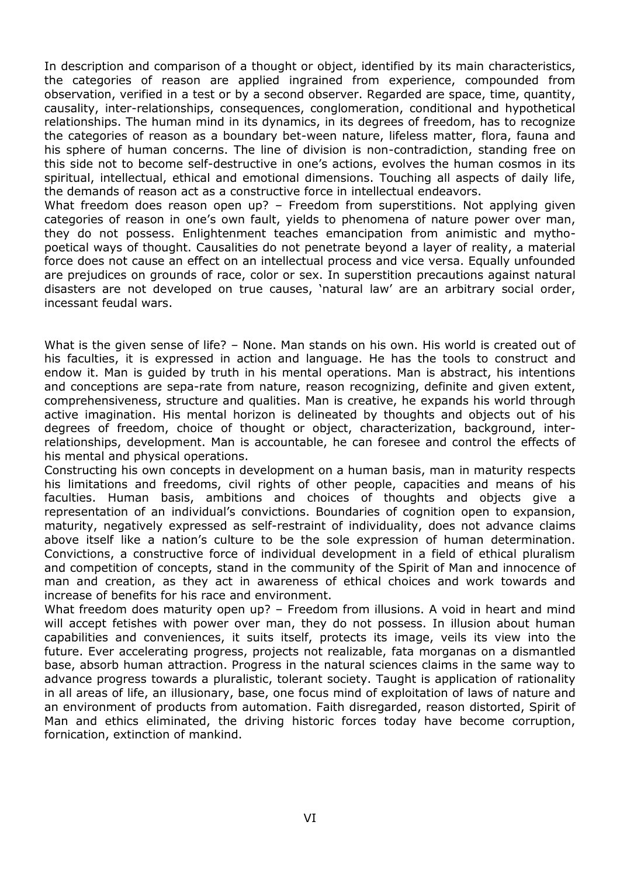In description and comparison of a thought or object, identified by its main characteristics, the categories of reason are applied ingrained from experience, compounded from observation, verified in a test or by a second observer. Regarded are space, time, quantity, causality, inter-relationships, consequences, conglomeration, conditional and hypothetical relationships. The human mind in its dynamics, in its degrees of freedom, has to recognize the categories of reason as a boundary bet-ween nature, lifeless matter, flora, fauna and his sphere of human concerns. The line of division is non-contradiction, standing free on this side not to become self-destructive in one's actions, evolves the human cosmos in its spiritual, intellectual, ethical and emotional dimensions. Touching all aspects of daily life, the demands of reason act as a constructive force in intellectual endeavors.

What freedom does reason open up? – Freedom from superstitions. Not applying given categories of reason in one's own fault, yields to phenomena of nature power over man, they do not possess. Enlightenment teaches emancipation from animistic and mytho-poetical ways of thought. Causalities do not penetrate beyond a layer of reality, a material force does not cause an effect on an intellectual process and vice versa. Equally unfounded are prejudices on grounds of race, color or sex. In superstition precautions against natural disasters are not developed on true causes, 'natural law' are an arbitrary social order, incessant feudal wars.

What is the given sense of life? – None. Man stands on his own. His world is created out of his faculties, it is expressed in action and language. He has the tools to construct and endow it. Man is guided by truth in his mental operations. Man is abstract, his intentions and conceptions are sepa-rate from nature, reason recognizing, definite and given extent, comprehensiveness, structure and qualities. Man is creative, he expands his world through active imagination. His mental horizon is delineated by thoughts and objects out of his degrees of freedom, choice of thought or object, characterization, background, inter-relationships, development. Man is accountable, he can foresee and control the effects of his mental and physical operations.

Constructing his own concepts in development on a human basis, man in maturity respects his limitations and freedoms, civil rights of other people, capacities and means of his faculties. Human basis, ambitions and choices of thoughts and objects give a representation of an individual's convictions. Boundaries of cognition open to expansion, maturity, negatively expressed as self-restraint of individuality, does not advance claims above itself like a nation's culture to be the sole expression of human determination. Convictions, a constructive force of individual development in a field of ethical pluralism and competition of concepts, stand in the community of the Spirit of Man and innocence of man and creation, as they act in awareness of ethical choices and work towards and increase of benefits for his race and environment.

What freedom does maturity open up? – Freedom from illusions. A void in heart and mind will accept fetishes with power over man, they do not possess. In illusion about human capabilities and conveniences, it suits itself, protects its image, veils its view into the future. Ever accelerating progress, projects not realizable, fata morganas on a dismantled base, absorb human attraction. Progress in the natural sciences claims in the same way to advance progress towards a pluralistic, tolerant society. Taught is application of rationality in all areas of life, an illusionary, base, one focus mind of exploitation of laws of nature and an environment of products from automation. Faith disregarded, reason distorted, Spirit of Man and ethics eliminated, the driving historic forces today have become corruption, fornication, extinction of mankind.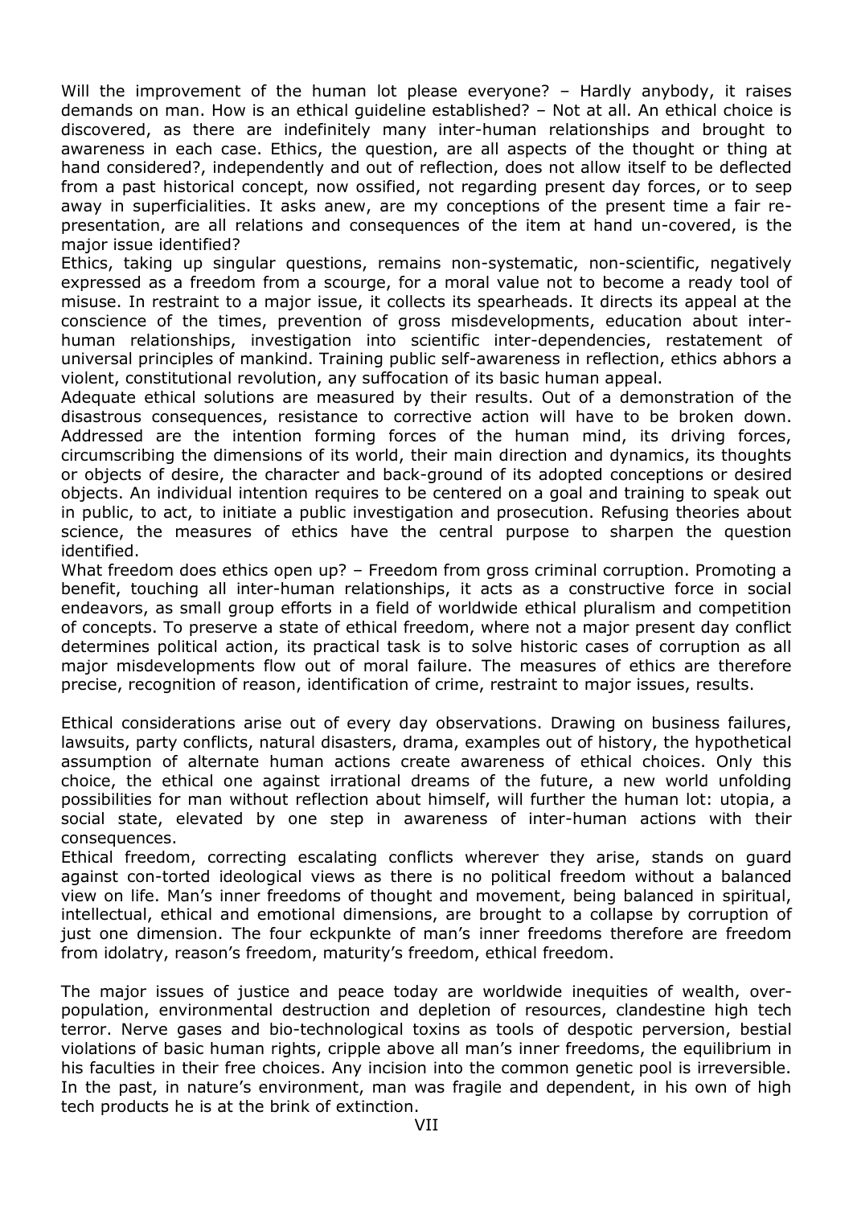Will the improvement of the human lot please everyone? – Hardly anybody, it raises demands on man. How is an ethical guideline established? – Not at all. An ethical choice is discovered, as there are indefinitely many inter-human relationships and brought to awareness in each case. Ethics, the question, are all aspects of the thought or thing at hand considered?, independently and out of reflection, does not allow itself to be deflected from a past historical concept, now ossified, not regarding present day forces, or to seep away in superficialities. It asks anew, are my conceptions of the present time a fair re-presentation, are all relations and consequences of the item at hand un-covered, is the major issue identified?

Ethics, taking up singular questions, remains non-systematic, non-scientific, negatively expressed as a freedom from a scourge, for a moral value not to become a ready tool of misuse. In restraint to a major issue, it collects its spearheads. It directs its appeal at the conscience of the times, prevention of gross misdevelopments, education about inter-human relationships, investigation into scientific inter-dependencies, restatement of universal principles of mankind. Training public self-awareness in reflection, ethics abhors a violent, constitutional revolution, any suffocation of its basic human appeal.

Adequate ethical solutions are measured by their results. Out of a demonstration of the disastrous consequences, resistance to corrective action will have to be broken down. Addressed are the intention forming forces of the human mind, its driving forces, circumscribing the dimensions of its world, their main direction and dynamics, its thoughts or objects of desire, the character and back-ground of its adopted conceptions or desired objects. An individual intention requires to be centered on a goal and training to speak out in public, to act, to initiate a public investigation and prosecution. Refusing theories about science, the measures of ethics have the central purpose to sharpen the question identified.

What freedom does ethics open up? – Freedom from gross criminal corruption. Promoting a benefit, touching all inter-human relationships, it acts as a constructive force in social endeavors, as small group efforts in a field of worldwide ethical pluralism and competition of concepts. To preserve a state of ethical freedom, where not a major present day conflict determines political action, its practical task is to solve historic cases of corruption as all major misdevelopments flow out of moral failure. The measures of ethics are therefore precise, recognition of reason, identification of crime, restraint to major issues, results.

Ethical considerations arise out of every day observations. Drawing on business failures, lawsuits, party conflicts, natural disasters, drama, examples out of history, the hypothetical assumption of alternate human actions create awareness of ethical choices. Only this choice, the ethical one against irrational dreams of the future, a new world unfolding possibilities for man without reflection about himself, will further the human lot: utopia, a social state, elevated by one step in awareness of inter-human actions with their consequences.

Ethical freedom, correcting escalating conflicts wherever they arise, stands on guard against con-torted ideological views as there is no political freedom without a balanced view on life. Man's inner freedoms of thought and movement, being balanced in spiritual, intellectual, ethical and emotional dimensions, are brought to a collapse by corruption of just one dimension. The four eckpunkte of man's inner freedoms therefore are freedom from idolatry, reason's freedom, maturity's freedom, ethical freedom.

The major issues of justice and peace today are worldwide inequities of wealth, over-population, environmental destruction and depletion of resources, clandestine high tech terror. Nerve gases and bio-technological toxins as tools of despotic perversion, bestial violations of basic human rights, cripple above all man's inner freedoms, the equilibrium in his faculties in their free choices. Any incision into the common genetic pool is irreversible. In the past, in nature's environment, man was fragile and dependent, in his own of high tech products he is at the brink of extinction.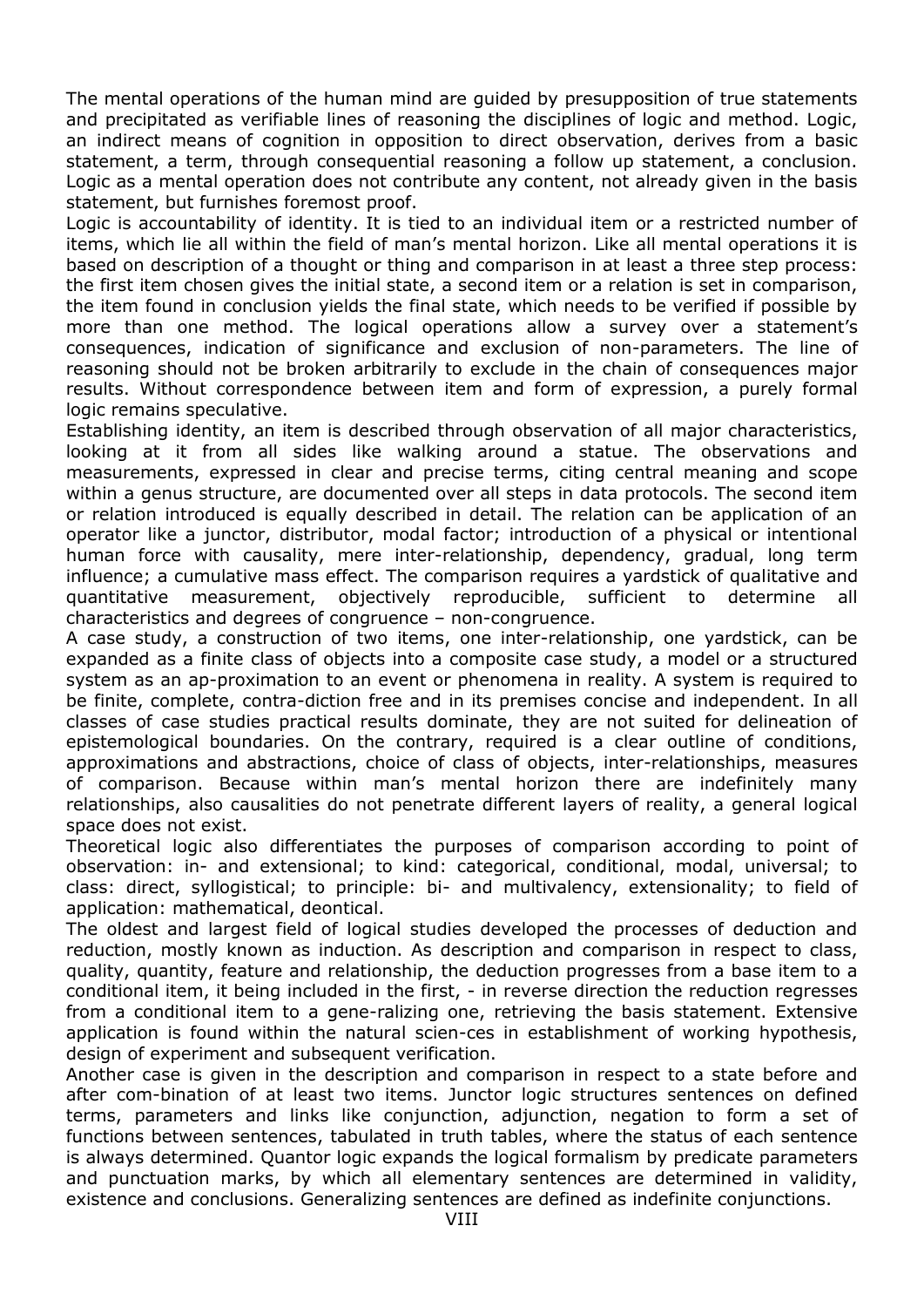The mental operations of the human mind are guided by presupposition of true statements and precipitated as verifiable lines of reasoning the disciplines of logic and method. Logic, an indirect means of cognition in opposition to direct observation, derives from a basic statement, a term, through consequential reasoning a follow up statement, a conclusion. Logic as a mental operation does not contribute any content, not already given in the basis statement, but furnishes foremost proof.

Logic is accountability of identity. It is tied to an individual item or a restricted number of items, which lie all within the field of man's mental horizon. Like all mental operations it is based on description of a thought or thing and comparison in at least a three step process: the first item chosen gives the initial state, a second item or a relation is set in comparison, the item found in conclusion yields the final state, which needs to be verified if possible by more than one method. The logical operations allow a survey over a statement's consequences, indication of significance and exclusion of non-parameters. The line of reasoning should not be broken arbitrarily to exclude in the chain of consequences major results. Without correspondence between item and form of expression, a purely formal logic remains speculative.

Establishing identity, an item is described through observation of all major characteristics, looking at it from all sides like walking around a statue. The observations and measurements, expressed in clear and precise terms, citing central meaning and scope within a genus structure, are documented over all steps in data protocols. The second item or relation introduced is equally described in detail. The relation can be application of an operator like a junctor, distributor, modal factor; introduction of a physical or intentional human force with causality, mere inter-relationship, dependency, gradual, long term influence; a cumulative mass effect. The comparison requires a yardstick of qualitative and quantitative measurement, objectively reproducible, sufficient to determine all characteristics and degrees of congruence – non-congruence.

A case study, a construction of two items, one inter-relationship, one yardstick, can be expanded as a finite class of objects into a composite case study, a model or a structured system as an ap-proximation to an event or phenomena in reality. A system is required to be finite, complete, contra-diction free and in its premises concise and independent. In all classes of case studies practical results dominate, they are not suited for delineation of epistemological boundaries. On the contrary, required is a clear outline of conditions, approximations and abstractions, choice of class of objects, inter-relationships, measures of comparison. Because within man's mental horizon there are indefinitely many relationships, also causalities do not penetrate different layers of reality, a general logical space does not exist.

Theoretical logic also differentiates the purposes of comparison according to point of observation: in- and extensional; to kind: categorical, conditional, modal, universal; to class: direct, syllogistical; to principle: bi- and multivalency, extensionality; to field of application: mathematical, deontical.

The oldest and largest field of logical studies developed the processes of deduction and reduction, mostly known as induction. As description and comparison in respect to class, quality, quantity, feature and relationship, the deduction progresses from a base item to a conditional item, it being included in the first, - in reverse direction the reduction regresses from a conditional item to a gene-ralizing one, retrieving the basis statement. Extensive application is found within the natural scien-ces in establishment of working hypothesis, design of experiment and subsequent verification.

Another case is given in the description and comparison in respect to a state before and after com-bination of at least two items. Junctor logic structures sentences on defined terms, parameters and links like conjunction, adjunction, negation to form a set of functions between sentences, tabulated in truth tables, where the status of each sentence is always determined. Quantor logic expands the logical formalism by predicate parameters and punctuation marks, by which all elementary sentences are determined in validity, existence and conclusions. Generalizing sentences are defined as indefinite conjunctions.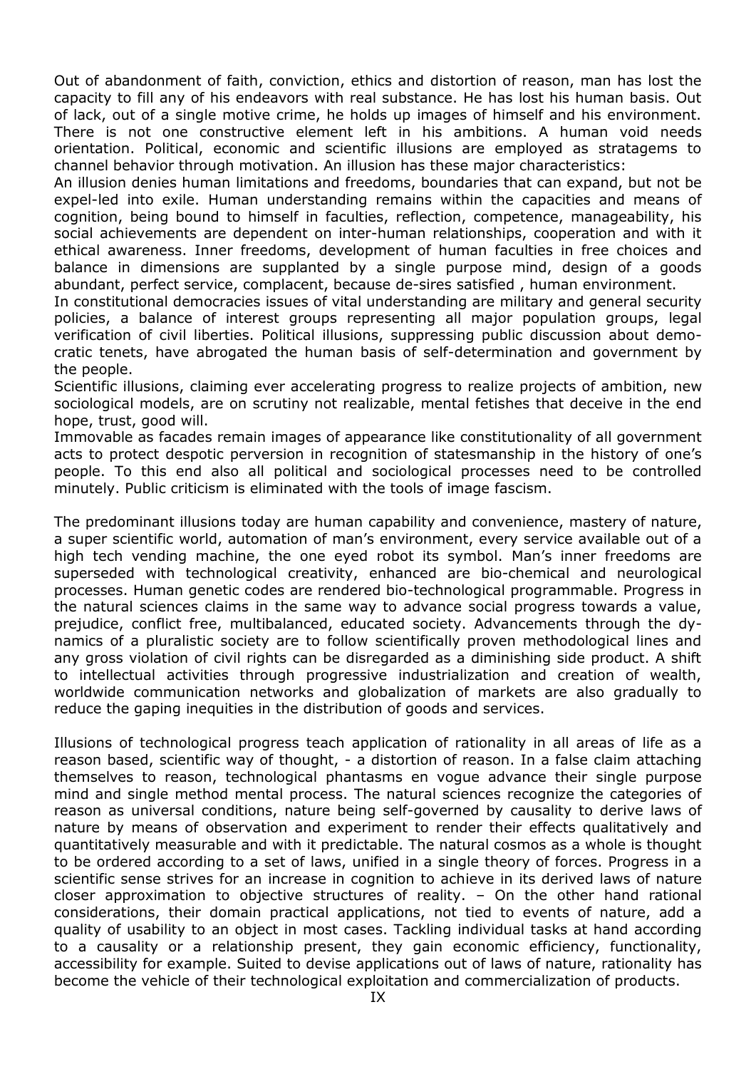Out of abandonment of faith, conviction, ethics and distortion of reason, man has lost the capacity to fill any of his endeavors with real substance. He has lost his human basis. Out of lack, out of a single motive crime, he holds up images of himself and his environment. There is not one constructive element left in his ambitions. A human void needs orientation. Political, economic and scientific illusions are employed as stratagems to channel behavior through motivation. An illusion has these major characteristics:

An illusion denies human limitations and freedoms, boundaries that can expand, but not be expel-led into exile. Human understanding remains within the capacities and means of cognition, being bound to himself in faculties, reflection, competence, manageability, his social achievements are dependent on inter-human relationships, cooperation and with it ethical awareness. Inner freedoms, development of human faculties in free choices and balance in dimensions are supplanted by a single purpose mind, design of a goods abundant, perfect service, complacent, because de-sires satisfied , human environment.

In constitutional democracies issues of vital understanding are military and general security policies, a balance of interest groups representing all major population groups, legal verification of civil liberties. Political illusions, suppressing public discussion about demo-cratic tenets, have abrogated the human basis of self-determination and government by the people.

Scientific illusions, claiming ever accelerating progress to realize projects of ambition, new sociological models, are on scrutiny not realizable, mental fetishes that deceive in the end hope, trust, good will.

Immovable as facades remain images of appearance like constitutionality of all government acts to protect despotic perversion in recognition of statesmanship in the history of one's people. To this end also all political and sociological processes need to be controlled minutely. Public criticism is eliminated with the tools of image fascism.

The predominant illusions today are human capability and convenience, mastery of nature, a super scientific world, automation of man's environment, every service available out of a high tech vending machine, the one eyed robot its symbol. Man's inner freedoms are superseded with technological creativity, enhanced are bio-chemical and neurological processes. Human genetic codes are rendered bio-technological programmable. Progress in the natural sciences claims in the same way to advance social progress towards a value, prejudice, conflict free, multibalanced, educated society. Advancements through the dy-namics of a pluralistic society are to follow scientifically proven methodological lines and any gross violation of civil rights can be disregarded as a diminishing side product. A shift to intellectual activities through progressive industrialization and creation of wealth, worldwide communication networks and globalization of markets are also gradually to reduce the gaping inequities in the distribution of goods and services.

Illusions of technological progress teach application of rationality in all areas of life as a reason based, scientific way of thought, - a distortion of reason. In a false claim attaching themselves to reason, technological phantasms en vogue advance their single purpose mind and single method mental process. The natural sciences recognize the categories of reason as universal conditions, nature being self-governed by causality to derive laws of nature by means of observation and experiment to render their effects qualitatively and quantitatively measurable and with it predictable. The natural cosmos as a whole is thought to be ordered according to a set of laws, unified in a single theory of forces. Progress in a scientific sense strives for an increase in cognition to achieve in its derived laws of nature closer approximation to objective structures of reality. – On the other hand rational considerations, their domain practical applications, not tied to events of nature, add a quality of usability to an object in most cases. Tackling individual tasks at hand according to a causality or a relationship present, they gain economic efficiency, functionality, accessibility for example. Suited to devise applications out of laws of nature, rationality has become the vehicle of their technological exploitation and commercialization of products.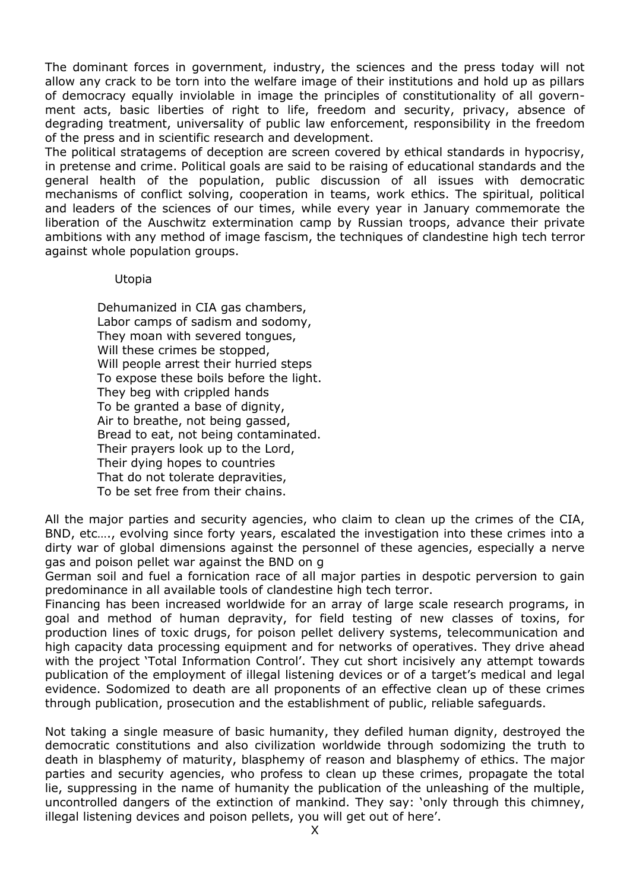The dominant forces in government, industry, the sciences and the press today will not allow any crack to be torn into the welfare image of their institutions and hold up as pillars of democracy equally inviolable in image the principles of constitutionality of all government acts, basic liberties of right to life, freedom and security, privacy, absence of degrading treatment, universality of public law enforcement, responsibility in the freedom of the press and in scientific research and development.

The political stratagems of deception are screen covered by ethical standards in hypocrisy, in pretense and crime. Political goals are said to be raising of educational standards and the general health of the population, public discussion of all issues with democratic mechanisms of conflict solving, cooperation in teams, work ethics. The spiritual, political and leaders of the sciences of our times, while every year in January commemorate the liberation of the Auschwitz extermination camp by Russian troops, advance their private ambitions with any method of image fascism, the techniques of clandestine high tech terror against whole population groups.

Utopia

Dehumanized in CIA gas chambers,
Labor camps of sadism and sodomy,
They moan with severed tongues,
Will these crimes be stopped,
Will people arrest their hurried steps
To expose these boils before the light.
They beg with crippled hands
To be granted a base of dignity,
Air to breathe, not being gassed,
Bread to eat, not being contaminated.
Their prayers look up to the Lord,
Their dying hopes to countries
That do not tolerate depravities,
To be set free from their chains.

All the major parties and security agencies, who claim to clean up the crimes of the CIA, BND, etc…., evolving since forty years, escalated the investigation into these crimes into a dirty war of global dimensions against the personnel of these agencies, especially a nerve gas and poison pellet war against the BND on g

German soil and fuel a fornication race of all major parties in despotic perversion to gain predominance in all available tools of clandestine high tech terror.

Financing has been increased worldwide for an array of large scale research programs, in goal and method of human depravity, for field testing of new classes of toxins, for production lines of toxic drugs, for poison pellet delivery systems, telecommunication and high capacity data processing equipment and for networks of operatives. They drive ahead with the project 'Total Information Control'. They cut short incisively any attempt towards publication of the employment of illegal listening devices or of a target's medical and legal evidence. Sodomized to death are all proponents of an effective clean up of these crimes through publication, prosecution and the establishment of public, reliable safeguards.

Not taking a single measure of basic humanity, they defiled human dignity, destroyed the democratic constitutions and also civilization worldwide through sodomizing the truth to death in blasphemy of maturity, blasphemy of reason and blasphemy of ethics. The major parties and security agencies, who profess to clean up these crimes, propagate the total lie, suppressing in the name of humanity the publication of the unleashing of the multiple, uncontrolled dangers of the extinction of mankind. They say: 'only through this chimney, illegal listening devices and poison pellets, you will get out of here'.

X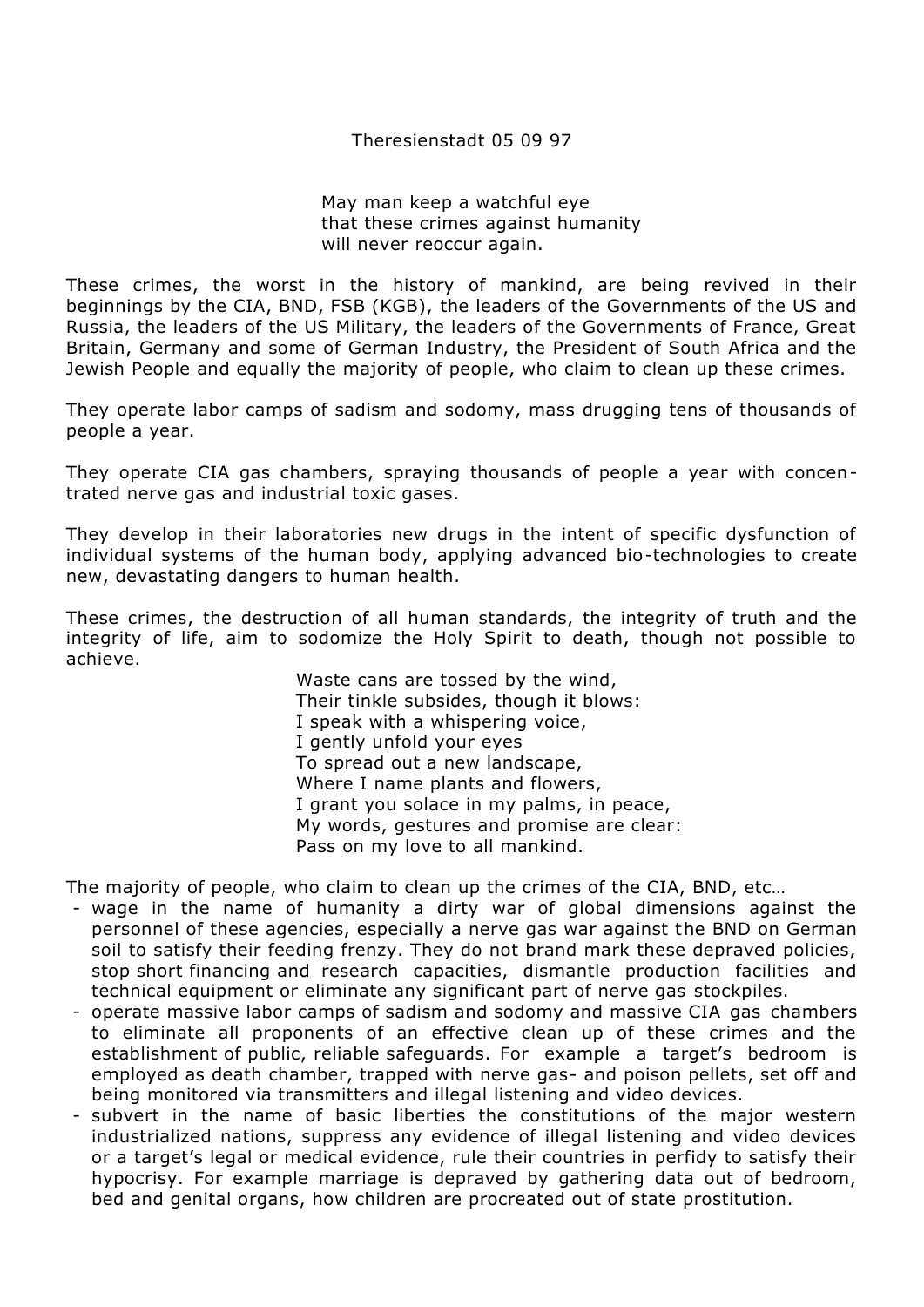Theresienstadt 05 09 97

May man keep a watchful eye
that these crimes against humanity
will never reoccur again.

These crimes, the worst in the history of mankind, are being revived in their beginnings by the CIA, BND, FSB (KGB), the leaders of the Governments of the US and Russia, the leaders of the US Military, the leaders of the Governments of France, Great Britain, Germany and some of German Industry, the President of South Africa and the Jewish People and equally the majority of people, who claim to clean up these crimes.

They operate labor camps of sadism and sodomy, mass drugging tens of thousands of people a year.

They operate CIA gas chambers, spraying thousands of people a year with concentrated nerve gas and industrial toxic gases.

They develop in their laboratories new drugs in the intent of specific dysfunction of individual systems of the human body, applying advanced bio-technologies to create new, devastating dangers to human health.

These crimes, the destruction of all human standards, the integrity of truth and the integrity of life, aim to sodomize the Holy Spirit to death, though not possible to achieve.

Waste cans are tossed by the wind,
Their tinkle subsides, though it blows:
I speak with a whispering voice,
I gently unfold your eyes
To spread out a new landscape,
Where I name plants and flowers,
I grant you solace in my palms, in peace,
My words, gestures and promise are clear:
Pass on my love to all mankind.

The majority of people, who claim to clean up the crimes of the CIA, BND, etc…

- wage in the name of humanity a dirty war of global dimensions against the personnel of these agencies, especially a nerve gas war against the BND on German soil to satisfy their feeding frenzy. They do not brand mark these depraved policies, stop short financing and research capacities, dismantle production facilities and technical equipment or eliminate any significant part of nerve gas stockpiles.
- operate massive labor camps of sadism and sodomy and massive CIA gas chambers to eliminate all proponents of an effective clean up of these crimes and the establishment of public, reliable safeguards. For example a target's bedroom is employed as death chamber, trapped with nerve gas- and poison pellets, set off and being monitored via transmitters and illegal listening and video devices.
- subvert in the name of basic liberties the constitutions of the major western industrialized nations, suppress any evidence of illegal listening and video devices or a target's legal or medical evidence, rule their countries in perfidy to satisfy their hypocrisy. For example marriage is depraved by gathering data out of bedroom, bed and genital organs, how children are procreated out of state prostitution.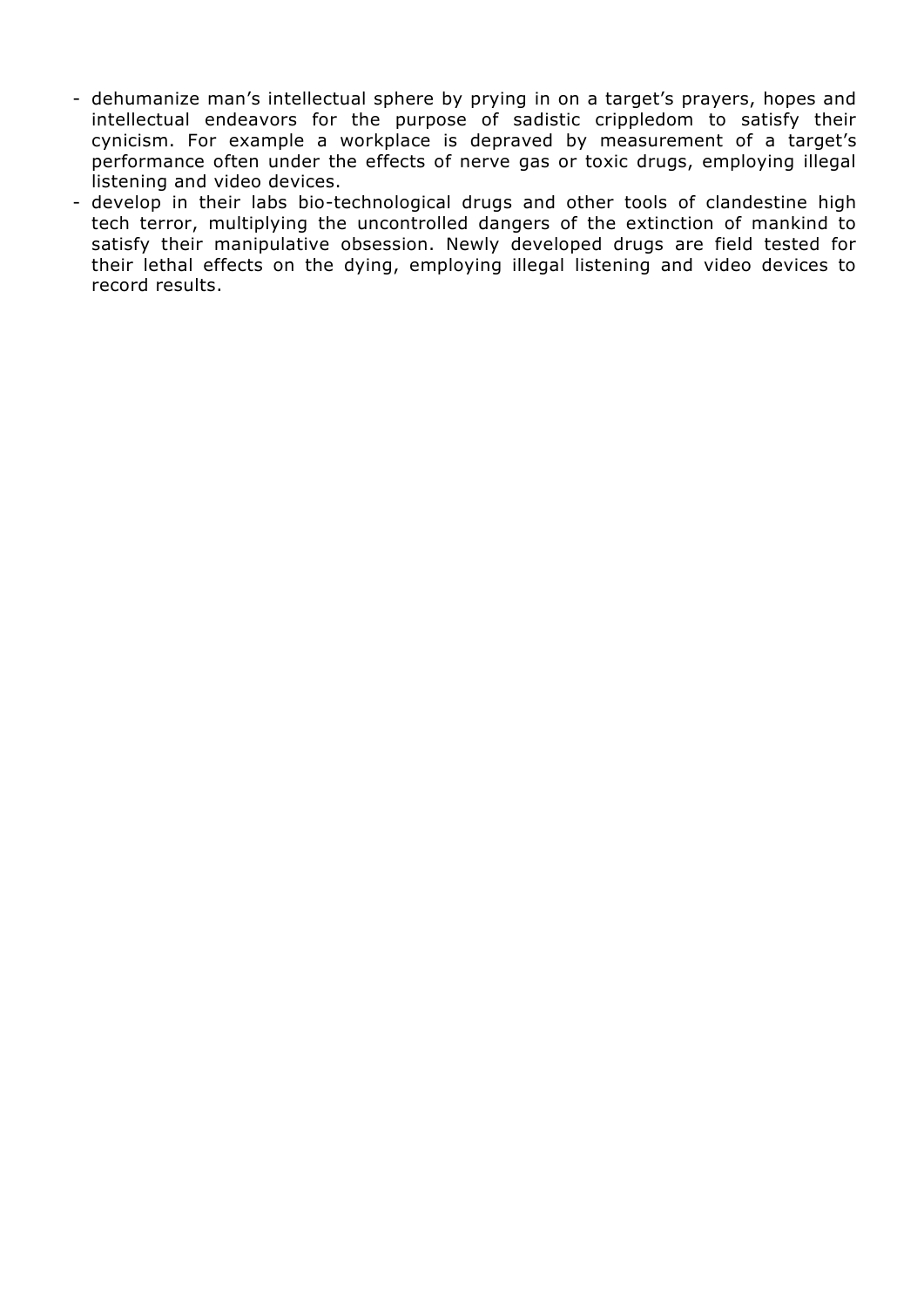- dehumanize man's intellectual sphere by prying in on a target's prayers, hopes and intellectual endeavors for the purpose of sadistic crippledom to satisfy their cynicism. For example a workplace is depraved by measurement of a target's performance often under the effects of nerve gas or toxic drugs, employing illegal listening and video devices.
- develop in their labs bio-technological drugs and other tools of clandestine high tech terror, multiplying the uncontrolled dangers of the extinction of mankind to satisfy their manipulative obsession. Newly developed drugs are field tested for their lethal effects on the dying, employing illegal listening and video devices to record results.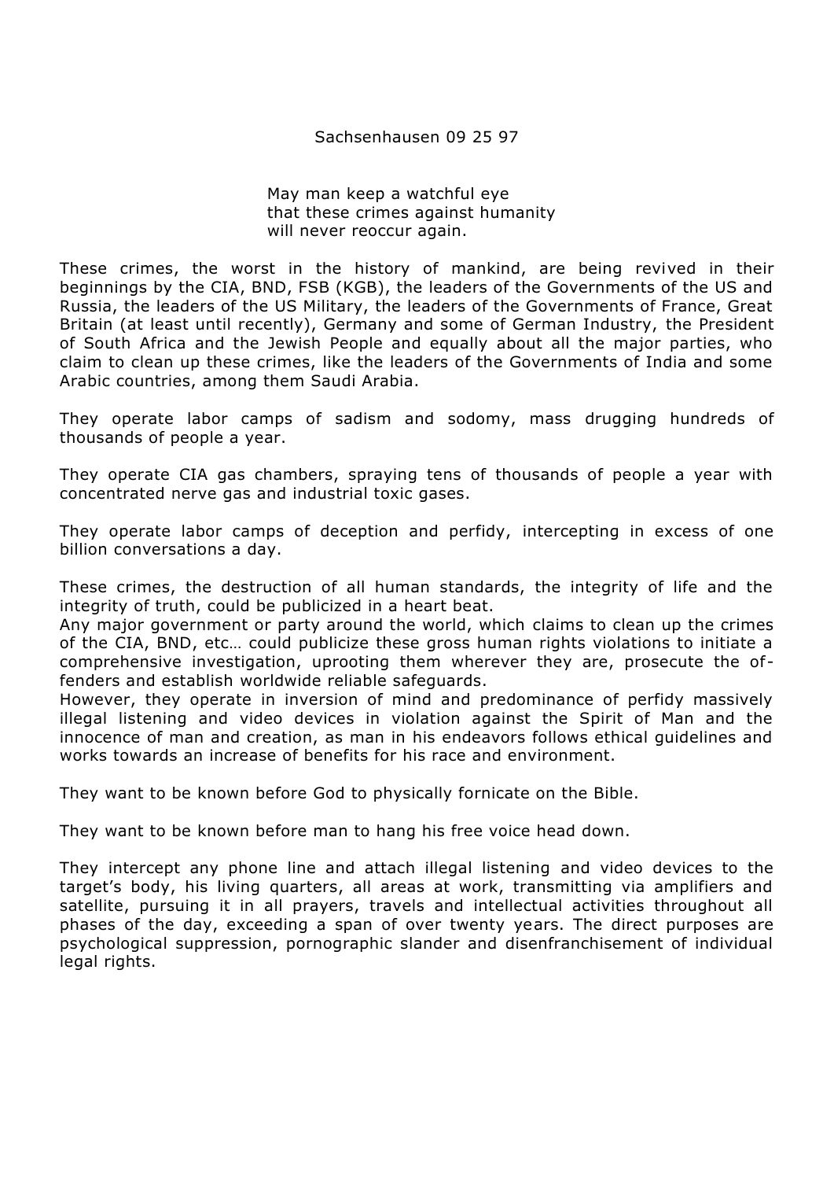Sachsenhausen 09 25 97

> May man keep a watchful eye
> that these crimes against humanity
> will never reoccur again.

These crimes, the worst in the history of mankind, are being revived in their beginnings by the CIA, BND, FSB (KGB), the leaders of the Governments of the US and Russia, the leaders of the US Military, the leaders of the Governments of France, Great Britain (at least until recently), Germany and some of German Industry, the President of South Africa and the Jewish People and equally about all the major parties, who claim to clean up these crimes, like the leaders of the Governments of India and some Arabic countries, among them Saudi Arabia.

They operate labor camps of sadism and sodomy, mass drugging hundreds of thousands of people a year.

They operate CIA gas chambers, spraying tens of thousands of people a year with concentrated nerve gas and industrial toxic gases.

They operate labor camps of deception and perfidy, intercepting in excess of one billion conversations a day.

These crimes, the destruction of all human standards, the integrity of life and the integrity of truth, could be publicized in a heart beat.
Any major government or party around the world, which claims to clean up the crimes of the CIA, BND, etc… could publicize these gross human rights violations to initiate a comprehensive investigation, uprooting them wherever they are, prosecute the offenders and establish worldwide reliable safeguards.
However, they operate in inversion of mind and predominance of perfidy massively illegal listening and video devices in violation against the Spirit of Man and the innocence of man and creation, as man in his endeavors follows ethical guidelines and works towards an increase of benefits for his race and environment.

They want to be known before God to physically fornicate on the Bible.

They want to be known before man to hang his free voice head down.

They intercept any phone line and attach illegal listening and video devices to the target's body, his living quarters, all areas at work, transmitting via amplifiers and satellite, pursuing it in all prayers, travels and intellectual activities throughout all phases of the day, exceeding a span of over twenty years. The direct purposes are psychological suppression, pornographic slander and disenfranchisement of individual legal rights.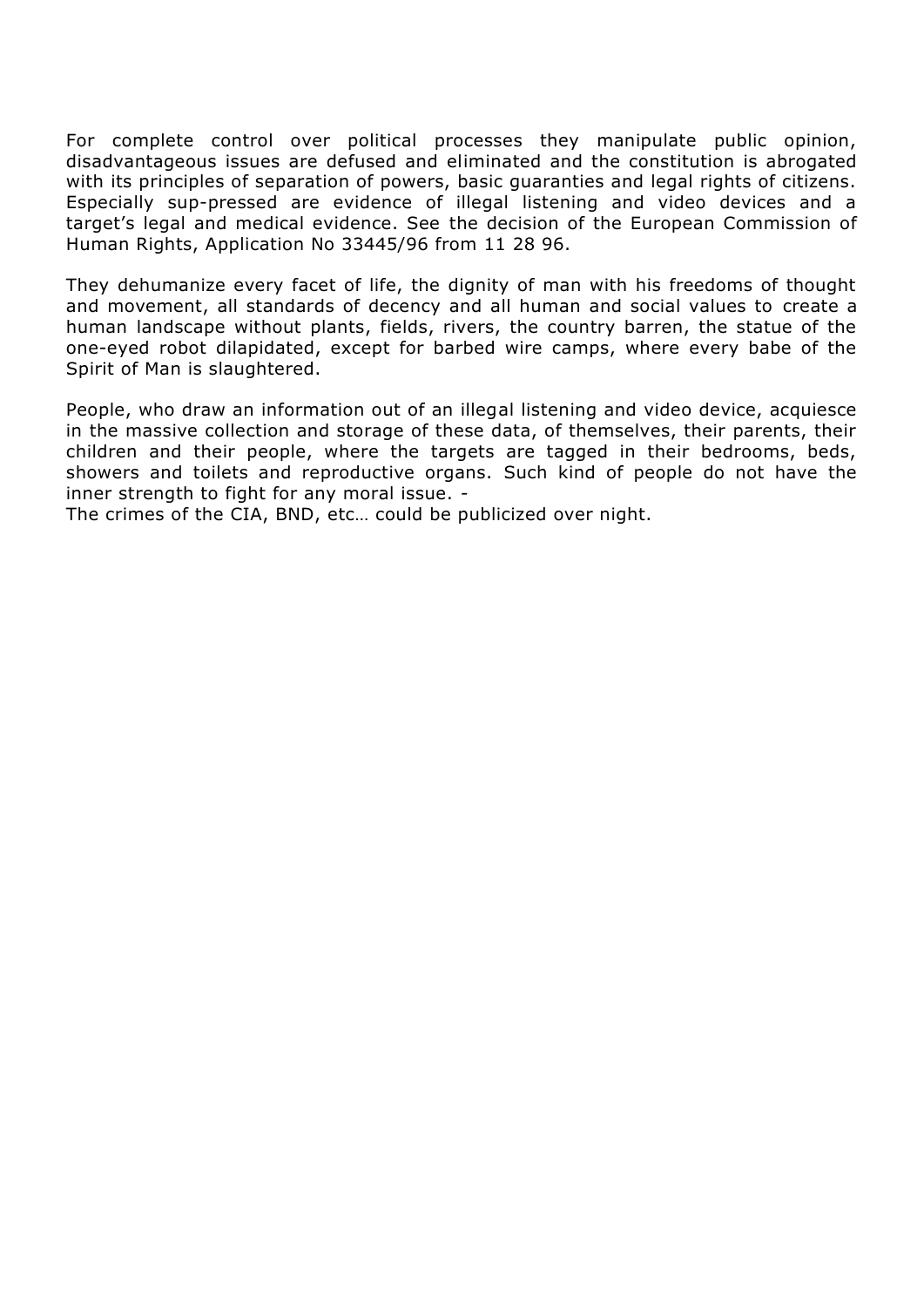For complete control over political processes they manipulate public opinion, disadvantageous issues are defused and eliminated and the constitution is abrogated with its principles of separation of powers, basic guaranties and legal rights of citizens. Especially sup-pressed are evidence of illegal listening and video devices and a target's legal and medical evidence. See the decision of the European Commission of Human Rights, Application No 33445/96 from 11 28 96.

They dehumanize every facet of life, the dignity of man with his freedoms of thought and movement, all standards of decency and all human and social values to create a human landscape without plants, fields, rivers, the country barren, the statue of the one-eyed robot dilapidated, except for barbed wire camps, where every babe of the Spirit of Man is slaughtered.

People, who draw an information out of an illegal listening and video device, acquiesce in the massive collection and storage of these data, of themselves, their parents, their children and their people, where the targets are tagged in their bedrooms, beds, showers and toilets and reproductive organs. Such kind of people do not have the inner strength to fight for any moral issue. -
The crimes of the CIA, BND, etc… could be publicized over night.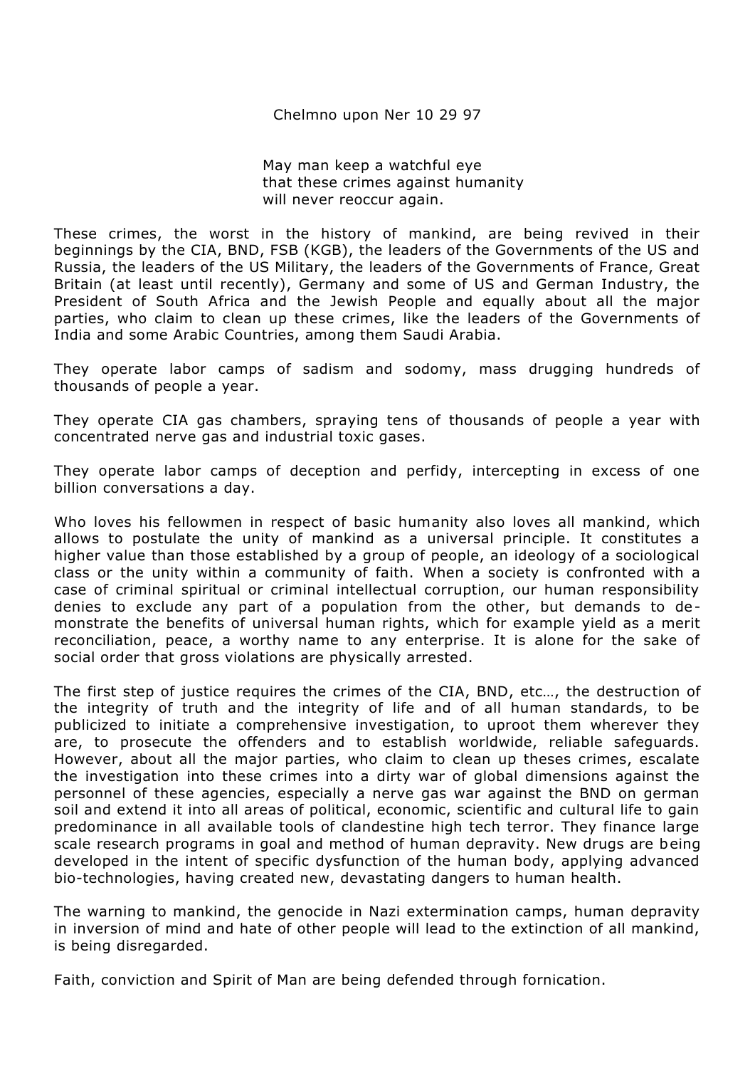Chelmno upon Ner 10 29 97

May man keep a watchful eye
that these crimes against humanity
will never reoccur again.

These crimes, the worst in the history of mankind, are being revived in their beginnings by the CIA, BND, FSB (KGB), the leaders of the Governments of the US and Russia, the leaders of the US Military, the leaders of the Governments of France, Great Britain (at least until recently), Germany and some of US and German Industry, the President of South Africa and the Jewish People and equally about all the major parties, who claim to clean up these crimes, like the leaders of the Governments of India and some Arabic Countries, among them Saudi Arabia.

They operate labor camps of sadism and sodomy, mass drugging hundreds of thousands of people a year.

They operate CIA gas chambers, spraying tens of thousands of people a year with concentrated nerve gas and industrial toxic gases.

They operate labor camps of deception and perfidy, intercepting in excess of one billion conversations a day.

Who loves his fellowmen in respect of basic humanity also loves all mankind, which allows to postulate the unity of mankind as a universal principle. It constitutes a higher value than those established by a group of people, an ideology of a sociological class or the unity within a community of faith. When a society is confronted with a case of criminal spiritual or criminal intellectual corruption, our human responsibility denies to exclude any part of a population from the other, but demands to demonstrate the benefits of universal human rights, which for example yield as a merit reconciliation, peace, a worthy name to any enterprise. It is alone for the sake of social order that gross violations are physically arrested.

The first step of justice requires the crimes of the CIA, BND, etc…, the destruction of the integrity of truth and the integrity of life and of all human standards, to be publicized to initiate a comprehensive investigation, to uproot them wherever they are, to prosecute the offenders and to establish worldwide, reliable safeguards. However, about all the major parties, who claim to clean up theses crimes, escalate the investigation into these crimes into a dirty war of global dimensions against the personnel of these agencies, especially a nerve gas war against the BND on german soil and extend it into all areas of political, economic, scientific and cultural life to gain predominance in all available tools of clandestine high tech terror. They finance large scale research programs in goal and method of human depravity. New drugs are being developed in the intent of specific dysfunction of the human body, applying advanced bio-technologies, having created new, devastating dangers to human health.

The warning to mankind, the genocide in Nazi extermination camps, human depravity in inversion of mind and hate of other people will lead to the extinction of all mankind, is being disregarded.

Faith, conviction and Spirit of Man are being defended through fornication.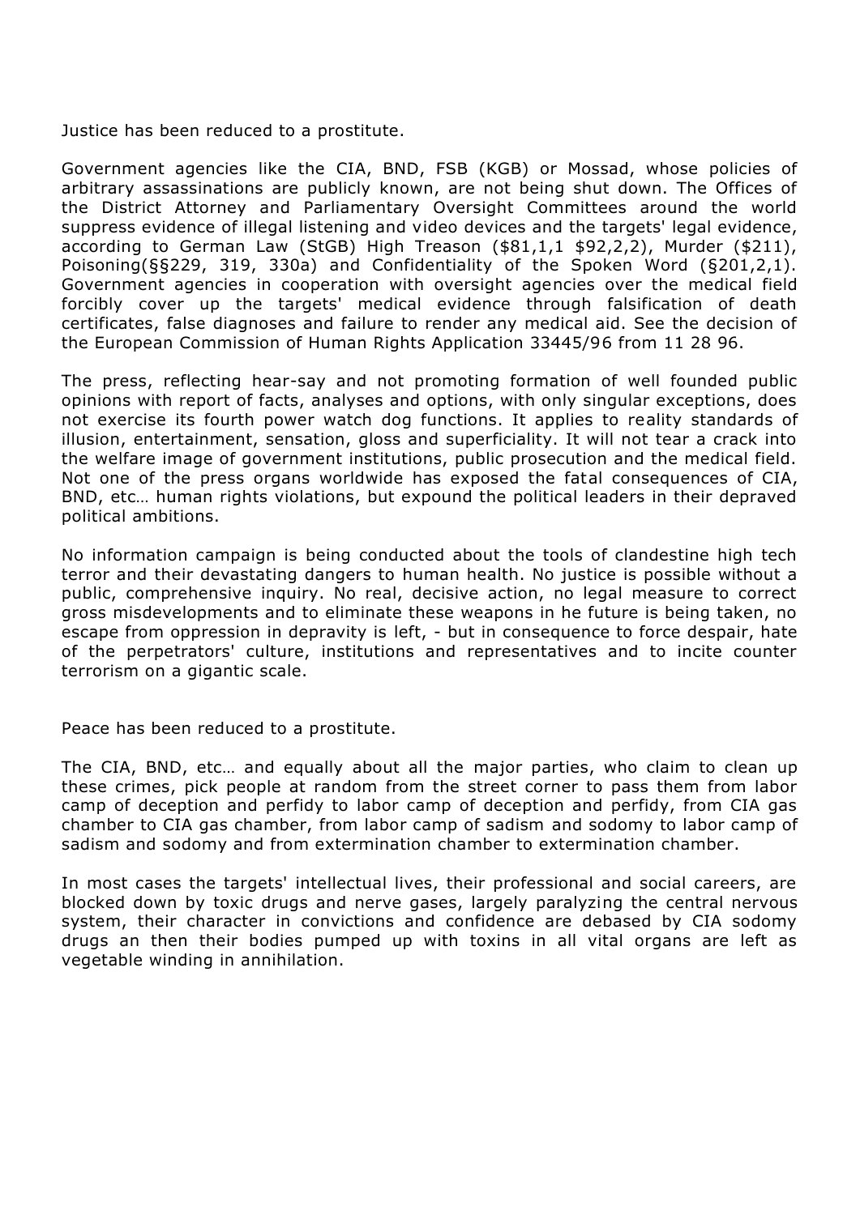Justice has been reduced to a prostitute.

Government agencies like the CIA, BND, FSB (KGB) or Mossad, whose policies of arbitrary assassinations are publicly known, are not being shut down. The Offices of the District Attorney and Parliamentary Oversight Committees around the world suppress evidence of illegal listening and video devices and the targets' legal evidence, according to German Law (StGB) High Treason ($81,1,1 $92,2,2), Murder ($211), Poisoning(§§229, 319, 330a) and Confidentiality of the Spoken Word (§201,2,1). Government agencies in cooperation with oversight agencies over the medical field forcibly cover up the targets' medical evidence through falsification of death certificates, false diagnoses and failure to render any medical aid. See the decision of the European Commission of Human Rights Application 33445/96 from 11 28 96.

The press, reflecting hear-say and not promoting formation of well founded public opinions with report of facts, analyses and options, with only singular exceptions, does not exercise its fourth power watch dog functions. It applies to reality standards of illusion, entertainment, sensation, gloss and superficiality. It will not tear a crack into the welfare image of government institutions, public prosecution and the medical field. Not one of the press organs worldwide has exposed the fatal consequences of CIA, BND, etc… human rights violations, but expound the political leaders in their depraved political ambitions.

No information campaign is being conducted about the tools of clandestine high tech terror and their devastating dangers to human health. No justice is possible without a public, comprehensive inquiry. No real, decisive action, no legal measure to correct gross misdevelopments and to eliminate these weapons in he future is being taken, no escape from oppression in depravity is left, - but in consequence to force despair, hate of the perpetrators' culture, institutions and representatives and to incite counter terrorism on a gigantic scale.

Peace has been reduced to a prostitute.

The CIA, BND, etc… and equally about all the major parties, who claim to clean up these crimes, pick people at random from the street corner to pass them from labor camp of deception and perfidy to labor camp of deception and perfidy, from CIA gas chamber to CIA gas chamber, from labor camp of sadism and sodomy to labor camp of sadism and sodomy and from extermination chamber to extermination chamber.

In most cases the targets' intellectual lives, their professional and social careers, are blocked down by toxic drugs and nerve gases, largely paralyzing the central nervous system, their character in convictions and confidence are debased by CIA sodomy drugs an then their bodies pumped up with toxins in all vital organs are left as vegetable winding in annihilation.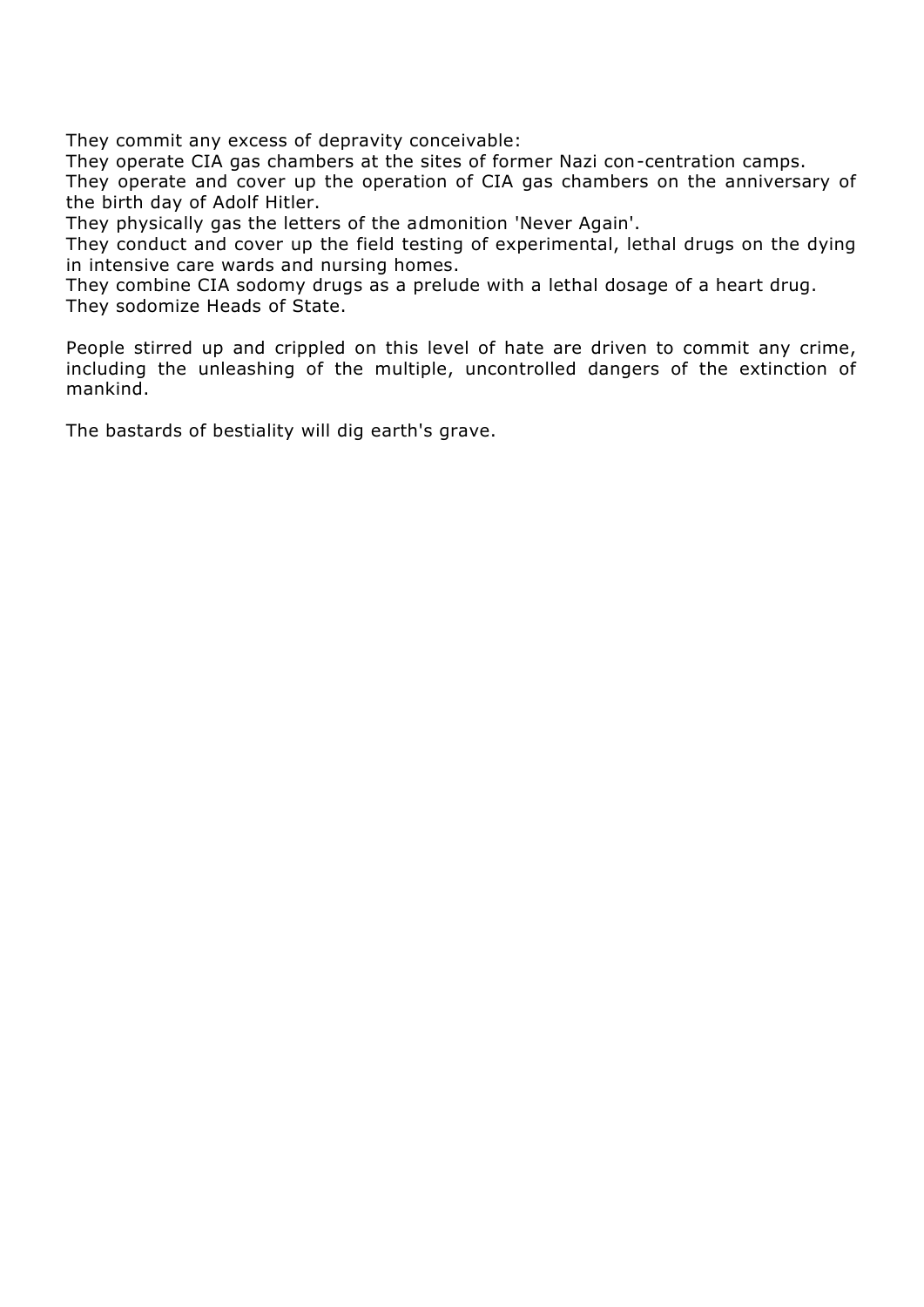They commit any excess of depravity conceivable:
They operate CIA gas chambers at the sites of former Nazi con-centration camps.
They operate and cover up the operation of CIA gas chambers on the anniversary of the birth day of Adolf Hitler.
They physically gas the letters of the admonition 'Never Again'.
They conduct and cover up the field testing of experimental, lethal drugs on the dying in intensive care wards and nursing homes.
They combine CIA sodomy drugs as a prelude with a lethal dosage of a heart drug.
They sodomize Heads of State.

People stirred up and crippled on this level of hate are driven to commit any crime, including the unleashing of the multiple, uncontrolled dangers of the extinction of mankind.

The bastards of bestiality will dig earth's grave.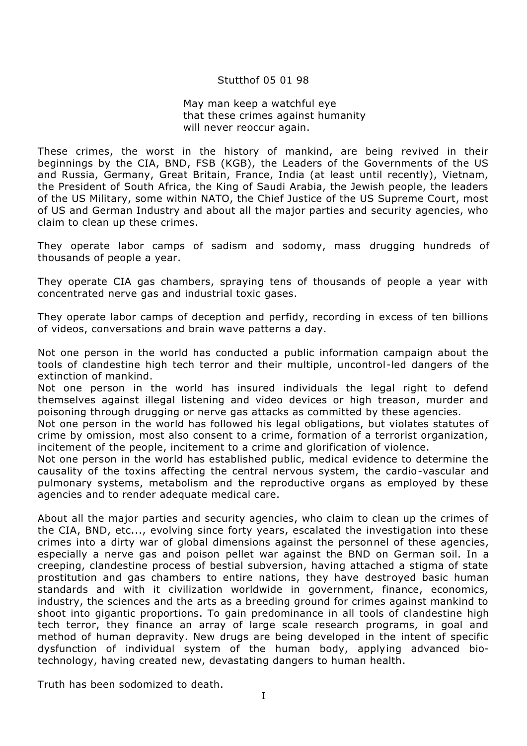Stutthof 05 01 98

May man keep a watchful eye
that these crimes against humanity
will never reoccur again.

These crimes, the worst in the history of mankind, are being revived in their beginnings by the CIA, BND, FSB (KGB), the Leaders of the Governments of the US and Russia, Germany, Great Britain, France, India (at least until recently), Vietnam, the President of South Africa, the King of Saudi Arabia, the Jewish people, the leaders of the US Military, some within NATO, the Chief Justice of the US Supreme Court, most of US and German Industry and about all the major parties and security agencies, who claim to clean up these crimes.

They operate labor camps of sadism and sodomy, mass drugging hundreds of thousands of people a year.

They operate CIA gas chambers, spraying tens of thousands of people a year with concentrated nerve gas and industrial toxic gases.

They operate labor camps of deception and perfidy, recording in excess of ten billions of videos, conversations and brain wave patterns a day.

Not one person in the world has conducted a public information campaign about the tools of clandestine high tech terror and their multiple, uncontrol-led dangers of the extinction of mankind.
Not one person in the world has insured individuals the legal right to defend themselves against illegal listening and video devices or high treason, murder and poisoning through drugging or nerve gas attacks as committed by these agencies.
Not one person in the world has followed his legal obligations, but violates statutes of crime by omission, most also consent to a crime, formation of a terrorist organization, incitement of the people, incitement to a crime and glorification of violence.
Not one person in the world has established public, medical evidence to determine the causality of the toxins affecting the central nervous system, the cardio-vascular and pulmonary systems, metabolism and the reproductive organs as employed by these agencies and to render adequate medical care.

About all the major parties and security agencies, who claim to clean up the crimes of the CIA, BND, etc..., evolving since forty years, escalated the investigation into these crimes into a dirty war of global dimensions against the personnel of these agencies, especially a nerve gas and poison pellet war against the BND on German soil. In a creeping, clandestine process of bestial subversion, having attached a stigma of state prostitution and gas chambers to entire nations, they have destroyed basic human standards and with it civilization worldwide in government, finance, economics, industry, the sciences and the arts as a breeding ground for crimes against mankind to shoot into gigantic proportions. To gain predominance in all tools of clandestine high tech terror, they finance an array of large scale research programs, in goal and method of human depravity. New drugs are being developed in the intent of specific dysfunction of individual system of the human body, applying advanced bio-technology, having created new, devastating dangers to human health.

Truth has been sodomized to death.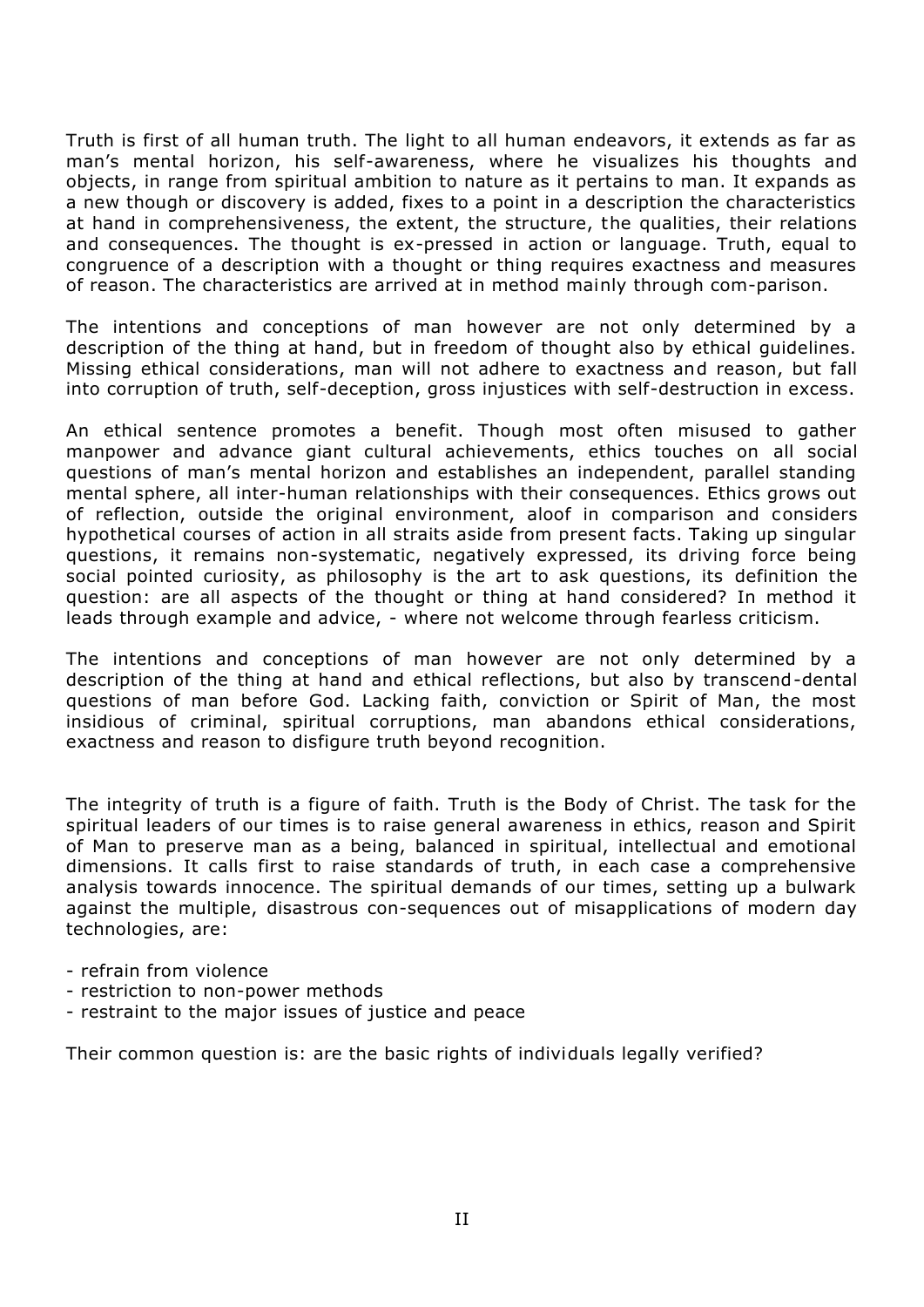Truth is first of all human truth. The light to all human endeavors, it extends as far as man's mental horizon, his self-awareness, where he visualizes his thoughts and objects, in range from spiritual ambition to nature as it pertains to man. It expands as a new though or discovery is added, fixes to a point in a description the characteristics at hand in comprehensiveness, the extent, the structure, the qualities, their relations and consequences. The thought is ex-pressed in action or language. Truth, equal to congruence of a description with a thought or thing requires exactness and measures of reason. The characteristics are arrived at in method mainly through com-parison.

The intentions and conceptions of man however are not only determined by a description of the thing at hand, but in freedom of thought also by ethical guidelines. Missing ethical considerations, man will not adhere to exactness and reason, but fall into corruption of truth, self-deception, gross injustices with self-destruction in excess.

An ethical sentence promotes a benefit. Though most often misused to gather manpower and advance giant cultural achievements, ethics touches on all social questions of man's mental horizon and establishes an independent, parallel standing mental sphere, all inter-human relationships with their consequences. Ethics grows out of reflection, outside the original environment, aloof in comparison and considers hypothetical courses of action in all straits aside from present facts. Taking up singular questions, it remains non-systematic, negatively expressed, its driving force being social pointed curiosity, as philosophy is the art to ask questions, its definition the question: are all aspects of the thought or thing at hand considered? In method it leads through example and advice, - where not welcome through fearless criticism.

The intentions and conceptions of man however are not only determined by a description of the thing at hand and ethical reflections, but also by transcend-dental questions of man before God. Lacking faith, conviction or Spirit of Man, the most insidious of criminal, spiritual corruptions, man abandons ethical considerations, exactness and reason to disfigure truth beyond recognition.

The integrity of truth is a figure of faith. Truth is the Body of Christ. The task for the spiritual leaders of our times is to raise general awareness in ethics, reason and Spirit of Man to preserve man as a being, balanced in spiritual, intellectual and emotional dimensions. It calls first to raise standards of truth, in each case a comprehensive analysis towards innocence. The spiritual demands of our times, setting up a bulwark against the multiple, disastrous con-sequences out of misapplications of modern day technologies, are:

- refrain from violence
- restriction to non-power methods
- restraint to the major issues of justice and peace

Their common question is: are the basic rights of individuals legally verified?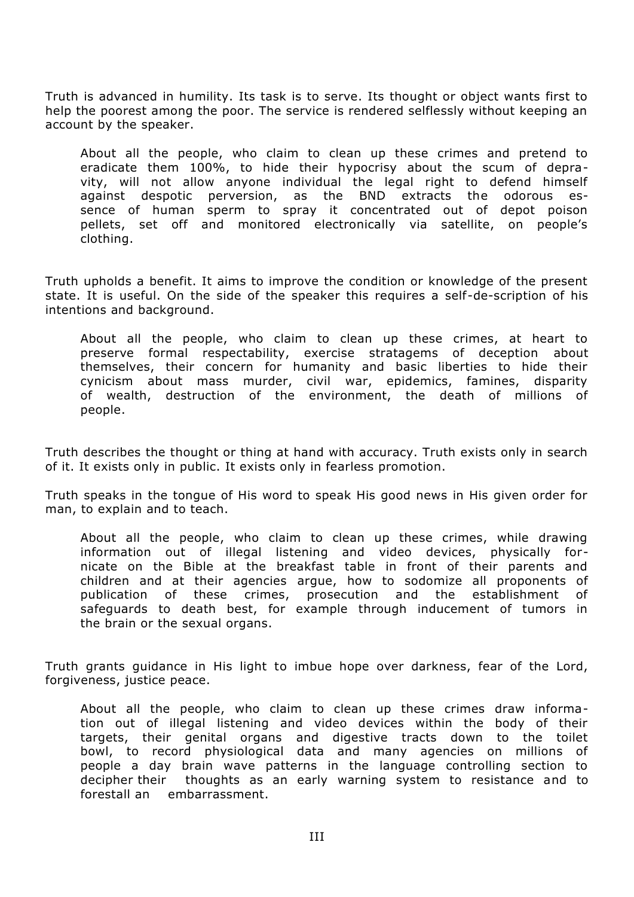Truth is advanced in humility. Its task is to serve. Its thought or object wants first to help the poorest among the poor. The service is rendered selflessly without keeping an account by the speaker.

> About all the people, who claim to clean up these crimes and pretend to eradicate them 100%, to hide their hypocrisy about the scum of depravity, will not allow anyone individual the legal right to defend himself against despotic perversion, as the BND extracts the odorous essence of human sperm to spray it concentrated out of depot poison pellets, set off and monitored electronically via satellite, on people's clothing.

Truth upholds a benefit. It aims to improve the condition or knowledge of the present state. It is useful. On the side of the speaker this requires a self-de-scription of his intentions and background.

> About all the people, who claim to clean up these crimes, at heart to preserve formal respectability, exercise stratagems of deception about themselves, their concern for humanity and basic liberties to hide their cynicism about mass murder, civil war, epidemics, famines, disparity of wealth, destruction of the environment, the death of millions of people.

Truth describes the thought or thing at hand with accuracy. Truth exists only in search of it. It exists only in public. It exists only in fearless promotion.

Truth speaks in the tongue of His word to speak His good news in His given order for man, to explain and to teach.

> About all the people, who claim to clean up these crimes, while drawing information out of illegal listening and video devices, physically fornicate on the Bible at the breakfast table in front of their parents and children and at their agencies argue, how to sodomize all proponents of publication of these crimes, prosecution and the establishment of safeguards to death best, for example through inducement of tumors in the brain or the sexual organs.

Truth grants guidance in His light to imbue hope over darkness, fear of the Lord, forgiveness, justice peace.

> About all the people, who claim to clean up these crimes draw information out of illegal listening and video devices within the body of their targets, their genital organs and digestive tracts down to the toilet bowl, to record physiological data and many agencies on millions of people a day brain wave patterns in the language controlling section to decipher their thoughts as an early warning system to resistance and to forestall an embarrassment.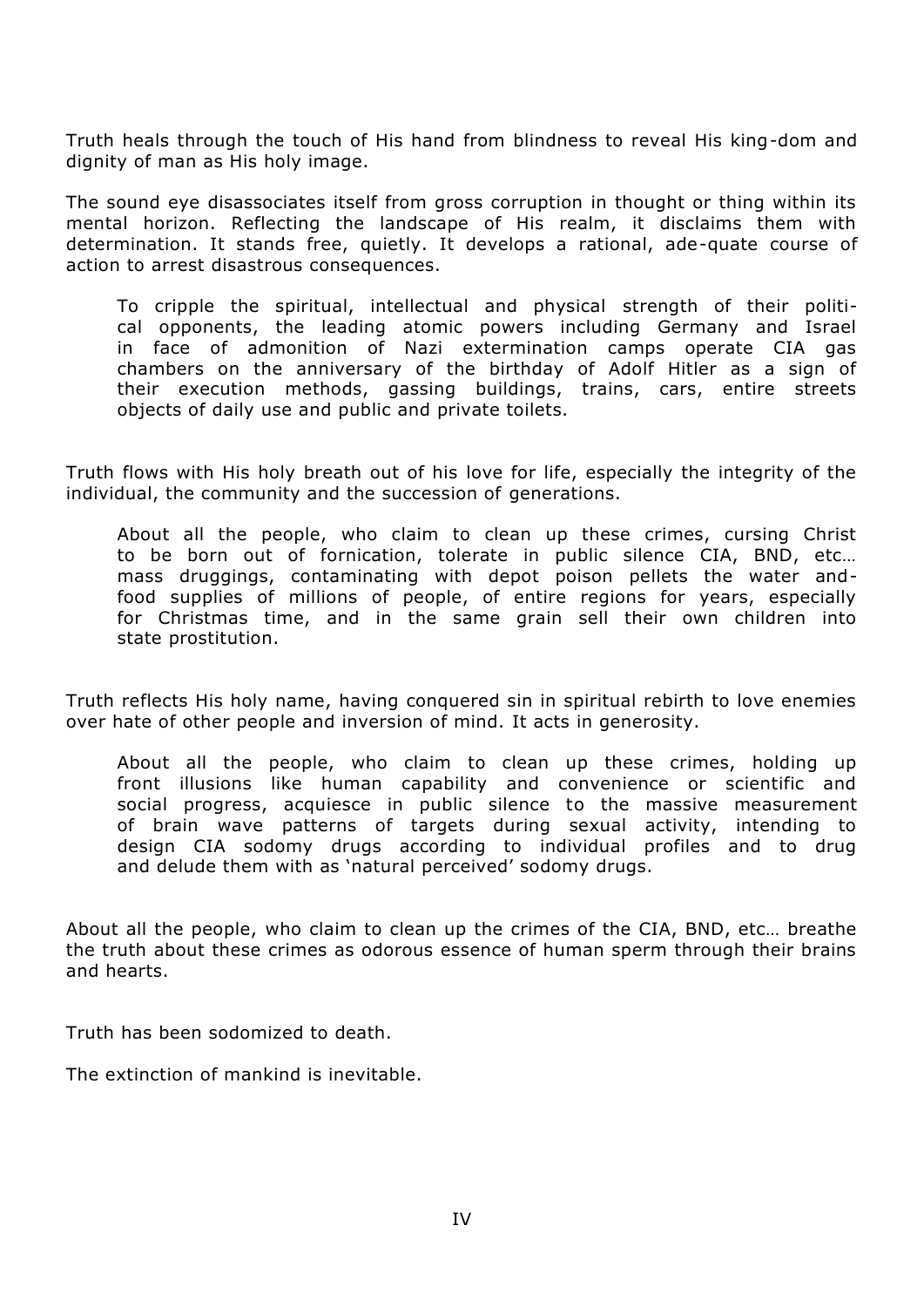Truth heals through the touch of His hand from blindness to reveal His king-dom and dignity of man as His holy image.

The sound eye disassociates itself from gross corruption in thought or thing within its mental horizon. Reflecting the landscape of His realm, it disclaims them with determination. It stands free, quietly. It develops a rational, ade-quate course of action to arrest disastrous consequences.

> To cripple the spiritual, intellectual and physical strength of their politi-cal opponents, the leading atomic powers including Germany and Israel in face of admonition of Nazi extermination camps operate CIA gas chambers on the anniversary of the birthday of Adolf Hitler as a sign of their execution methods, gassing buildings, trains, cars, entire streets objects of daily use and public and private toilets.

Truth flows with His holy breath out of his love for life, especially the integrity of the individual, the community and the succession of generations.

> About all the people, who claim to clean up these crimes, cursing Christ to be born out of fornication, tolerate in public silence CIA, BND, etc… mass druggings, contaminating with depot poison pellets the water and-food supplies of millions of people, of entire regions for years, especially for Christmas time, and in the same grain sell their own children into state prostitution.

Truth reflects His holy name, having conquered sin in spiritual rebirth to love enemies over hate of other people and inversion of mind. It acts in generosity.

> About all the people, who claim to clean up these crimes, holding up front illusions like human capability and convenience or scientific and social progress, acquiesce in public silence to the massive measurement of brain wave patterns of targets during sexual activity, intending to design CIA sodomy drugs according to individual profiles and to drug and delude them with as 'natural perceived' sodomy drugs.

About all the people, who claim to clean up the crimes of the CIA, BND, etc… breathe the truth about these crimes as odorous essence of human sperm through their brains and hearts.

Truth has been sodomized to death.

The extinction of mankind is inevitable.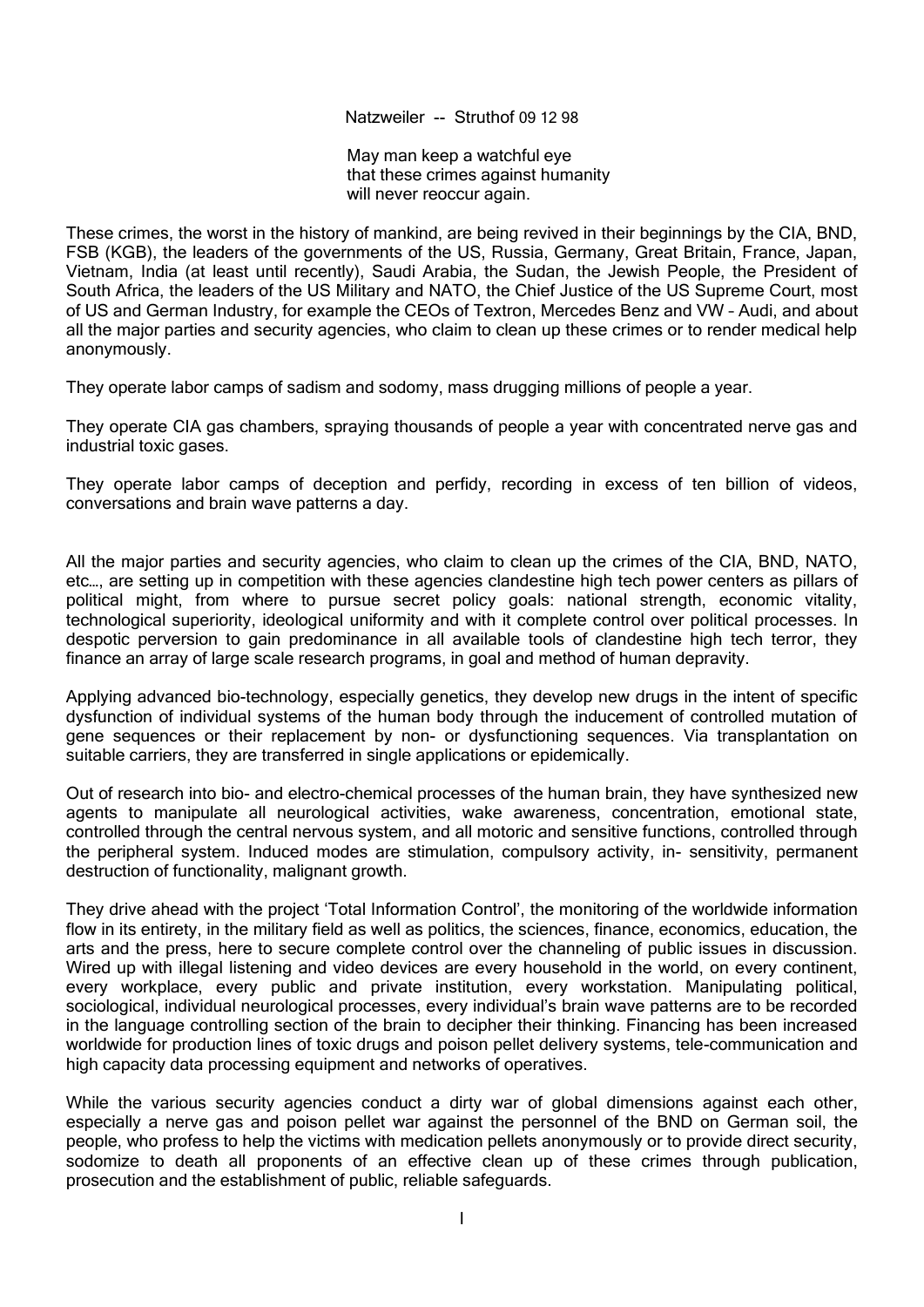Natzweiler -- Struthof 09 12 98

May man keep a watchful eye
that these crimes against humanity
will never reoccur again.

These crimes, the worst in the history of mankind, are being revived in their beginnings by the CIA, BND, FSB (KGB), the leaders of the governments of the US, Russia, Germany, Great Britain, France, Japan, Vietnam, India (at least until recently), Saudi Arabia, the Sudan, the Jewish People, the President of South Africa, the leaders of the US Military and NATO, the Chief Justice of the US Supreme Court, most of US and German Industry, for example the CEOs of Textron, Mercedes Benz and VW – Audi, and about all the major parties and security agencies, who claim to clean up these crimes or to render medical help anonymously.

They operate labor camps of sadism and sodomy, mass drugging millions of people a year.

They operate CIA gas chambers, spraying thousands of people a year with concentrated nerve gas and industrial toxic gases.

They operate labor camps of deception and perfidy, recording in excess of ten billion of videos, conversations and brain wave patterns a day.

All the major parties and security agencies, who claim to clean up the crimes of the CIA, BND, NATO, etc…, are setting up in competition with these agencies clandestine high tech power centers as pillars of political might, from where to pursue secret policy goals: national strength, economic vitality, technological superiority, ideological uniformity and with it complete control over political processes. In despotic perversion to gain predominance in all available tools of clandestine high tech terror, they finance an array of large scale research programs, in goal and method of human depravity.

Applying advanced bio-technology, especially genetics, they develop new drugs in the intent of specific dysfunction of individual systems of the human body through the inducement of controlled mutation of gene sequences or their replacement by non- or dysfunctioning sequences. Via transplantation on suitable carriers, they are transferred in single applications or epidemically.

Out of research into bio- and electro-chemical processes of the human brain, they have synthesized new agents to manipulate all neurological activities, wake awareness, concentration, emotional state, controlled through the central nervous system, and all motoric and sensitive functions, controlled through the peripheral system. Induced modes are stimulation, compulsory activity, in- sensitivity, permanent destruction of functionality, malignant growth.

They drive ahead with the project 'Total Information Control', the monitoring of the worldwide information flow in its entirety, in the military field as well as politics, the sciences, finance, economics, education, the arts and the press, here to secure complete control over the channeling of public issues in discussion. Wired up with illegal listening and video devices are every household in the world, on every continent, every workplace, every public and private institution, every workstation. Manipulating political, sociological, individual neurological processes, every individual's brain wave patterns are to be recorded in the language controlling section of the brain to decipher their thinking. Financing has been increased worldwide for production lines of toxic drugs and poison pellet delivery systems, tele-communication and high capacity data processing equipment and networks of operatives.

While the various security agencies conduct a dirty war of global dimensions against each other, especially a nerve gas and poison pellet war against the personnel of the BND on German soil, the people, who profess to help the victims with medication pellets anonymously or to provide direct security, sodomize to death all proponents of an effective clean up of these crimes through publication, prosecution and the establishment of public, reliable safeguards.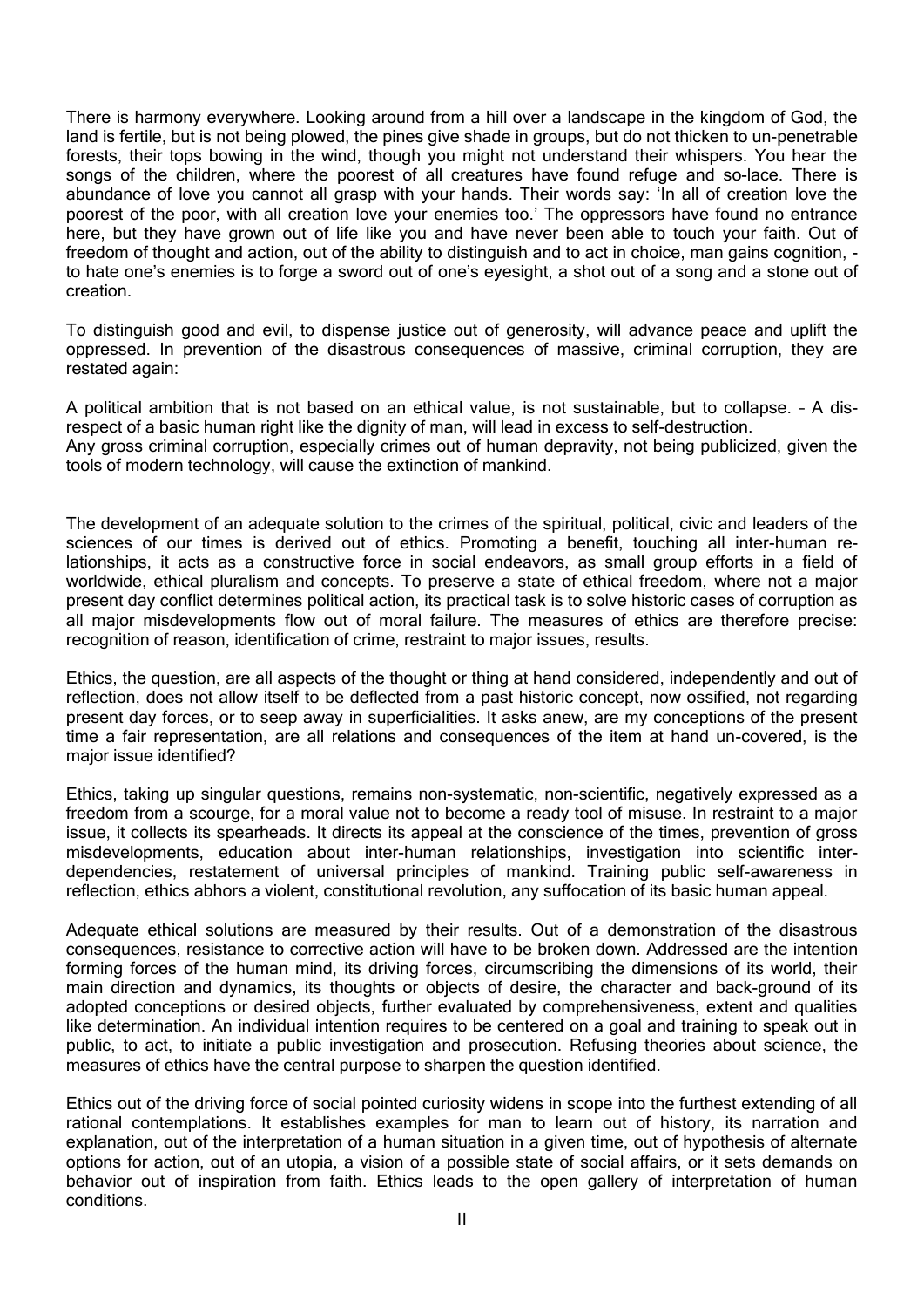There is harmony everywhere. Looking around from a hill over a landscape in the kingdom of God, the land is fertile, but is not being plowed, the pines give shade in groups, but do not thicken to un-penetrable forests, their tops bowing in the wind, though you might not understand their whispers. You hear the songs of the children, where the poorest of all creatures have found refuge and so-lace. There is abundance of love you cannot all grasp with your hands. Their words say: 'In all of creation love the poorest of the poor, with all creation love your enemies too.' The oppressors have found no entrance here, but they have grown out of life like you and have never been able to touch your faith. Out of freedom of thought and action, out of the ability to distinguish and to act in choice, man gains cognition, - to hate one's enemies is to forge a sword out of one's eyesight, a shot out of a song and a stone out of creation.

To distinguish good and evil, to dispense justice out of generosity, will advance peace and uplift the oppressed. In prevention of the disastrous consequences of massive, criminal corruption, they are restated again:

A political ambition that is not based on an ethical value, is not sustainable, but to collapse. – A dis-respect of a basic human right like the dignity of man, will lead in excess to self-destruction.
Any gross criminal corruption, especially crimes out of human depravity, not being publicized, given the tools of modern technology, will cause the extinction of mankind.

The development of an adequate solution to the crimes of the spiritual, political, civic and leaders of the sciences of our times is derived out of ethics. Promoting a benefit, touching all inter-human re-lationships, it acts as a constructive force in social endeavors, as small group efforts in a field of worldwide, ethical pluralism and concepts. To preserve a state of ethical freedom, where not a major present day conflict determines political action, its practical task is to solve historic cases of corruption as all major misdevelopments flow out of moral failure. The measures of ethics are therefore precise: recognition of reason, identification of crime, restraint to major issues, results.

Ethics, the question, are all aspects of the thought or thing at hand considered, independently and out of reflection, does not allow itself to be deflected from a past historic concept, now ossified, not regarding present day forces, or to seep away in superficialities. It asks anew, are my conceptions of the present time a fair representation, are all relations and consequences of the item at hand un-covered, is the major issue identified?

Ethics, taking up singular questions, remains non-systematic, non-scientific, negatively expressed as a freedom from a scourge, for a moral value not to become a ready tool of misuse. In restraint to a major issue, it collects its spearheads. It directs its appeal at the conscience of the times, prevention of gross misdevelopments, education about inter-human relationships, investigation into scientific inter-dependencies, restatement of universal principles of mankind. Training public self-awareness in reflection, ethics abhors a violent, constitutional revolution, any suffocation of its basic human appeal.

Adequate ethical solutions are measured by their results. Out of a demonstration of the disastrous consequences, resistance to corrective action will have to be broken down. Addressed are the intention forming forces of the human mind, its driving forces, circumscribing the dimensions of its world, their main direction and dynamics, its thoughts or objects of desire, the character and back-ground of its adopted conceptions or desired objects, further evaluated by comprehensiveness, extent and qualities like determination. An individual intention requires to be centered on a goal and training to speak out in public, to act, to initiate a public investigation and prosecution. Refusing theories about science, the measures of ethics have the central purpose to sharpen the question identified.

Ethics out of the driving force of social pointed curiosity widens in scope into the furthest extending of all rational contemplations. It establishes examples for man to learn out of history, its narration and explanation, out of the interpretation of a human situation in a given time, out of hypothesis of alternate options for action, out of an utopia, a vision of a possible state of social affairs, or it sets demands on behavior out of inspiration from faith. Ethics leads to the open gallery of interpretation of human conditions.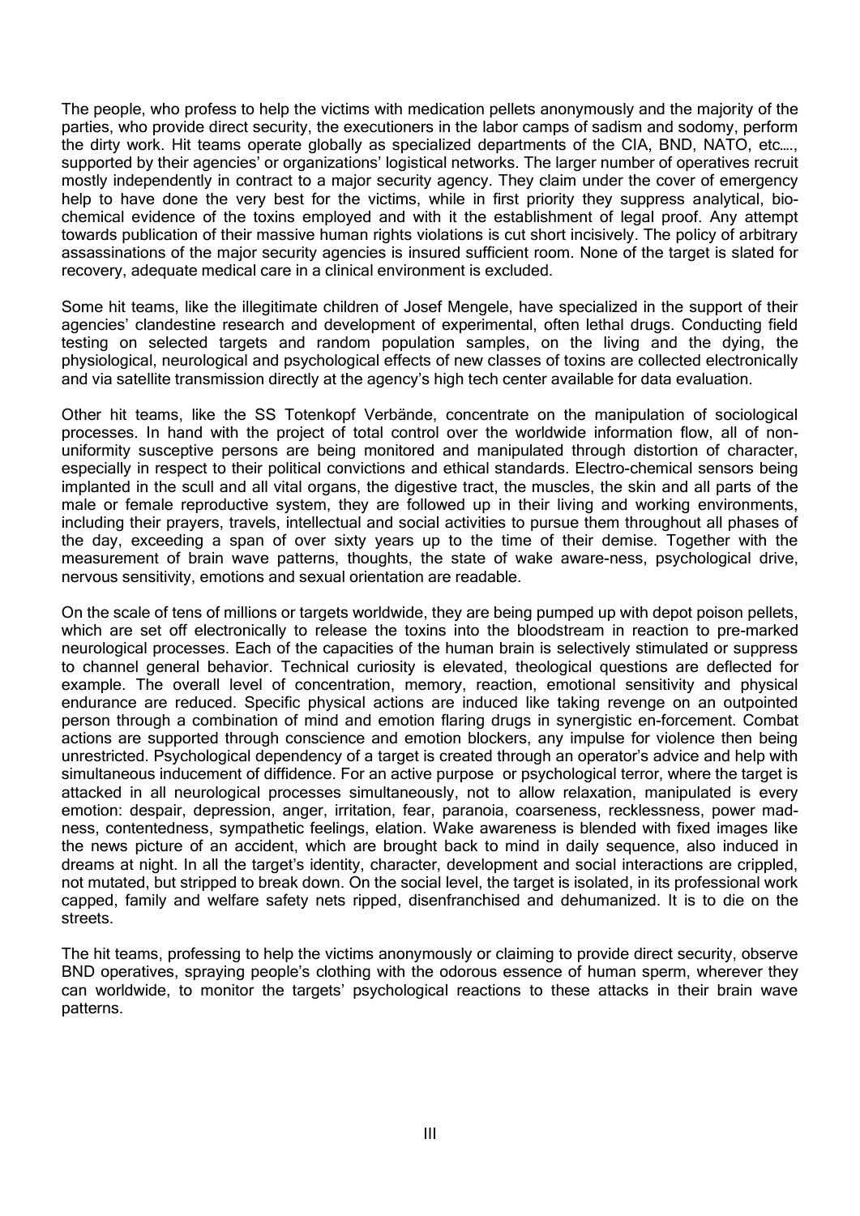The people, who profess to help the victims with medication pellets anonymously and the majority of the parties, who provide direct security, the executioners in the labor camps of sadism and sodomy, perform the dirty work. Hit teams operate globally as specialized departments of the CIA, BND, NATO, etc…., supported by their agencies' or organizations' logistical networks. The larger number of operatives recruit mostly independently in contract to a major security agency. They claim under the cover of emergency help to have done the very best for the victims, while in first priority they suppress analytical, bio-chemical evidence of the toxins employed and with it the establishment of legal proof. Any attempt towards publication of their massive human rights violations is cut short incisively. The policy of arbitrary assassinations of the major security agencies is insured sufficient room. None of the target is slated for recovery, adequate medical care in a clinical environment is excluded.

Some hit teams, like the illegitimate children of Josef Mengele, have specialized in the support of their agencies' clandestine research and development of experimental, often lethal drugs. Conducting field testing on selected targets and random population samples, on the living and the dying, the physiological, neurological and psychological effects of new classes of toxins are collected electronically and via satellite transmission directly at the agency's high tech center available for data evaluation.

Other hit teams, like the SS Totenkopf Verbände, concentrate on the manipulation of sociological processes. In hand with the project of total control over the worldwide information flow, all of non-uniformity susceptive persons are being monitored and manipulated through distortion of character, especially in respect to their political convictions and ethical standards. Electro-chemical sensors being implanted in the scull and all vital organs, the digestive tract, the muscles, the skin and all parts of the male or female reproductive system, they are followed up in their living and working environments, including their prayers, travels, intellectual and social activities to pursue them throughout all phases of the day, exceeding a span of over sixty years up to the time of their demise. Together with the measurement of brain wave patterns, thoughts, the state of wake aware-ness, psychological drive, nervous sensitivity, emotions and sexual orientation are readable.

On the scale of tens of millions or targets worldwide, they are being pumped up with depot poison pellets, which are set off electronically to release the toxins into the bloodstream in reaction to pre-marked neurological processes. Each of the capacities of the human brain is selectively stimulated or suppress to channel general behavior. Technical curiosity is elevated, theological questions are deflected for example. The overall level of concentration, memory, reaction, emotional sensitivity and physical endurance are reduced. Specific physical actions are induced like taking revenge on an outpointed person through a combination of mind and emotion flaring drugs in synergistic en-forcement. Combat actions are supported through conscience and emotion blockers, any impulse for violence then being unrestricted. Psychological dependency of a target is created through an operator's advice and help with simultaneous inducement of diffidence. For an active purpose or psychological terror, where the target is attacked in all neurological processes simultaneously, not to allow relaxation, manipulated is every emotion: despair, depression, anger, irritation, fear, paranoia, coarseness, recklessness, power mad-ness, contentedness, sympathetic feelings, elation. Wake awareness is blended with fixed images like the news picture of an accident, which are brought back to mind in daily sequence, also induced in dreams at night. In all the target's identity, character, development and social interactions are crippled, not mutated, but stripped to break down. On the social level, the target is isolated, in its professional work capped, family and welfare safety nets ripped, disenfranchised and dehumanized. It is to die on the streets.

The hit teams, professing to help the victims anonymously or claiming to provide direct security, observe BND operatives, spraying people's clothing with the odorous essence of human sperm, wherever they can worldwide, to monitor the targets' psychological reactions to these attacks in their brain wave patterns.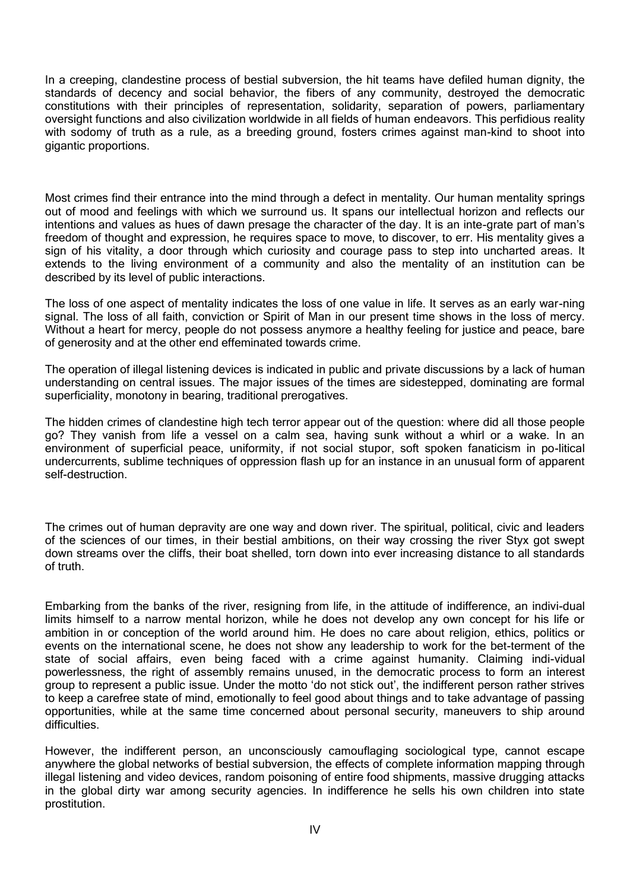In a creeping, clandestine process of bestial subversion, the hit teams have defiled human dignity, the standards of decency and social behavior, the fibers of any community, destroyed the democratic constitutions with their principles of representation, solidarity, separation of powers, parliamentary oversight functions and also civilization worldwide in all fields of human endeavors. This perfidious reality with sodomy of truth as a rule, as a breeding ground, fosters crimes against man-kind to shoot into gigantic proportions.

Most crimes find their entrance into the mind through a defect in mentality. Our human mentality springs out of mood and feelings with which we surround us. It spans our intellectual horizon and reflects our intentions and values as hues of dawn presage the character of the day. It is an inte-grate part of man's freedom of thought and expression, he requires space to move, to discover, to err. His mentality gives a sign of his vitality, a door through which curiosity and courage pass to step into uncharted areas. It extends to the living environment of a community and also the mentality of an institution can be described by its level of public interactions.

The loss of one aspect of mentality indicates the loss of one value in life. It serves as an early war-ning signal. The loss of all faith, conviction or Spirit of Man in our present time shows in the loss of mercy. Without a heart for mercy, people do not possess anymore a healthy feeling for justice and peace, bare of generosity and at the other end effeminated towards crime.

The operation of illegal listening devices is indicated in public and private discussions by a lack of human understanding on central issues. The major issues of the times are sidestepped, dominating are formal superficiality, monotony in bearing, traditional prerogatives.

The hidden crimes of clandestine high tech terror appear out of the question: where did all those people go? They vanish from life a vessel on a calm sea, having sunk without a whirl or a wake. In an environment of superficial peace, uniformity, if not social stupor, soft spoken fanaticism in po-litical undercurrents, sublime techniques of oppression flash up for an instance in an unusual form of apparent self-destruction.

The crimes out of human depravity are one way and down river. The spiritual, political, civic and leaders of the sciences of our times, in their bestial ambitions, on their way crossing the river Styx got swept down streams over the cliffs, their boat shelled, torn down into ever increasing distance to all standards of truth.

Embarking from the banks of the river, resigning from life, in the attitude of indifference, an indivi-dual limits himself to a narrow mental horizon, while he does not develop any own concept for his life or ambition in or conception of the world around him. He does no care about religion, ethics, politics or events on the international scene, he does not show any leadership to work for the bet-terment of the state of social affairs, even being faced with a crime against humanity. Claiming indi-vidual powerlessness, the right of assembly remains unused, in the democratic process to form an interest group to represent a public issue. Under the motto 'do not stick out', the indifferent person rather strives to keep a carefree state of mind, emotionally to feel good about things and to take advantage of passing opportunities, while at the same time concerned about personal security, maneuvers to ship around difficulties.

However, the indifferent person, an unconsciously camouflaging sociological type, cannot escape anywhere the global networks of bestial subversion, the effects of complete information mapping through illegal listening and video devices, random poisoning of entire food shipments, massive drugging attacks in the global dirty war among security agencies. In indifference he sells his own children into state prostitution.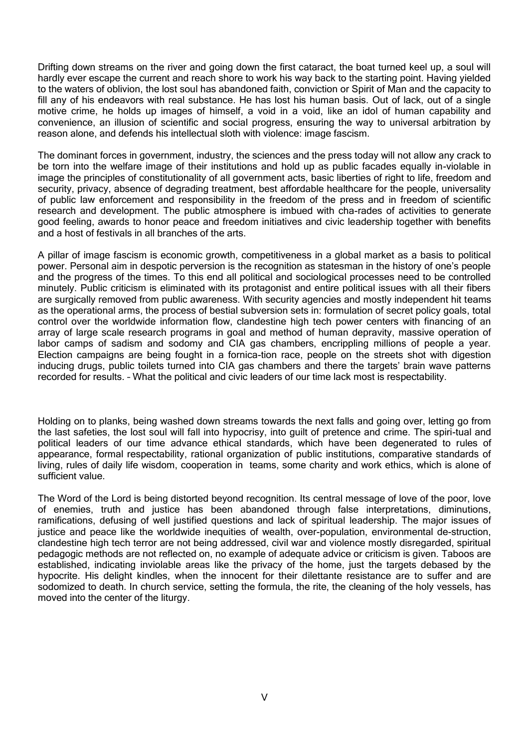Drifting down streams on the river and going down the first cataract, the boat turned keel up, a soul will hardly ever escape the current and reach shore to work his way back to the starting point. Having yielded to the waters of oblivion, the lost soul has abandoned faith, conviction or Spirit of Man and the capacity to fill any of his endeavors with real substance. He has lost his human basis. Out of lack, out of a single motive crime, he holds up images of himself, a void in a void, like an idol of human capability and convenience, an illusion of scientific and social progress, ensuring the way to universal arbitration by reason alone, and defends his intellectual sloth with violence: image fascism.

The dominant forces in government, industry, the sciences and the press today will not allow any crack to be torn into the welfare image of their institutions and hold up as public facades equally in-violable in image the principles of constitutionality of all government acts, basic liberties of right to life, freedom and security, privacy, absence of degrading treatment, best affordable healthcare for the people, universality of public law enforcement and responsibility in the freedom of the press and in freedom of scientific research and development. The public atmosphere is imbued with cha-rades of activities to generate good feeling, awards to honor peace and freedom initiatives and civic leadership together with benefits and a host of festivals in all branches of the arts.

A pillar of image fascism is economic growth, competitiveness in a global market as a basis to political power. Personal aim in despotic perversion is the recognition as statesman in the history of one's people and the progress of the times. To this end all political and sociological processes need to be controlled minutely. Public criticism is eliminated with its protagonist and entire political issues with all their fibers are surgically removed from public awareness. With security agencies and mostly independent hit teams as the operational arms, the process of bestial subversion sets in: formulation of secret policy goals, total control over the worldwide information flow, clandestine high tech power centers with financing of an array of large scale research programs in goal and method of human depravity, massive operation of labor camps of sadism and sodomy and CIA gas chambers, encrippling millions of people a year. Election campaigns are being fought in a fornica-tion race, people on the streets shot with digestion inducing drugs, public toilets turned into CIA gas chambers and there the targets' brain wave patterns recorded for results. – What the political and civic leaders of our time lack most is respectability.

Holding on to planks, being washed down streams towards the next falls and going over, letting go from the last safeties, the lost soul will fall into hypocrisy, into guilt of pretence and crime. The spiri-tual and political leaders of our time advance ethical standards, which have been degenerated to rules of appearance, formal respectability, rational organization of public institutions, comparative standards of living, rules of daily life wisdom, cooperation in teams, some charity and work ethics, which is alone of sufficient value.

The Word of the Lord is being distorted beyond recognition. Its central message of love of the poor, love of enemies, truth and justice has been abandoned through false interpretations, diminutions, ramifications, defusing of well justified questions and lack of spiritual leadership. The major issues of justice and peace like the worldwide inequities of wealth, over-population, environmental de-struction, clandestine high tech terror are not being addressed, civil war and violence mostly disregarded, spiritual pedagogic methods are not reflected on, no example of adequate advice or criticism is given. Taboos are established, indicating inviolable areas like the privacy of the home, just the targets debased by the hypocrite. His delight kindles, when the innocent for their dilettante resistance are to suffer and are sodomized to death. In church service, setting the formula, the rite, the cleaning of the holy vessels, has moved into the center of the liturgy.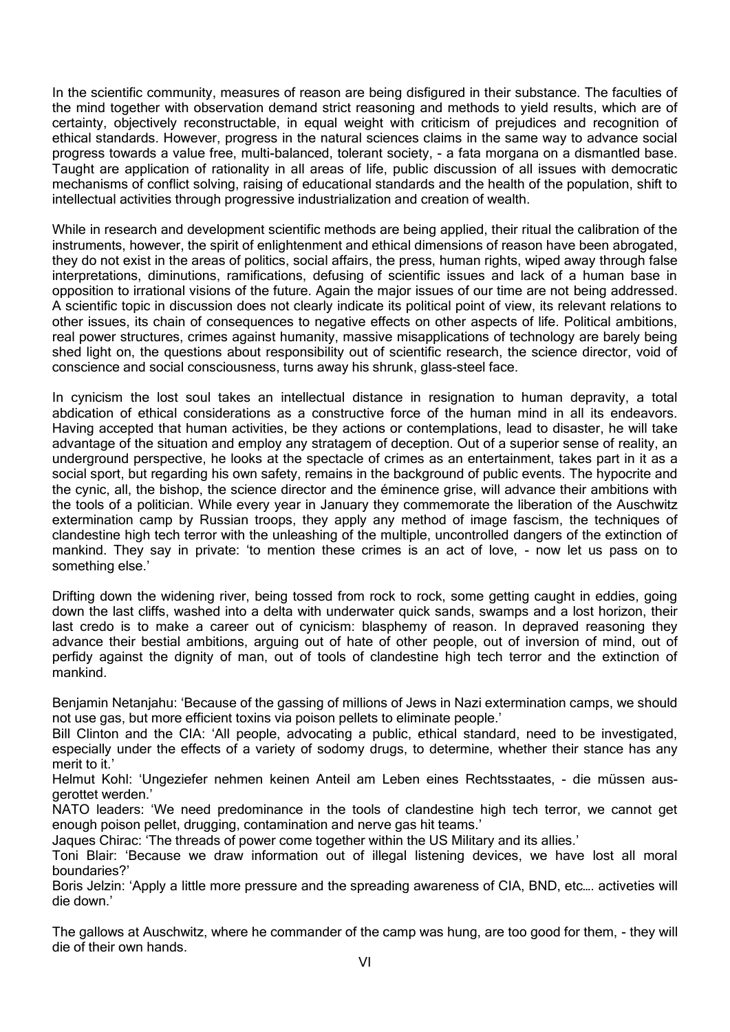In the scientific community, measures of reason are being disfigured in their substance. The faculties of the mind together with observation demand strict reasoning and methods to yield results, which are of certainty, objectively reconstructable, in equal weight with criticism of prejudices and recognition of ethical standards. However, progress in the natural sciences claims in the same way to advance social progress towards a value free, multi-balanced, tolerant society, - a fata morgana on a dismantled base. Taught are application of rationality in all areas of life, public discussion of all issues with democratic mechanisms of conflict solving, raising of educational standards and the health of the population, shift to intellectual activities through progressive industrialization and creation of wealth.

While in research and development scientific methods are being applied, their ritual the calibration of the instruments, however, the spirit of enlightenment and ethical dimensions of reason have been abrogated, they do not exist in the areas of politics, social affairs, the press, human rights, wiped away through false interpretations, diminutions, ramifications, defusing of scientific issues and lack of a human base in opposition to irrational visions of the future. Again the major issues of our time are not being addressed. A scientific topic in discussion does not clearly indicate its political point of view, its relevant relations to other issues, its chain of consequences to negative effects on other aspects of life. Political ambitions, real power structures, crimes against humanity, massive misapplications of technology are barely being shed light on, the questions about responsibility out of scientific research, the science director, void of conscience and social consciousness, turns away his shrunk, glass-steel face.

In cynicism the lost soul takes an intellectual distance in resignation to human depravity, a total abdication of ethical considerations as a constructive force of the human mind in all its endeavors. Having accepted that human activities, be they actions or contemplations, lead to disaster, he will take advantage of the situation and employ any stratagem of deception. Out of a superior sense of reality, an underground perspective, he looks at the spectacle of crimes as an entertainment, takes part in it as a social sport, but regarding his own safety, remains in the background of public events. The hypocrite and the cynic, all, the bishop, the science director and the éminence grise, will advance their ambitions with the tools of a politician. While every year in January they commemorate the liberation of the Auschwitz extermination camp by Russian troops, they apply any method of image fascism, the techniques of clandestine high tech terror with the unleashing of the multiple, uncontrolled dangers of the extinction of mankind. They say in private: 'to mention these crimes is an act of love, - now let us pass on to something else.'

Drifting down the widening river, being tossed from rock to rock, some getting caught in eddies, going down the last cliffs, washed into a delta with underwater quick sands, swamps and a lost horizon, their last credo is to make a career out of cynicism: blasphemy of reason. In depraved reasoning they advance their bestial ambitions, arguing out of hate of other people, out of inversion of mind, out of perfidy against the dignity of man, out of tools of clandestine high tech terror and the extinction of mankind.

Benjamin Netanjahu: 'Because of the gassing of millions of Jews in Nazi extermination camps, we should not use gas, but more efficient toxins via poison pellets to eliminate people.'
Bill Clinton and the CIA: 'All people, advocating a public, ethical standard, need to be investigated, especially under the effects of a variety of sodomy drugs, to determine, whether their stance has any merit to it.'
Helmut Kohl: 'Ungeziefer nehmen keinen Anteil am Leben eines Rechtsstaates, - die müssen ausgerottet werden.'
NATO leaders: 'We need predominance in the tools of clandestine high tech terror, we cannot get enough poison pellet, drugging, contamination and nerve gas hit teams.'
Jaques Chirac: 'The threads of power come together within the US Military and its allies.'
Toni Blair: 'Because we draw information out of illegal listening devices, we have lost all moral boundaries?'
Boris Jelzin: 'Apply a little more pressure and the spreading awareness of CIA, BND, etc…. activeties will die down.'

The gallows at Auschwitz, where he commander of the camp was hung, are too good for them, - they will die of their own hands.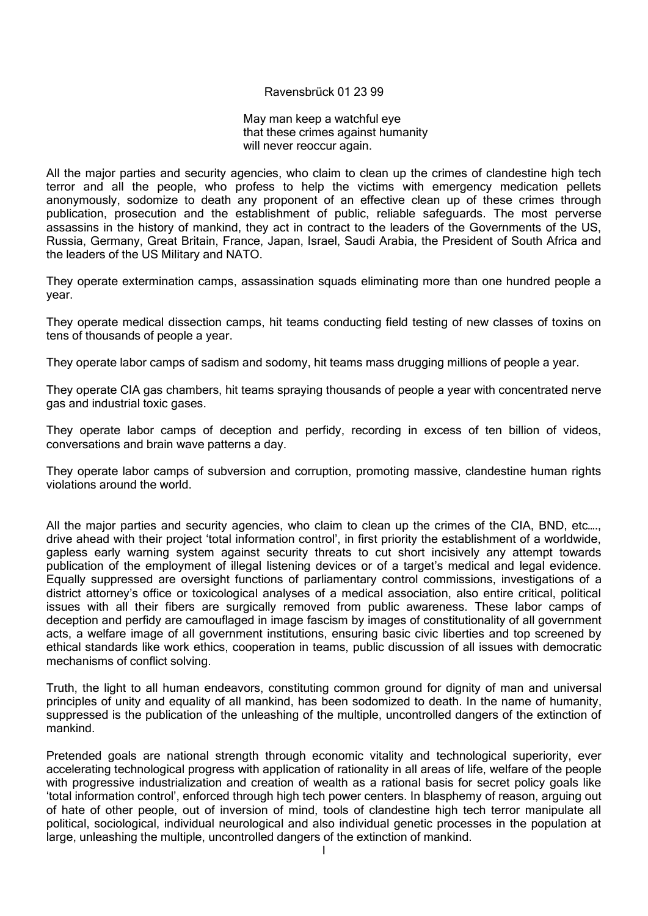Ravensbrück 01 23 99

May man keep a watchful eye
that these crimes against humanity
will never reoccur again.

All the major parties and security agencies, who claim to clean up the crimes of clandestine high tech terror and all the people, who profess to help the victims with emergency medication pellets anonymously, sodomize to death any proponent of an effective clean up of these crimes through publication, prosecution and the establishment of public, reliable safeguards. The most perverse assassins in the history of mankind, they act in contract to the leaders of the Governments of the US, Russia, Germany, Great Britain, France, Japan, Israel, Saudi Arabia, the President of South Africa and the leaders of the US Military and NATO.

They operate extermination camps, assassination squads eliminating more than one hundred people a year.

They operate medical dissection camps, hit teams conducting field testing of new classes of toxins on tens of thousands of people a year.

They operate labor camps of sadism and sodomy, hit teams mass drugging millions of people a year.

They operate CIA gas chambers, hit teams spraying thousands of people a year with concentrated nerve gas and industrial toxic gases.

They operate labor camps of deception and perfidy, recording in excess of ten billion of videos, conversations and brain wave patterns a day.

They operate labor camps of subversion and corruption, promoting massive, clandestine human rights violations around the world.

All the major parties and security agencies, who claim to clean up the crimes of the CIA, BND, etc…., drive ahead with their project 'total information control', in first priority the establishment of a worldwide, gapless early warning system against security threats to cut short incisively any attempt towards publication of the employment of illegal listening devices or of a target's medical and legal evidence. Equally suppressed are oversight functions of parliamentary control commissions, investigations of a district attorney's office or toxicological analyses of a medical association, also entire critical, political issues with all their fibers are surgically removed from public awareness. These labor camps of deception and perfidy are camouflaged in image fascism by images of constitutionality of all government acts, a welfare image of all government institutions, ensuring basic civic liberties and top screened by ethical standards like work ethics, cooperation in teams, public discussion of all issues with democratic mechanisms of conflict solving.

Truth, the light to all human endeavors, constituting common ground for dignity of man and universal principles of unity and equality of all mankind, has been sodomized to death. In the name of humanity, suppressed is the publication of the unleashing of the multiple, uncontrolled dangers of the extinction of mankind.

Pretended goals are national strength through economic vitality and technological superiority, ever accelerating technological progress with application of rationality in all areas of life, welfare of the people with progressive industrialization and creation of wealth as a rational basis for secret policy goals like 'total information control', enforced through high tech power centers. In blasphemy of reason, arguing out of hate of other people, out of inversion of mind, tools of clandestine high tech terror manipulate all political, sociological, individual neurological and also individual genetic processes in the population at large, unleashing the multiple, uncontrolled dangers of the extinction of mankind.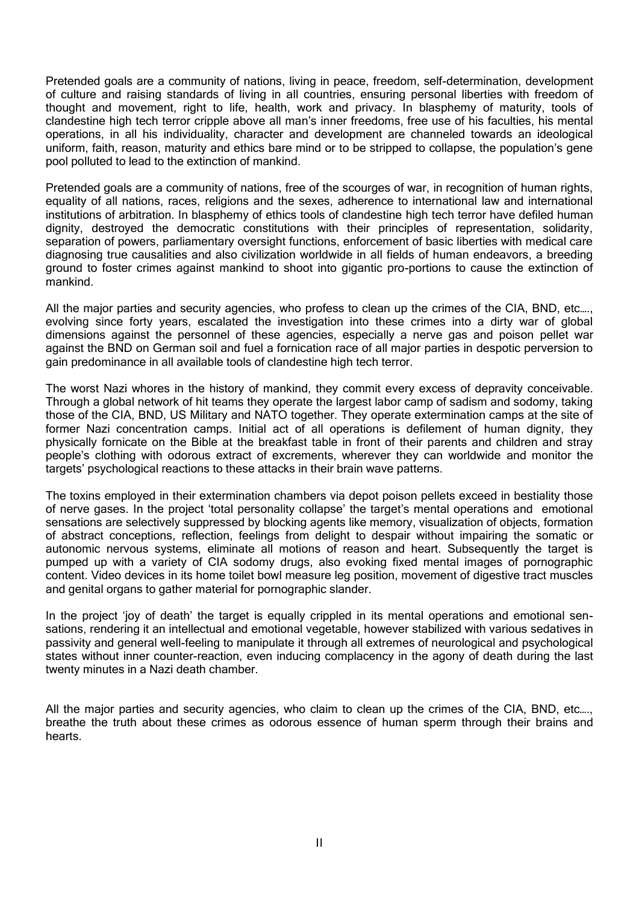Pretended goals are a community of nations, living in peace, freedom, self-determination, development of culture and raising standards of living in all countries, ensuring personal liberties with freedom of thought and movement, right to life, health, work and privacy. In blasphemy of maturity, tools of clandestine high tech terror cripple above all man's inner freedoms, free use of his faculties, his mental operations, in all his individuality, character and development are channeled towards an ideological uniform, faith, reason, maturity and ethics bare mind or to be stripped to collapse, the population's gene pool polluted to lead to the extinction of mankind.

Pretended goals are a community of nations, free of the scourges of war, in recognition of human rights, equality of all nations, races, religions and the sexes, adherence to international law and international institutions of arbitration. In blasphemy of ethics tools of clandestine high tech terror have defiled human dignity, destroyed the democratic constitutions with their principles of representation, solidarity, separation of powers, parliamentary oversight functions, enforcement of basic liberties with medical care diagnosing true causalities and also civilization worldwide in all fields of human endeavors, a breeding ground to foster crimes against mankind to shoot into gigantic pro-portions to cause the extinction of mankind.

All the major parties and security agencies, who profess to clean up the crimes of the CIA, BND, etc…., evolving since forty years, escalated the investigation into these crimes into a dirty war of global dimensions against the personnel of these agencies, especially a nerve gas and poison pellet war against the BND on German soil and fuel a fornication race of all major parties in despotic perversion to gain predominance in all available tools of clandestine high tech terror.

The worst Nazi whores in the history of mankind, they commit every excess of depravity conceivable. Through a global network of hit teams they operate the largest labor camp of sadism and sodomy, taking those of the CIA, BND, US Military and NATO together. They operate extermination camps at the site of former Nazi concentration camps. Initial act of all operations is defilement of human dignity, they physically fornicate on the Bible at the breakfast table in front of their parents and children and stray people's clothing with odorous extract of excrements, wherever they can worldwide and monitor the targets' psychological reactions to these attacks in their brain wave patterns.

The toxins employed in their extermination chambers via depot poison pellets exceed in bestiality those of nerve gases. In the project 'total personality collapse' the target's mental operations and emotional sensations are selectively suppressed by blocking agents like memory, visualization of objects, formation of abstract conceptions, reflection, feelings from delight to despair without impairing the somatic or autonomic nervous systems, eliminate all motions of reason and heart. Subsequently the target is pumped up with a variety of CIA sodomy drugs, also evoking fixed mental images of pornographic content. Video devices in its home toilet bowl measure leg position, movement of digestive tract muscles and genital organs to gather material for pornographic slander.

In the project 'joy of death' the target is equally crippled in its mental operations and emotional sen-sations, rendering it an intellectual and emotional vegetable, however stabilized with various sedatives in passivity and general well-feeling to manipulate it through all extremes of neurological and psychological states without inner counter-reaction, even inducing complacency in the agony of death during the last twenty minutes in a Nazi death chamber.

All the major parties and security agencies, who claim to clean up the crimes of the CIA, BND, etc…., breathe the truth about these crimes as odorous essence of human sperm through their brains and hearts.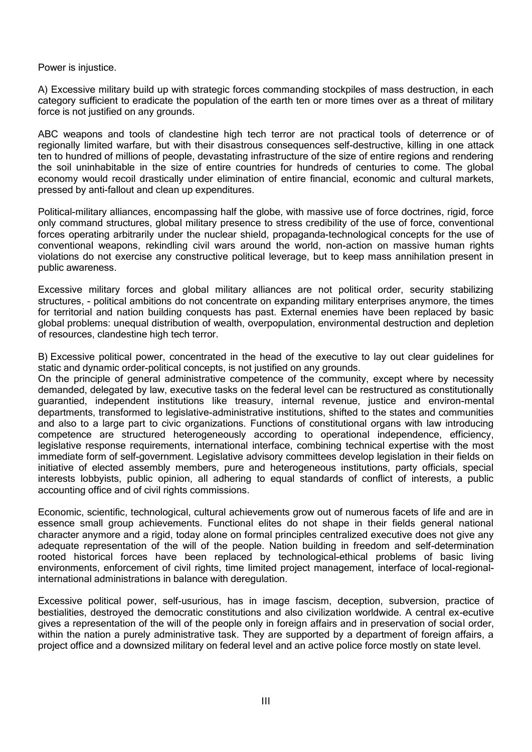Power is injustice.

A) Excessive military build up with strategic forces commanding stockpiles of mass destruction, in each category sufficient to eradicate the population of the earth ten or more times over as a threat of military force is not justified on any grounds.

ABC weapons and tools of clandestine high tech terror are not practical tools of deterrence or of regionally limited warfare, but with their disastrous consequences self-destructive, killing in one attack ten to hundred of millions of people, devastating infrastructure of the size of entire regions and rendering the soil uninhabitable in the size of entire countries for hundreds of centuries to come. The global economy would recoil drastically under elimination of entire financial, economic and cultural markets, pressed by anti-fallout and clean up expenditures.

Political-military alliances, encompassing half the globe, with massive use of force doctrines, rigid, force only command structures, global military presence to stress credibility of the use of force, conventional forces operating arbitrarily under the nuclear shield, propaganda-technological concepts for the use of conventional weapons, rekindling civil wars around the world, non-action on massive human rights violations do not exercise any constructive political leverage, but to keep mass annihilation present in public awareness.

Excessive military forces and global military alliances are not political order, security stabilizing structures, - political ambitions do not concentrate on expanding military enterprises anymore, the times for territorial and nation building conquests has past. External enemies have been replaced by basic global problems: unequal distribution of wealth, overpopulation, environmental destruction and depletion of resources, clandestine high tech terror.

B) Excessive political power, concentrated in the head of the executive to lay out clear guidelines for static and dynamic order-political concepts, is not justified on any grounds.
On the principle of general administrative competence of the community, except where by necessity demanded, delegated by law, executive tasks on the federal level can be restructured as constitutionally guarantied, independent institutions like treasury, internal revenue, justice and environ-mental departments, transformed to legislative-administrative institutions, shifted to the states and communities and also to a large part to civic organizations. Functions of constitutional organs with law introducing competence are structured heterogeneously according to operational independence, efficiency, legislative response requirements, international interface, combining technical expertise with the most immediate form of self-government. Legislative advisory committees develop legislation in their fields on initiative of elected assembly members, pure and heterogeneous institutions, party officials, special interests lobbyists, public opinion, all adhering to equal standards of conflict of interests, a public accounting office and of civil rights commissions.

Economic, scientific, technological, cultural achievements grow out of numerous facets of life and are in essence small group achievements. Functional elites do not shape in their fields general national character anymore and a rigid, today alone on formal principles centralized executive does not give any adequate representation of the will of the people. Nation building in freedom and self-determination rooted historical forces have been replaced by technological-ethical problems of basic living environments, enforcement of civil rights, time limited project management, interface of local-regional-international administrations in balance with deregulation.

Excessive political power, self-usurious, has in image fascism, deception, subversion, practice of bestialities, destroyed the democratic constitutions and also civilization worldwide. A central ex-ecutive gives a representation of the will of the people only in foreign affairs and in preservation of social order, within the nation a purely administrative task. They are supported by a department of foreign affairs, a project office and a downsized military on federal level and an active police force mostly on state level.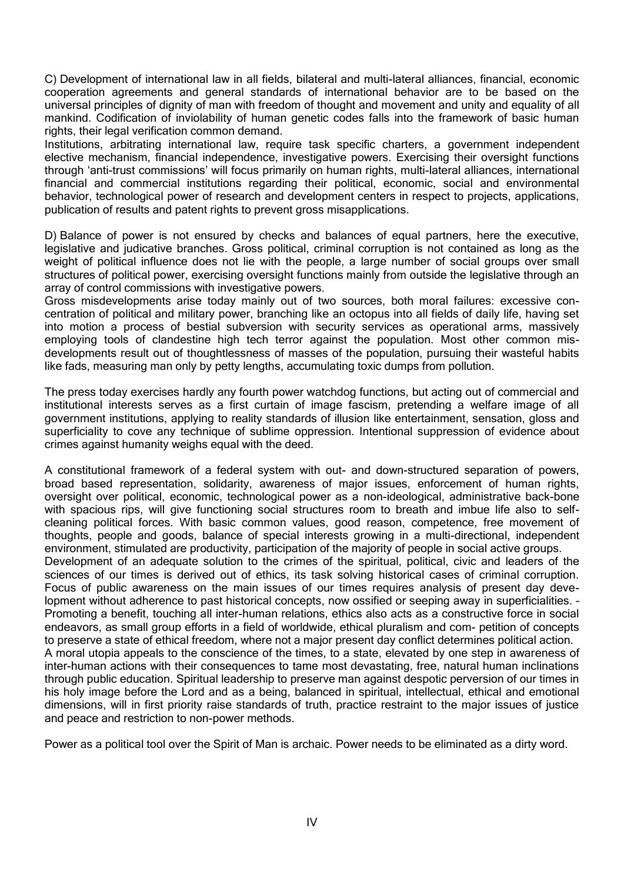C) Development of international law in all fields, bilateral and multi-lateral alliances, financial, economic cooperation agreements and general standards of international behavior are to be based on the universal principles of dignity of man with freedom of thought and movement and unity and equality of all mankind. Codification of inviolability of human genetic codes falls into the framework of basic human rights, their legal verification common demand.
Institutions, arbitrating international law, require task specific charters, a government independent elective mechanism, financial independence, investigative powers. Exercising their oversight functions through 'anti-trust commissions' will focus primarily on human rights, multi-lateral alliances, international financial and commercial institutions regarding their political, economic, social and environmental behavior, technological power of research and development centers in respect to projects, applications, publication of results and patent rights to prevent gross misapplications.

D) Balance of power is not ensured by checks and balances of equal partners, here the executive, legislative and judicative branches. Gross political, criminal corruption is not contained as long as the weight of political influence does not lie with the people, a large number of social groups over small structures of political power, exercising oversight functions mainly from outside the legislative through an array of control commissions with investigative powers.
Gross misdevelopments arise today mainly out of two sources, both moral failures: excessive concentration of political and military power, branching like an octopus into all fields of daily life, having set into motion a process of bestial subversion with security services as operational arms, massively employing tools of clandestine high tech terror against the population. Most other common misdevelopments result out of thoughtlessness of masses of the population, pursuing their wasteful habits like fads, measuring man only by petty lengths, accumulating toxic dumps from pollution.

The press today exercises hardly any fourth power watchdog functions, but acting out of commercial and institutional interests serves as a first curtain of image fascism, pretending a welfare image of all government institutions, applying to reality standards of illusion like entertainment, sensation, gloss and superficiality to cove any technique of sublime oppression. Intentional suppression of evidence about crimes against humanity weighs equal with the deed.

A constitutional framework of a federal system with out- and down-structured separation of powers, broad based representation, solidarity, awareness of major issues, enforcement of human rights, oversight over political, economic, technological power as a non-ideological, administrative back-bone with spacious rips, will give functioning social structures room to breath and imbue life also to self-cleaning political forces. With basic common values, good reason, competence, free movement of thoughts, people and goods, balance of special interests growing in a multi-directional, independent environment, stimulated are productivity, participation of the majority of people in social active groups.
Development of an adequate solution to the crimes of the spiritual, political, civic and leaders of the sciences of our times is derived out of ethics, its task solving historical cases of criminal corruption. Focus of public awareness on the main issues of our times requires analysis of present day development without adherence to past historical concepts, now ossified or seeping away in superficialities. – Promoting a benefit, touching all inter-human relations, ethics also acts as a constructive force in social endeavors, as small group efforts in a field of worldwide, ethical pluralism and com- petition of concepts to preserve a state of ethical freedom, where not a major present day conflict determines political action.
A moral utopia appeals to the conscience of the times, to a state, elevated by one step in awareness of inter-human actions with their consequences to tame most devastating, free, natural human inclinations through public education. Spiritual leadership to preserve man against despotic perversion of our times in his holy image before the Lord and as a being, balanced in spiritual, intellectual, ethical and emotional dimensions, will in first priority raise standards of truth, practice restraint to the major issues of justice and peace and restriction to non-power methods.

Power as a political tool over the Spirit of Man is archaic. Power needs to be eliminated as a dirty word.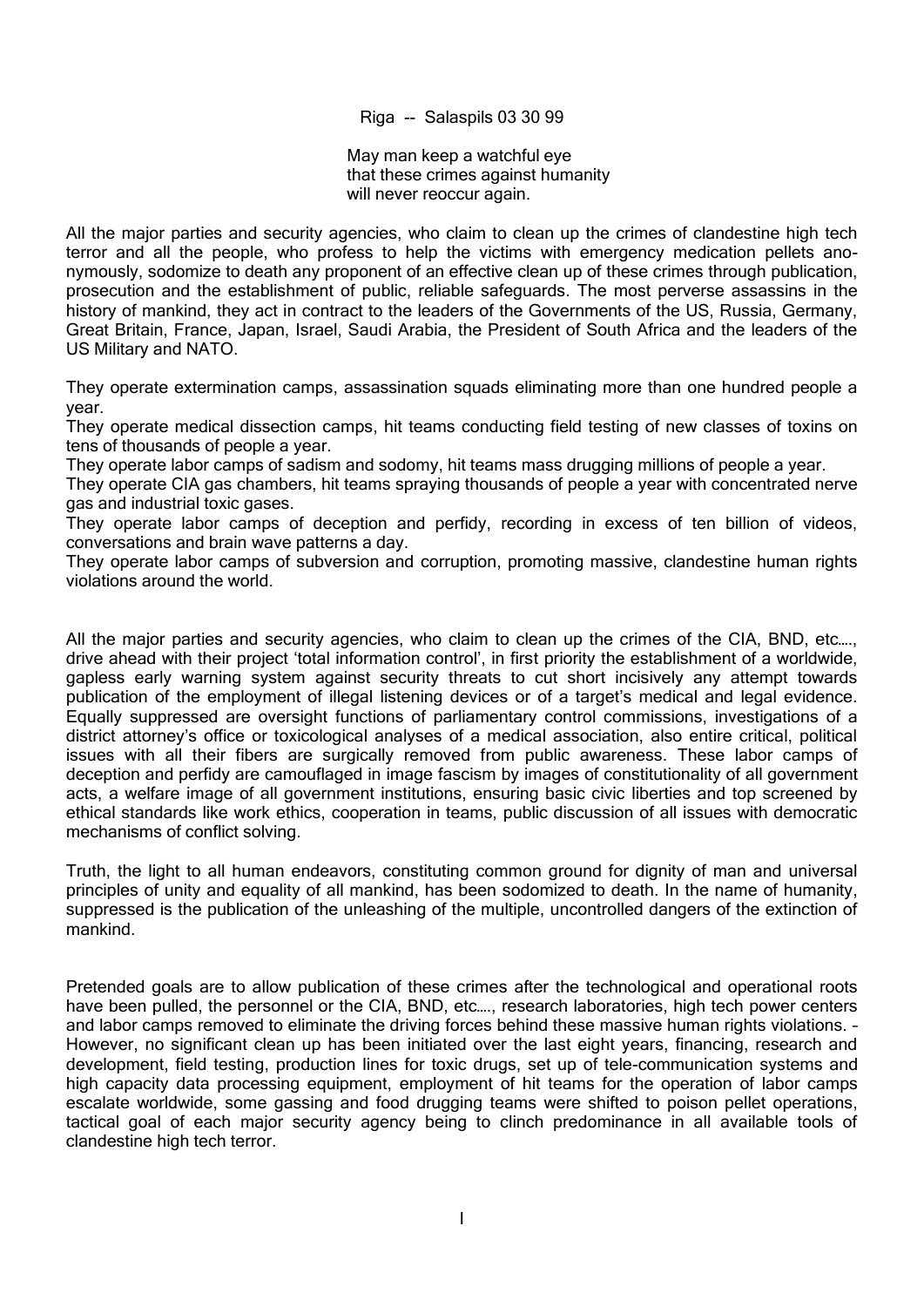Riga -- Salaspils 03 30 99

May man keep a watchful eye
that these crimes against humanity
will never reoccur again.

All the major parties and security agencies, who claim to clean up the crimes of clandestine high tech terror and all the people, who profess to help the victims with emergency medication pellets anonymously, sodomize to death any proponent of an effective clean up of these crimes through publication, prosecution and the establishment of public, reliable safeguards. The most perverse assassins in the history of mankind, they act in contract to the leaders of the Governments of the US, Russia, Germany, Great Britain, France, Japan, Israel, Saudi Arabia, the President of South Africa and the leaders of the US Military and NATO.

They operate extermination camps, assassination squads eliminating more than one hundred people a year.
They operate medical dissection camps, hit teams conducting field testing of new classes of toxins on tens of thousands of people a year.
They operate labor camps of sadism and sodomy, hit teams mass drugging millions of people a year.
They operate CIA gas chambers, hit teams spraying thousands of people a year with concentrated nerve gas and industrial toxic gases.
They operate labor camps of deception and perfidy, recording in excess of ten billion of videos, conversations and brain wave patterns a day.
They operate labor camps of subversion and corruption, promoting massive, clandestine human rights violations around the world.

All the major parties and security agencies, who claim to clean up the crimes of the CIA, BND, etc…., drive ahead with their project 'total information control', in first priority the establishment of a worldwide, gapless early warning system against security threats to cut short incisively any attempt towards publication of the employment of illegal listening devices or of a target's medical and legal evidence. Equally suppressed are oversight functions of parliamentary control commissions, investigations of a district attorney's office or toxicological analyses of a medical association, also entire critical, political issues with all their fibers are surgically removed from public awareness. These labor camps of deception and perfidy are camouflaged in image fascism by images of constitutionality of all government acts, a welfare image of all government institutions, ensuring basic civic liberties and top screened by ethical standards like work ethics, cooperation in teams, public discussion of all issues with democratic mechanisms of conflict solving.

Truth, the light to all human endeavors, constituting common ground for dignity of man and universal principles of unity and equality of all mankind, has been sodomized to death. In the name of humanity, suppressed is the publication of the unleashing of the multiple, uncontrolled dangers of the extinction of mankind.

Pretended goals are to allow publication of these crimes after the technological and operational roots have been pulled, the personnel or the CIA, BND, etc…., research laboratories, high tech power centers and labor camps removed to eliminate the driving forces behind these massive human rights violations. – However, no significant clean up has been initiated over the last eight years, financing, research and development, field testing, production lines for toxic drugs, set up of tele-communication systems and high capacity data processing equipment, employment of hit teams for the operation of labor camps escalate worldwide, some gassing and food drugging teams were shifted to poison pellet operations, tactical goal of each major security agency being to clinch predominance in all available tools of clandestine high tech terror.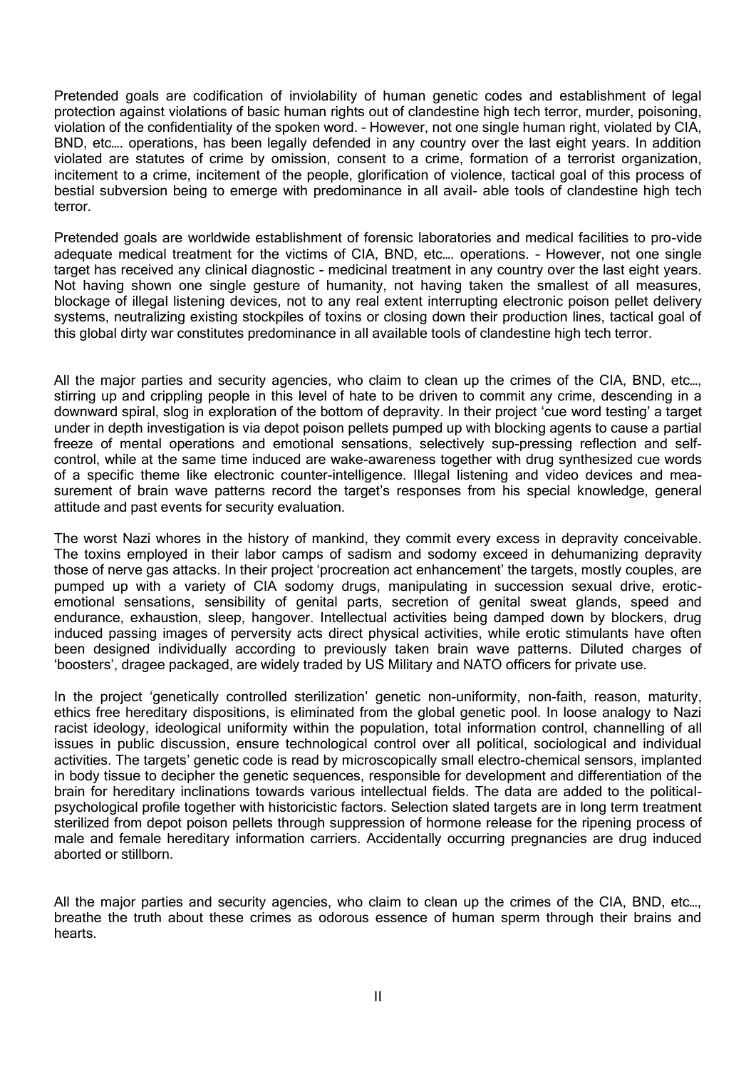Pretended goals are codification of inviolability of human genetic codes and establishment of legal protection against violations of basic human rights out of clandestine high tech terror, murder, poisoning, violation of the confidentiality of the spoken word. – However, not one single human right, violated by CIA, BND, etc…. operations, has been legally defended in any country over the last eight years. In addition violated are statutes of crime by omission, consent to a crime, formation of a terrorist organization, incitement to a crime, incitement of the people, glorification of violence, tactical goal of this process of bestial subversion being to emerge with predominance in all avail- able tools of clandestine high tech terror.

Pretended goals are worldwide establishment of forensic laboratories and medical facilities to pro-vide adequate medical treatment for the victims of CIA, BND, etc…. operations. – However, not one single target has received any clinical diagnostic - medicinal treatment in any country over the last eight years. Not having shown one single gesture of humanity, not having taken the smallest of all measures, blockage of illegal listening devices, not to any real extent interrupting electronic poison pellet delivery systems, neutralizing existing stockpiles of toxins or closing down their production lines, tactical goal of this global dirty war constitutes predominance in all available tools of clandestine high tech terror.

All the major parties and security agencies, who claim to clean up the crimes of the CIA, BND, etc…, stirring up and crippling people in this level of hate to be driven to commit any crime, descending in a downward spiral, slog in exploration of the bottom of depravity. In their project 'cue word testing' a target under in depth investigation is via depot poison pellets pumped up with blocking agents to cause a partial freeze of mental operations and emotional sensations, selectively sup-pressing reflection and self-control, while at the same time induced are wake-awareness together with drug synthesized cue words of a specific theme like electronic counter-intelligence. Illegal listening and video devices and mea-surement of brain wave patterns record the target's responses from his special knowledge, general attitude and past events for security evaluation.

The worst Nazi whores in the history of mankind, they commit every excess in depravity conceivable. The toxins employed in their labor camps of sadism and sodomy exceed in dehumanizing depravity those of nerve gas attacks. In their project 'procreation act enhancement' the targets, mostly couples, are pumped up with a variety of CIA sodomy drugs, manipulating in succession sexual drive, erotic-emotional sensations, sensibility of genital parts, secretion of genital sweat glands, speed and endurance, exhaustion, sleep, hangover. Intellectual activities being damped down by blockers, drug induced passing images of perversity acts direct physical activities, while erotic stimulants have often been designed individually according to previously taken brain wave patterns. Diluted charges of 'boosters', dragee packaged, are widely traded by US Military and NATO officers for private use.

In the project 'genetically controlled sterilization' genetic non-uniformity, non-faith, reason, maturity, ethics free hereditary dispositions, is eliminated from the global genetic pool. In loose analogy to Nazi racist ideology, ideological uniformity within the population, total information control, channelling of all issues in public discussion, ensure technological control over all political, sociological and individual activities. The targets' genetic code is read by microscopically small electro-chemical sensors, implanted in body tissue to decipher the genetic sequences, responsible for development and differentiation of the brain for hereditary inclinations towards various intellectual fields. The data are added to the political-psychological profile together with historicistic factors. Selection slated targets are in long term treatment sterilized from depot poison pellets through suppression of hormone release for the ripening process of male and female hereditary information carriers. Accidentally occurring pregnancies are drug induced aborted or stillborn.

All the major parties and security agencies, who claim to clean up the crimes of the CIA, BND, etc…, breathe the truth about these crimes as odorous essence of human sperm through their brains and hearts.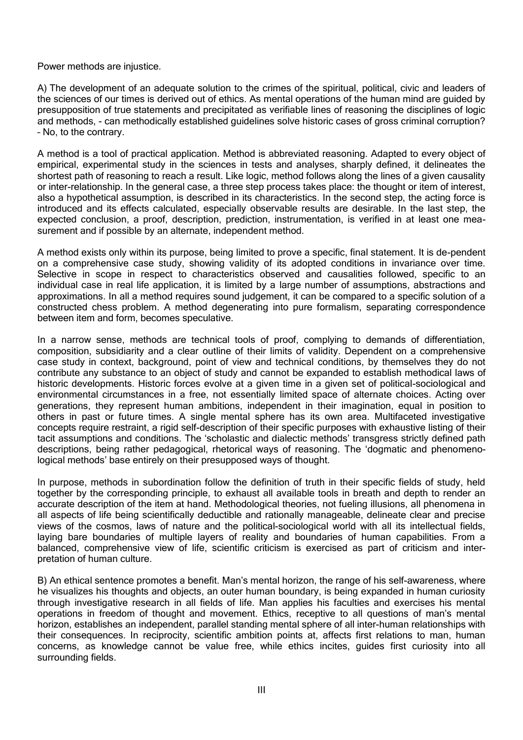Power methods are injustice.

A) The development of an adequate solution to the crimes of the spiritual, political, civic and leaders of the sciences of our times is derived out of ethics. As mental operations of the human mind are guided by presupposition of true statements and precipitated as verifiable lines of reasoning the disciplines of logic and methods, - can methodically established guidelines solve historic cases of gross criminal corruption? – No, to the contrary.

A method is a tool of practical application. Method is abbreviated reasoning. Adapted to every object of empirical, experimental study in the sciences in tests and analyses, sharply defined, it delineates the shortest path of reasoning to reach a result. Like logic, method follows along the lines of a given causality or inter-relationship. In the general case, a three step process takes place: the thought or item of interest, also a hypothetical assumption, is described in its characteristics. In the second step, the acting force is introduced and its effects calculated, especially observable results are desirable. In the last step, the expected conclusion, a proof, description, prediction, instrumentation, is verified in at least one measurement and if possible by an alternate, independent method.

A method exists only within its purpose, being limited to prove a specific, final statement. It is de-pendent on a comprehensive case study, showing validity of its adopted conditions in invariance over time. Selective in scope in respect to characteristics observed and causalities followed, specific to an individual case in real life application, it is limited by a large number of assumptions, abstractions and approximations. In all a method requires sound judgement, it can be compared to a specific solution of a constructed chess problem. A method degenerating into pure formalism, separating correspondence between item and form, becomes speculative.

In a narrow sense, methods are technical tools of proof, complying to demands of differentiation, composition, subsidiarity and a clear outline of their limits of validity. Dependent on a comprehensive case study in context, background, point of view and technical conditions, by themselves they do not contribute any substance to an object of study and cannot be expanded to establish methodical laws of historic developments. Historic forces evolve at a given time in a given set of political-sociological and environmental circumstances in a free, not essentially limited space of alternate choices. Acting over generations, they represent human ambitions, independent in their imagination, equal in position to others in past or future times. A single mental sphere has its own area. Multifaceted investigative concepts require restraint, a rigid self-description of their specific purposes with exhaustive listing of their tacit assumptions and conditions. The 'scholastic and dialectic methods' transgress strictly defined path descriptions, being rather pedagogical, rhetorical ways of reasoning. The 'dogmatic and phenomenological methods' base entirely on their presupposed ways of thought.

In purpose, methods in subordination follow the definition of truth in their specific fields of study, held together by the corresponding principle, to exhaust all available tools in breath and depth to render an accurate description of the item at hand. Methodological theories, not fueling illusions, all phenomena in all aspects of life being scientifically deductible and rationally manageable, delineate clear and precise views of the cosmos, laws of nature and the political-sociological world with all its intellectual fields, laying bare boundaries of multiple layers of reality and boundaries of human capabilities. From a balanced, comprehensive view of life, scientific criticism is exercised as part of criticism and interpretation of human culture.

B) An ethical sentence promotes a benefit. Man's mental horizon, the range of his self-awareness, where he visualizes his thoughts and objects, an outer human boundary, is being expanded in human curiosity through investigative research in all fields of life. Man applies his faculties and exercises his mental operations in freedom of thought and movement. Ethics, receptive to all questions of man's mental horizon, establishes an independent, parallel standing mental sphere of all inter-human relationships with their consequences. In reciprocity, scientific ambition points at, affects first relations to man, human concerns, as knowledge cannot be value free, while ethics incites, guides first curiosity into all surrounding fields.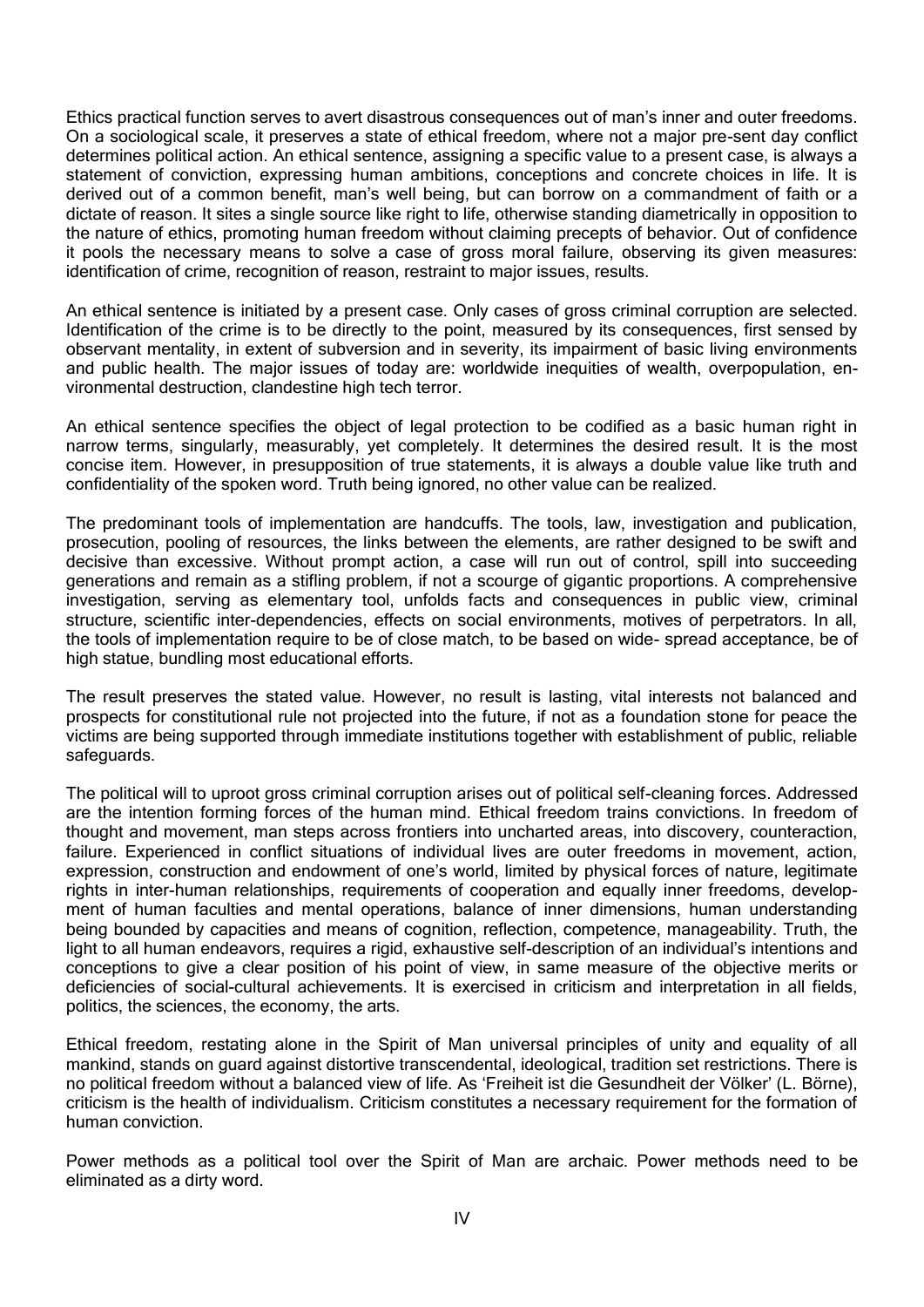Ethics practical function serves to avert disastrous consequences out of man's inner and outer freedoms. On a sociological scale, it preserves a state of ethical freedom, where not a major pre-sent day conflict determines political action. An ethical sentence, assigning a specific value to a present case, is always a statement of conviction, expressing human ambitions, conceptions and concrete choices in life. It is derived out of a common benefit, man's well being, but can borrow on a commandment of faith or a dictate of reason. It sites a single source like right to life, otherwise standing diametrically in opposition to the nature of ethics, promoting human freedom without claiming precepts of behavior. Out of confidence it pools the necessary means to solve a case of gross moral failure, observing its given measures: identification of crime, recognition of reason, restraint to major issues, results.

An ethical sentence is initiated by a present case. Only cases of gross criminal corruption are selected. Identification of the crime is to be directly to the point, measured by its consequences, first sensed by observant mentality, in extent of subversion and in severity, its impairment of basic living environments and public health. The major issues of today are: worldwide inequities of wealth, overpopulation, environmental destruction, clandestine high tech terror.

An ethical sentence specifies the object of legal protection to be codified as a basic human right in narrow terms, singularly, measurably, yet completely. It determines the desired result. It is the most concise item. However, in presupposition of true statements, it is always a double value like truth and confidentiality of the spoken word. Truth being ignored, no other value can be realized.

The predominant tools of implementation are handcuffs. The tools, law, investigation and publication, prosecution, pooling of resources, the links between the elements, are rather designed to be swift and decisive than excessive. Without prompt action, a case will run out of control, spill into succeeding generations and remain as a stifling problem, if not a scourge of gigantic proportions. A comprehensive investigation, serving as elementary tool, unfolds facts and consequences in public view, criminal structure, scientific inter-dependencies, effects on social environments, motives of perpetrators. In all, the tools of implementation require to be of close match, to be based on wide- spread acceptance, be of high statue, bundling most educational efforts.

The result preserves the stated value. However, no result is lasting, vital interests not balanced and prospects for constitutional rule not projected into the future, if not as a foundation stone for peace the victims are being supported through immediate institutions together with establishment of public, reliable safeguards.

The political will to uproot gross criminal corruption arises out of political self-cleaning forces. Addressed are the intention forming forces of the human mind. Ethical freedom trains convictions. In freedom of thought and movement, man steps across frontiers into uncharted areas, into discovery, counteraction, failure. Experienced in conflict situations of individual lives are outer freedoms in movement, action, expression, construction and endowment of one's world, limited by physical forces of nature, legitimate rights in inter-human relationships, requirements of cooperation and equally inner freedoms, development of human faculties and mental operations, balance of inner dimensions, human understanding being bounded by capacities and means of cognition, reflection, competence, manageability. Truth, the light to all human endeavors, requires a rigid, exhaustive self-description of an individual's intentions and conceptions to give a clear position of his point of view, in same measure of the objective merits or deficiencies of social-cultural achievements. It is exercised in criticism and interpretation in all fields, politics, the sciences, the economy, the arts.

Ethical freedom, restating alone in the Spirit of Man universal principles of unity and equality of all mankind, stands on guard against distortive transcendental, ideological, tradition set restrictions. There is no political freedom without a balanced view of life. As 'Freiheit ist die Gesundheit der Völker' (L. Börne), criticism is the health of individualism. Criticism constitutes a necessary requirement for the formation of human conviction.

Power methods as a political tool over the Spirit of Man are archaic. Power methods need to be eliminated as a dirty word.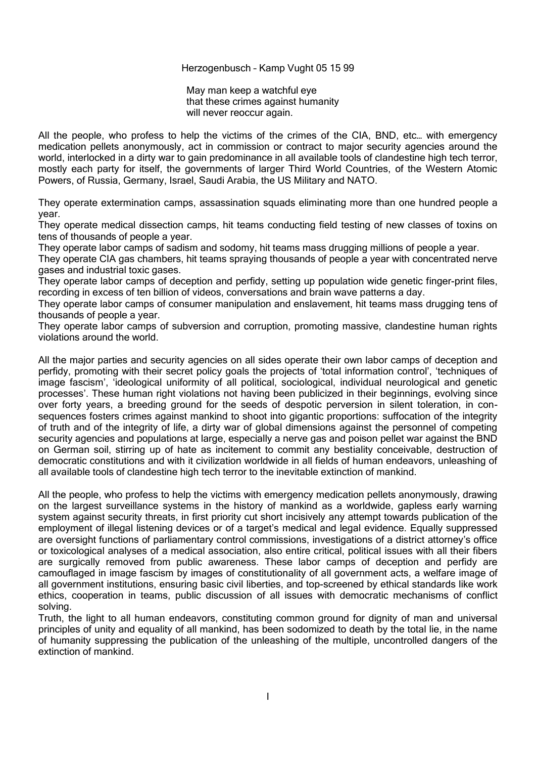Herzogenbusch – Kamp Vught 05 15 99

May man keep a watchful eye
that these crimes against humanity
will never reoccur again.

All the people, who profess to help the victims of the crimes of the CIA, BND, etc… with emergency medication pellets anonymously, act in commission or contract to major security agencies around the world, interlocked in a dirty war to gain predominance in all available tools of clandestine high tech terror, mostly each party for itself, the governments of larger Third World Countries, of the Western Atomic Powers, of Russia, Germany, Israel, Saudi Arabia, the US Military and NATO.

They operate extermination camps, assassination squads eliminating more than one hundred people a year.
They operate medical dissection camps, hit teams conducting field testing of new classes of toxins on tens of thousands of people a year.
They operate labor camps of sadism and sodomy, hit teams mass drugging millions of people a year.
They operate CIA gas chambers, hit teams spraying thousands of people a year with concentrated nerve gases and industrial toxic gases.
They operate labor camps of deception and perfidy, setting up population wide genetic finger-print files, recording in excess of ten billion of videos, conversations and brain wave patterns a day.
They operate labor camps of consumer manipulation and enslavement, hit teams mass drugging tens of thousands of people a year.
They operate labor camps of subversion and corruption, promoting massive, clandestine human rights violations around the world.

All the major parties and security agencies on all sides operate their own labor camps of deception and perfidy, promoting with their secret policy goals the projects of 'total information control', 'techniques of image fascism', 'ideological uniformity of all political, sociological, individual neurological and genetic processes'. These human right violations not having been publicized in their beginnings, evolving since over forty years, a breeding ground for the seeds of despotic perversion in silent toleration, in consequences fosters crimes against mankind to shoot into gigantic proportions: suffocation of the integrity of truth and of the integrity of life, a dirty war of global dimensions against the personnel of competing security agencies and populations at large, especially a nerve gas and poison pellet war against the BND on German soil, stirring up of hate as incitement to commit any bestiality conceivable, destruction of democratic constitutions and with it civilization worldwide in all fields of human endeavors, unleashing of all available tools of clandestine high tech terror to the inevitable extinction of mankind.

All the people, who profess to help the victims with emergency medication pellets anonymously, drawing on the largest surveillance systems in the history of mankind as a worldwide, gapless early warning system against security threats, in first priority cut short incisively any attempt towards publication of the employment of illegal listening devices or of a target's medical and legal evidence. Equally suppressed are oversight functions of parliamentary control commissions, investigations of a district attorney's office or toxicological analyses of a medical association, also entire critical, political issues with all their fibers are surgically removed from public awareness. These labor camps of deception and perfidy are camouflaged in image fascism by images of constitutionality of all government acts, a welfare image of all government institutions, ensuring basic civil liberties, and top-screened by ethical standards like work ethics, cooperation in teams, public discussion of all issues with democratic mechanisms of conflict solving.
Truth, the light to all human endeavors, constituting common ground for dignity of man and universal principles of unity and equality of all mankind, has been sodomized to death by the total lie, in the name of humanity suppressing the publication of the unleashing of the multiple, uncontrolled dangers of the extinction of mankind.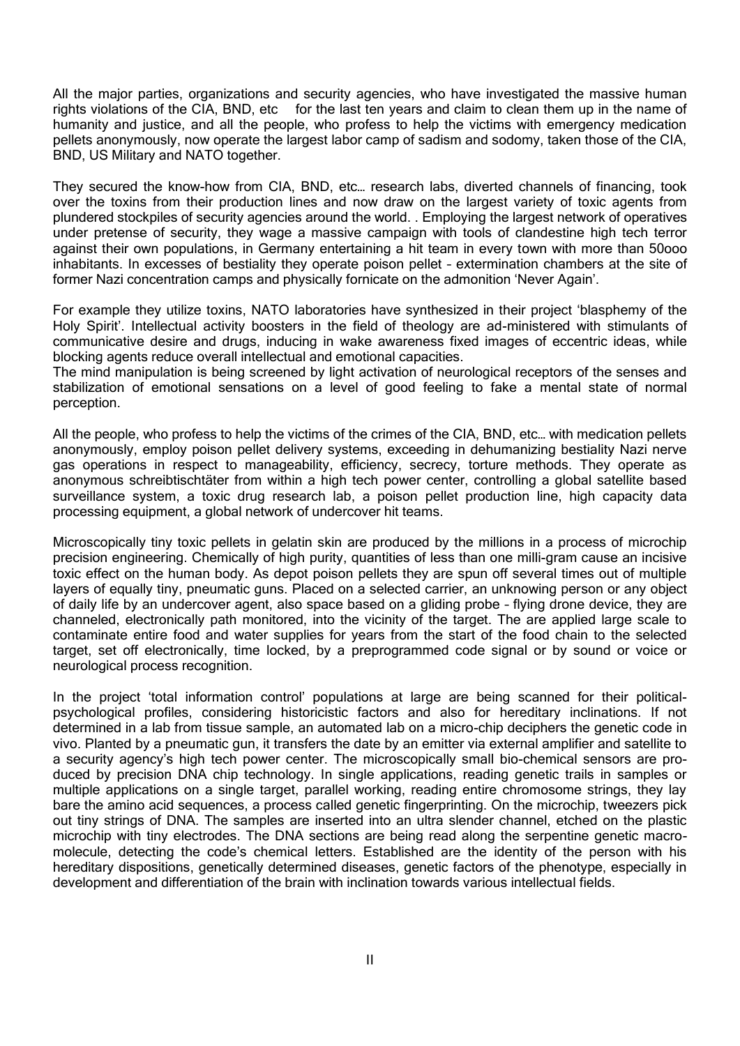All the major parties, organizations and security agencies, who have investigated the massive human rights violations of the CIA, BND, etc  for the last ten years and claim to clean them up in the name of humanity and justice, and all the people, who profess to help the victims with emergency medication pellets anonymously, now operate the largest labor camp of sadism and sodomy, taken those of the CIA, BND, US Military and NATO together.

They secured the know-how from CIA, BND, etc… research labs, diverted channels of financing, took over the toxins from their production lines and now draw on the largest variety of toxic agents from plundered stockpiles of security agencies around the world. . Employing the largest network of operatives under pretense of security, they wage a massive campaign with tools of clandestine high tech terror against their own populations, in Germany entertaining a hit team in every town with more than 50ooo inhabitants. In excesses of bestiality they operate poison pellet – extermination chambers at the site of former Nazi concentration camps and physically fornicate on the admonition 'Never Again'.

For example they utilize toxins, NATO laboratories have synthesized in their project 'blasphemy of the Holy Spirit'. Intellectual activity boosters in the field of theology are ad-ministered with stimulants of communicative desire and drugs, inducing in wake awareness fixed images of eccentric ideas, while blocking agents reduce overall intellectual and emotional capacities.
The mind manipulation is being screened by light activation of neurological receptors of the senses and stabilization of emotional sensations on a level of good feeling to fake a mental state of normal perception.

All the people, who profess to help the victims of the crimes of the CIA, BND, etc… with medication pellets anonymously, employ poison pellet delivery systems, exceeding in dehumanizing bestiality Nazi nerve gas operations in respect to manageability, efficiency, secrecy, torture methods. They operate as anonymous schreibtischtäter from within a high tech power center, controlling a global satellite based surveillance system, a toxic drug research lab, a poison pellet production line, high capacity data processing equipment, a global network of undercover hit teams.

Microscopically tiny toxic pellets in gelatin skin are produced by the millions in a process of microchip precision engineering. Chemically of high purity, quantities of less than one milli-gram cause an incisive toxic effect on the human body. As depot poison pellets they are spun off several times out of multiple layers of equally tiny, pneumatic guns. Placed on a selected carrier, an unknowing person or any object of daily life by an undercover agent, also space based on a gliding probe – flying drone device, they are channeled, electronically path monitored, into the vicinity of the target. The are applied large scale to contaminate entire food and water supplies for years from the start of the food chain to the selected target, set off electronically, time locked, by a preprogrammed code signal or by sound or voice or neurological process recognition.

In the project 'total information control' populations at large are being scanned for their political-psychological profiles, considering historicistic factors and also for hereditary inclinations. If not determined in a lab from tissue sample, an automated lab on a micro-chip deciphers the genetic code in vivo. Planted by a pneumatic gun, it transfers the date by an emitter via external amplifier and satellite to a security agency's high tech power center. The microscopically small bio-chemical sensors are pro-duced by precision DNA chip technology. In single applications, reading genetic trails in samples or multiple applications on a single target, parallel working, reading entire chromosome strings, they lay bare the amino acid sequences, a process called genetic fingerprinting. On the microchip, tweezers pick out tiny strings of DNA. The samples are inserted into an ultra slender channel, etched on the plastic microchip with tiny electrodes. The DNA sections are being read along the serpentine genetic macro-molecule, detecting the code's chemical letters. Established are the identity of the person with his hereditary dispositions, genetically determined diseases, genetic factors of the phenotype, especially in development and differentiation of the brain with inclination towards various intellectual fields.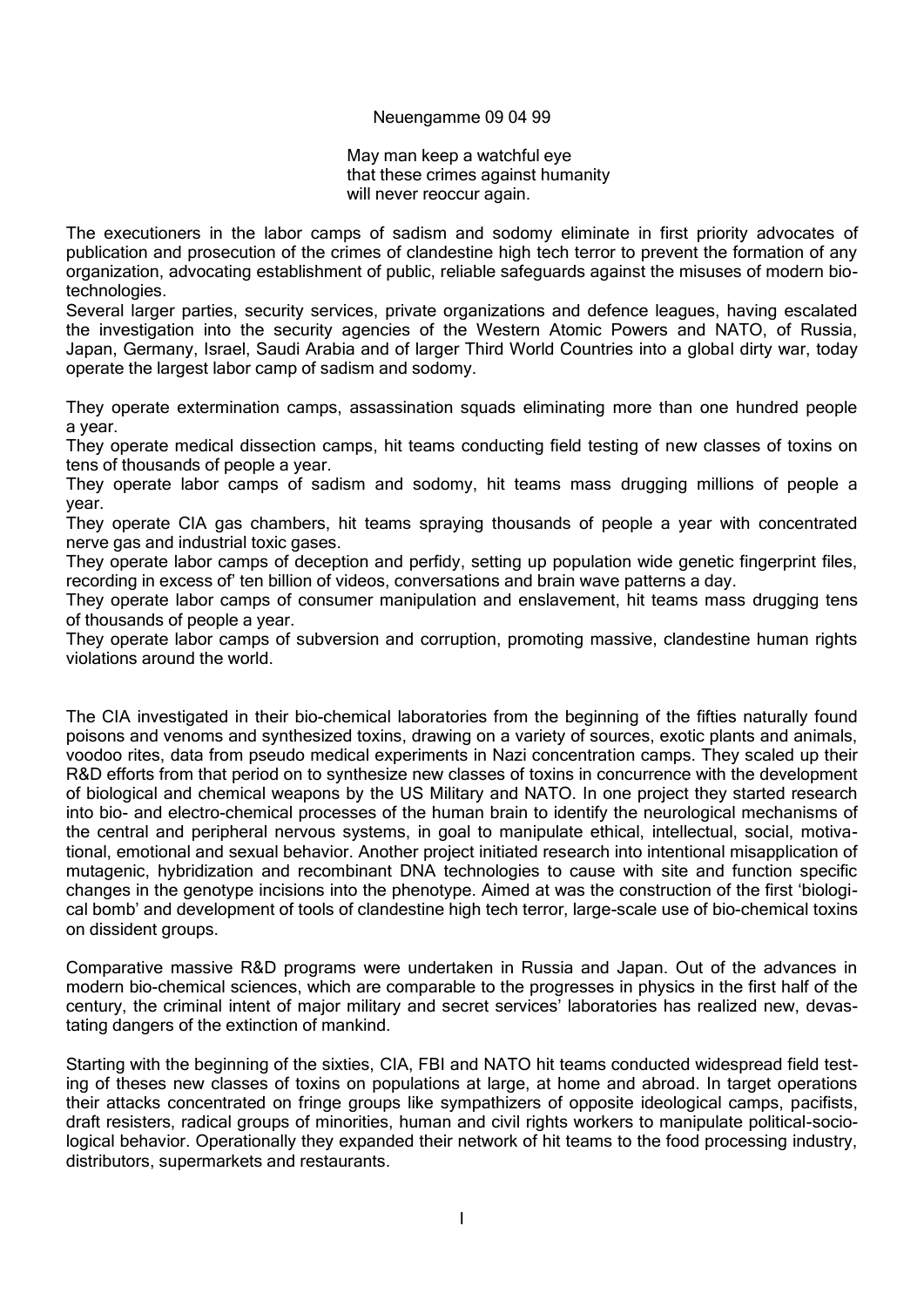Neuengamme 09 04 99

May man keep a watchful eye
that these crimes against humanity
will never reoccur again.

The executioners in the labor camps of sadism and sodomy eliminate in first priority advocates of publication and prosecution of the crimes of clandestine high tech terror to prevent the formation of any organization, advocating establishment of public, reliable safeguards against the misuses of modern bio-technologies.
Several larger parties, security services, private organizations and defence leagues, having escalated the investigation into the security agencies of the Western Atomic Powers and NATO, of Russia, Japan, Germany, Israel, Saudi Arabia and of larger Third World Countries into a global dirty war, today operate the largest labor camp of sadism and sodomy.

They operate extermination camps, assassination squads eliminating more than one hundred people a year.
They operate medical dissection camps, hit teams conducting field testing of new classes of toxins on tens of thousands of people a year.
They operate labor camps of sadism and sodomy, hit teams mass drugging millions of people a year.
They operate CIA gas chambers, hit teams spraying thousands of people a year with concentrated nerve gas and industrial toxic gases.
They operate labor camps of deception and perfidy, setting up population wide genetic fingerprint files, recording in excess of' ten billion of videos, conversations and brain wave patterns a day.
They operate labor camps of consumer manipulation and enslavement, hit teams mass drugging tens of thousands of people a year.
They operate labor camps of subversion and corruption, promoting massive, clandestine human rights violations around the world.

The CIA investigated in their bio-chemical laboratories from the beginning of the fifties naturally found poisons and venoms and synthesized toxins, drawing on a variety of sources, exotic plants and animals, voodoo rites, data from pseudo medical experiments in Nazi concentration camps. They scaled up their R&D efforts from that period on to synthesize new classes of toxins in concurrence with the development of biological and chemical weapons by the US Military and NATO. In one project they started research into bio- and electro-chemical processes of the human brain to identify the neurological mechanisms of the central and peripheral nervous systems, in goal to manipulate ethical, intellectual, social, motivational, emotional and sexual behavior. Another project initiated research into intentional misapplication of mutagenic, hybridization and recombinant DNA technologies to cause with site and function specific changes in the genotype incisions into the phenotype. Aimed at was the construction of the first 'biological bomb' and development of tools of clandestine high tech terror, large-scale use of bio-chemical toxins on dissident groups.

Comparative massive R&D programs were undertaken in Russia and Japan. Out of the advances in modern bio-chemical sciences, which are comparable to the progresses in physics in the first half of the century, the criminal intent of major military and secret services' laboratories has realized new, devastating dangers of the extinction of mankind.

Starting with the beginning of the sixties, CIA, FBI and NATO hit teams conducted widespread field testing of theses new classes of toxins on populations at large, at home and abroad. In target operations their attacks concentrated on fringe groups like sympathizers of opposite ideological camps, pacifists, draft resisters, radical groups of minorities, human and civil rights workers to manipulate political-sociological behavior. Operationally they expanded their network of hit teams to the food processing industry, distributors, supermarkets and restaurants.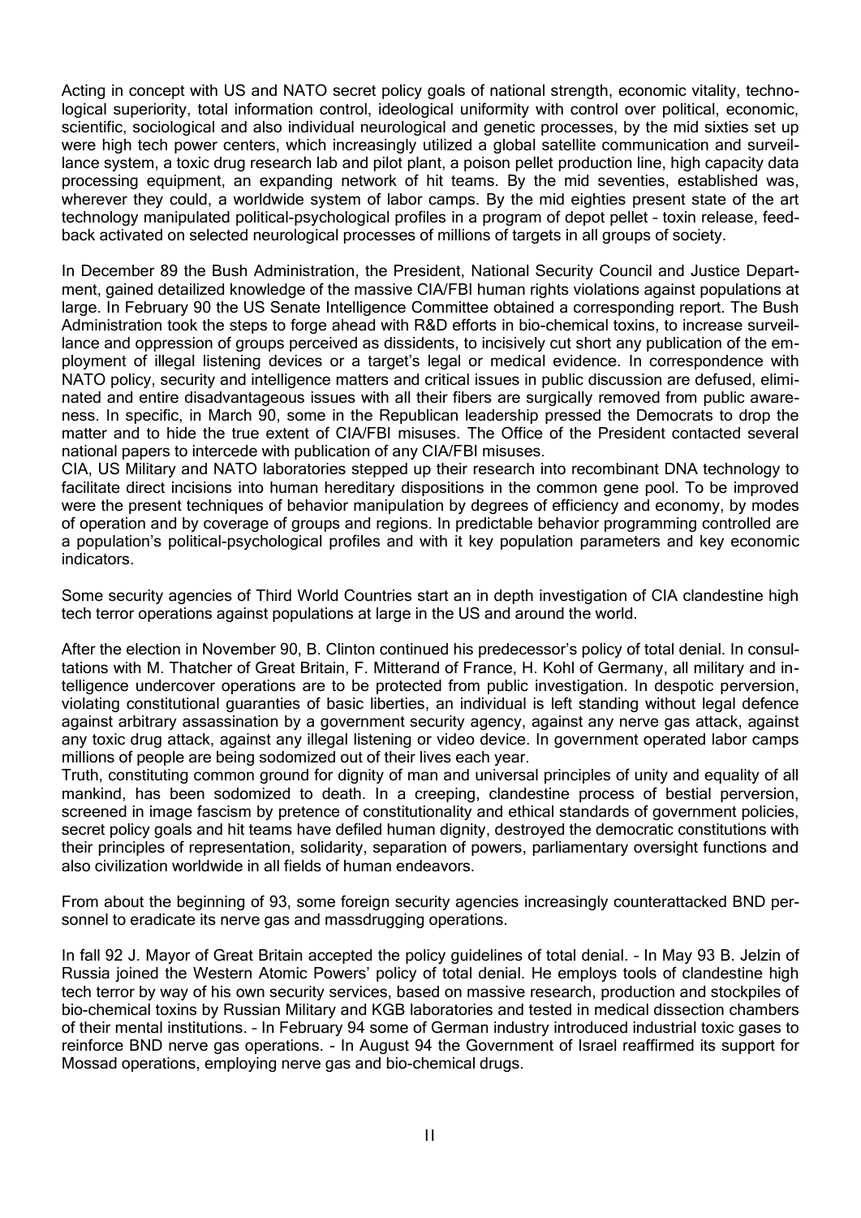Acting in concept with US and NATO secret policy goals of national strength, economic vitality, technological superiority, total information control, ideological uniformity with control over political, economic, scientific, sociological and also individual neurological and genetic processes, by the mid sixties set up were high tech power centers, which increasingly utilized a global satellite communication and surveillance system, a toxic drug research lab and pilot plant, a poison pellet production line, high capacity data processing equipment, an expanding network of hit teams. By the mid seventies, established was, wherever they could, a worldwide system of labor camps. By the mid eighties present state of the art technology manipulated political-psychological profiles in a program of depot pellet – toxin release, feedback activated on selected neurological processes of millions of targets in all groups of society.

In December 89 the Bush Administration, the President, National Security Council and Justice Department, gained detailized knowledge of the massive CIA/FBI human rights violations against populations at large. In February 90 the US Senate Intelligence Committee obtained a corresponding report. The Bush Administration took the steps to forge ahead with R&D efforts in bio-chemical toxins, to increase surveillance and oppression of groups perceived as dissidents, to incisively cut short any publication of the employment of illegal listening devices or a target's legal or medical evidence. In correspondence with NATO policy, security and intelligence matters and critical issues in public discussion are defused, eliminated and entire disadvantageous issues with all their fibers are surgically removed from public awareness. In specific, in March 90, some in the Republican leadership pressed the Democrats to drop the matter and to hide the true extent of CIA/FBI misuses. The Office of the President contacted several national papers to intercede with publication of any CIA/FBI misuses.
CIA, US Military and NATO laboratories stepped up their research into recombinant DNA technology to facilitate direct incisions into human hereditary dispositions in the common gene pool. To be improved were the present techniques of behavior manipulation by degrees of efficiency and economy, by modes of operation and by coverage of groups and regions. In predictable behavior programming controlled are a population's political-psychological profiles and with it key population parameters and key economic indicators.

Some security agencies of Third World Countries start an in depth investigation of CIA clandestine high tech terror operations against populations at large in the US and around the world.

After the election in November 90, B. Clinton continued his predecessor's policy of total denial. In consultations with M. Thatcher of Great Britain, F. Mitterand of France, H. Kohl of Germany, all military and intelligence undercover operations are to be protected from public investigation. In despotic perversion, violating constitutional guaranties of basic liberties, an individual is left standing without legal defence against arbitrary assassination by a government security agency, against any nerve gas attack, against any toxic drug attack, against any illegal listening or video device. In government operated labor camps millions of people are being sodomized out of their lives each year.
Truth, constituting common ground for dignity of man and universal principles of unity and equality of all mankind, has been sodomized to death. In a creeping, clandestine process of bestial perversion, screened in image fascism by pretence of constitutionality and ethical standards of government policies, secret policy goals and hit teams have defiled human dignity, destroyed the democratic constitutions with their principles of representation, solidarity, separation of powers, parliamentary oversight functions and also civilization worldwide in all fields of human endeavors.

From about the beginning of 93, some foreign security agencies increasingly counterattacked BND personnel to eradicate its nerve gas and massdrugging operations.

In fall 92 J. Mayor of Great Britain accepted the policy guidelines of total denial. – In May 93 B. Jelzin of Russia joined the Western Atomic Powers' policy of total denial. He employs tools of clandestine high tech terror by way of his own security services, based on massive research, production and stockpiles of bio-chemical toxins by Russian Military and KGB laboratories and tested in medical dissection chambers of their mental institutions. – In February 94 some of German industry introduced industrial toxic gases to reinforce BND nerve gas operations. - In August 94 the Government of Israel reaffirmed its support for Mossad operations, employing nerve gas and bio-chemical drugs.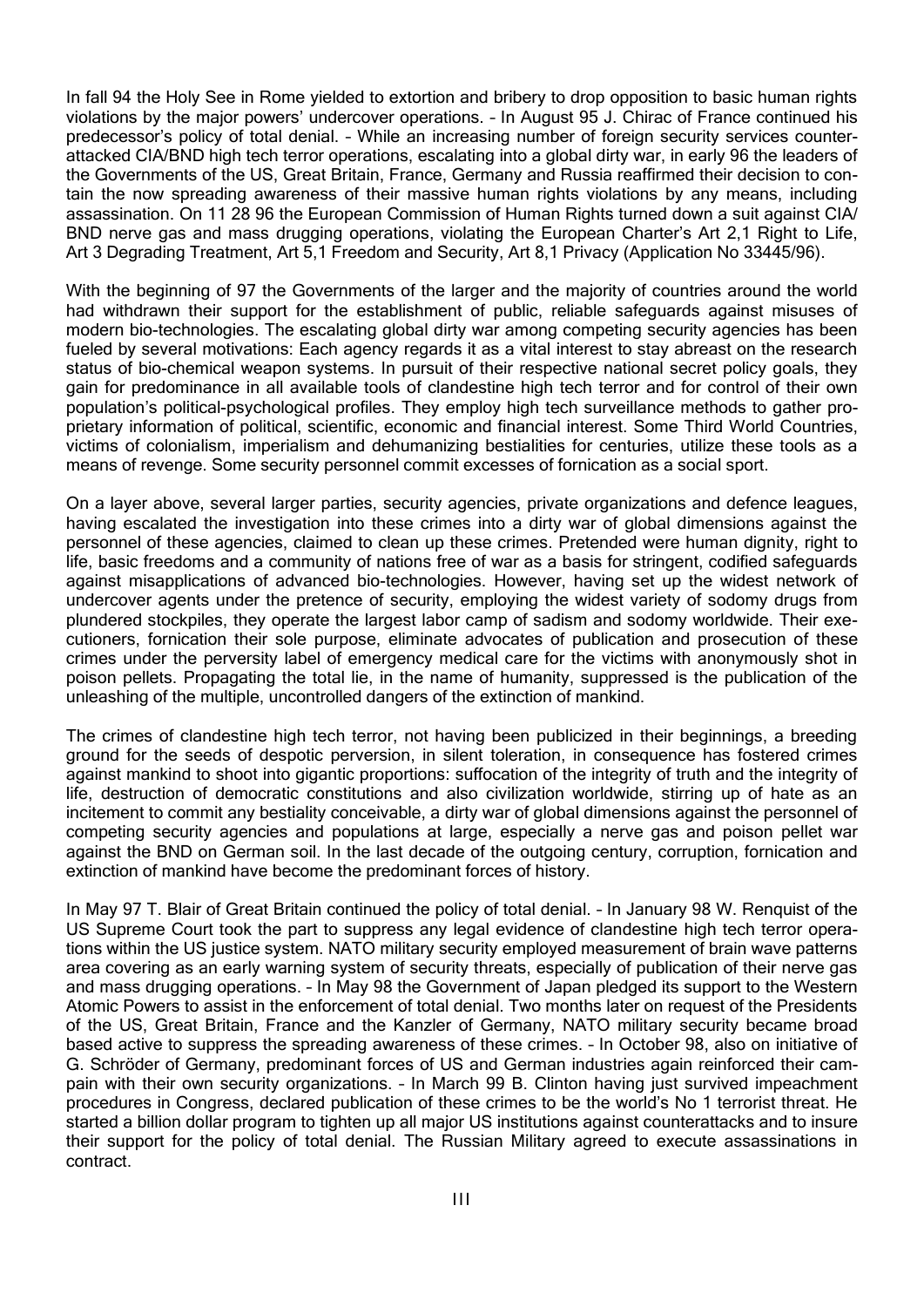In fall 94 the Holy See in Rome yielded to extortion and bribery to drop opposition to basic human rights violations by the major powers' undercover operations. – In August 95 J. Chirac of France continued his predecessor's policy of total denial. – While an increasing number of foreign security services counter-attacked CIA/BND high tech terror operations, escalating into a global dirty war, in early 96 the leaders of the Governments of the US, Great Britain, France, Germany and Russia reaffirmed their decision to contain the now spreading awareness of their massive human rights violations by any means, including assassination. On 11 28 96 the European Commission of Human Rights turned down a suit against CIA/BND nerve gas and mass drugging operations, violating the European Charter's Art 2,1 Right to Life, Art 3 Degrading Treatment, Art 5,1 Freedom and Security, Art 8,1 Privacy (Application No 33445/96).

With the beginning of 97 the Governments of the larger and the majority of countries around the world had withdrawn their support for the establishment of public, reliable safeguards against misuses of modern bio-technologies. The escalating global dirty war among competing security agencies has been fueled by several motivations: Each agency regards it as a vital interest to stay abreast on the research status of bio-chemical weapon systems. In pursuit of their respective national secret policy goals, they gain for predominance in all available tools of clandestine high tech terror and for control of their own population's political-psychological profiles. They employ high tech surveillance methods to gather proprietary information of political, scientific, economic and financial interest. Some Third World Countries, victims of colonialism, imperialism and dehumanizing bestialities for centuries, utilize these tools as a means of revenge. Some security personnel commit excesses of fornication as a social sport.

On a layer above, several larger parties, security agencies, private organizations and defence leagues, having escalated the investigation into these crimes into a dirty war of global dimensions against the personnel of these agencies, claimed to clean up these crimes. Pretended were human dignity, right to life, basic freedoms and a community of nations free of war as a basis for stringent, codified safeguards against misapplications of advanced bio-technologies. However, having set up the widest network of undercover agents under the pretence of security, employing the widest variety of sodomy drugs from plundered stockpiles, they operate the largest labor camp of sadism and sodomy worldwide. Their executioners, fornication their sole purpose, eliminate advocates of publication and prosecution of these crimes under the perversity label of emergency medical care for the victims with anonymously shot in poison pellets. Propagating the total lie, in the name of humanity, suppressed is the publication of the unleashing of the multiple, uncontrolled dangers of the extinction of mankind.

The crimes of clandestine high tech terror, not having been publicized in their beginnings, a breeding ground for the seeds of despotic perversion, in silent toleration, in consequence has fostered crimes against mankind to shoot into gigantic proportions: suffocation of the integrity of truth and the integrity of life, destruction of democratic constitutions and also civilization worldwide, stirring up of hate as an incitement to commit any bestiality conceivable, a dirty war of global dimensions against the personnel of competing security agencies and populations at large, especially a nerve gas and poison pellet war against the BND on German soil. In the last decade of the outgoing century, corruption, fornication and extinction of mankind have become the predominant forces of history.

In May 97 T. Blair of Great Britain continued the policy of total denial. – In January 98 W. Renquist of the US Supreme Court took the part to suppress any legal evidence of clandestine high tech terror operations within the US justice system. NATO military security employed measurement of brain wave patterns area covering as an early warning system of security threats, especially of publication of their nerve gas and mass drugging operations. – In May 98 the Government of Japan pledged its support to the Western Atomic Powers to assist in the enforcement of total denial. Two months later on request of the Presidents of the US, Great Britain, France and the Kanzler of Germany, NATO military security became broad based active to suppress the spreading awareness of these crimes. – In October 98, also on initiative of G. Schröder of Germany, predominant forces of US and German industries again reinforced their campain with their own security organizations. – In March 99 B. Clinton having just survived impeachment procedures in Congress, declared publication of these crimes to be the world's No 1 terrorist threat. He started a billion dollar program to tighten up all major US institutions against counterattacks and to insure their support for the policy of total denial. The Russian Military agreed to execute assassinations in contract.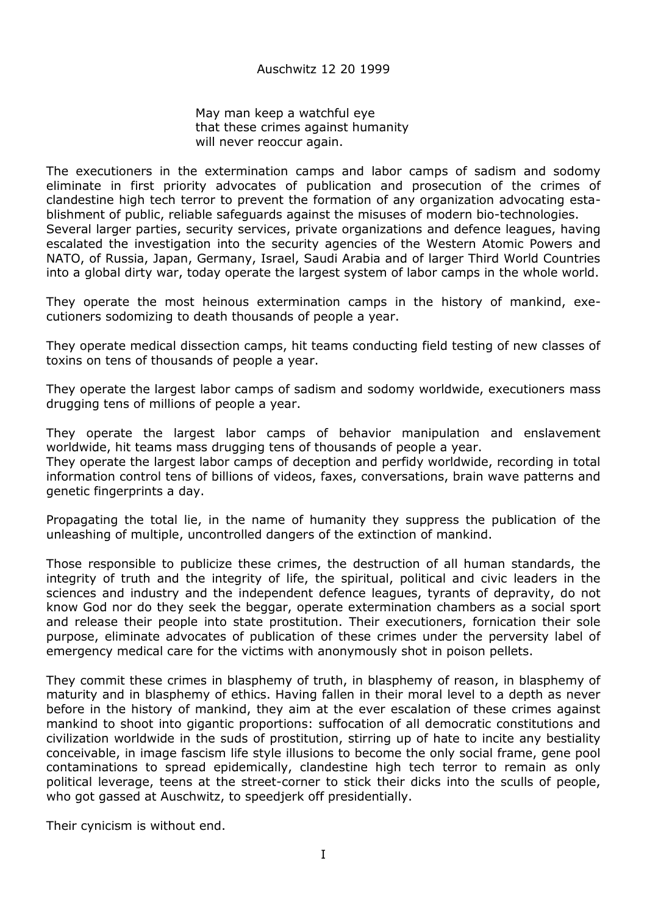Auschwitz 12 20 1999

> May man keep a watchful eye
> that these crimes against humanity
> will never reoccur again.

The executioners in the extermination camps and labor camps of sadism and sodomy eliminate in first priority advocates of publication and prosecution of the crimes of clandestine high tech terror to prevent the formation of any organization advocating establishment of public, reliable safeguards against the misuses of modern bio-technologies.
Several larger parties, security services, private organizations and defence leagues, having escalated the investigation into the security agencies of the Western Atomic Powers and NATO, of Russia, Japan, Germany, Israel, Saudi Arabia and of larger Third World Countries into a global dirty war, today operate the largest system of labor camps in the whole world.

They operate the most heinous extermination camps in the history of mankind, executioners sodomizing to death thousands of people a year.

They operate medical dissection camps, hit teams conducting field testing of new classes of toxins on tens of thousands of people a year.

They operate the largest labor camps of sadism and sodomy worldwide, executioners mass drugging tens of millions of people a year.

They operate the largest labor camps of behavior manipulation and enslavement worldwide, hit teams mass drugging tens of thousands of people a year.
They operate the largest labor camps of deception and perfidy worldwide, recording in total information control tens of billions of videos, faxes, conversations, brain wave patterns and genetic fingerprints a day.

Propagating the total lie, in the name of humanity they suppress the publication of the unleashing of multiple, uncontrolled dangers of the extinction of mankind.

Those responsible to publicize these crimes, the destruction of all human standards, the integrity of truth and the integrity of life, the spiritual, political and civic leaders in the sciences and industry and the independent defence leagues, tyrants of depravity, do not know God nor do they seek the beggar, operate extermination chambers as a social sport and release their people into state prostitution. Their executioners, fornication their sole purpose, eliminate advocates of publication of these crimes under the perversity label of emergency medical care for the victims with anonymously shot in poison pellets.

They commit these crimes in blasphemy of truth, in blasphemy of reason, in blasphemy of maturity and in blasphemy of ethics. Having fallen in their moral level to a depth as never before in the history of mankind, they aim at the ever escalation of these crimes against mankind to shoot into gigantic proportions: suffocation of all democratic constitutions and civilization worldwide in the suds of prostitution, stirring up of hate to incite any bestiality conceivable, in image fascism life style illusions to become the only social frame, gene pool contaminations to spread epidemically, clandestine high tech terror to remain as only political leverage, teens at the street-corner to stick their dicks into the sculls of people, who got gassed at Auschwitz, to speedjerk off presidentially.

Their cynicism is without end.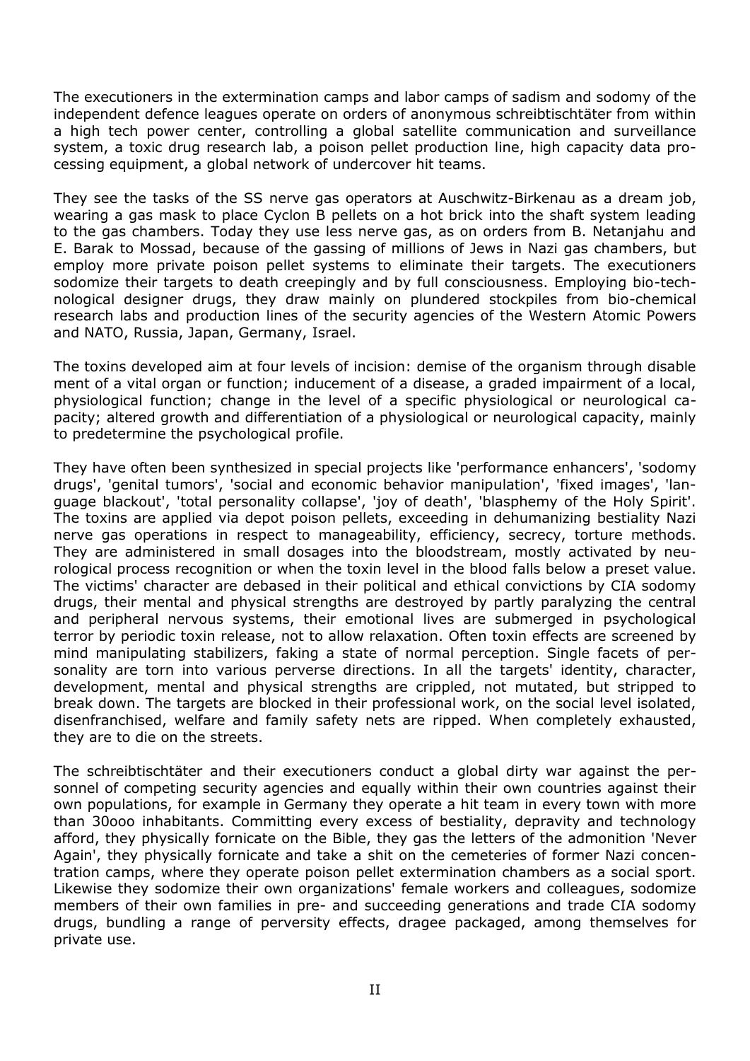The executioners in the extermination camps and labor camps of sadism and sodomy of the independent defence leagues operate on orders of anonymous schreibtischtäter from within a high tech power center, controlling a global satellite communication and surveillance system, a toxic drug research lab, a poison pellet production line, high capacity data processing equipment, a global network of undercover hit teams.

They see the tasks of the SS nerve gas operators at Auschwitz-Birkenau as a dream job, wearing a gas mask to place Cyclon B pellets on a hot brick into the shaft system leading to the gas chambers. Today they use less nerve gas, as on orders from B. Netanjahu and E. Barak to Mossad, because of the gassing of millions of Jews in Nazi gas chambers, but employ more private poison pellet systems to eliminate their targets. The executioners sodomize their targets to death creepingly and by full consciousness. Employing bio-technological designer drugs, they draw mainly on plundered stockpiles from bio-chemical research labs and production lines of the security agencies of the Western Atomic Powers and NATO, Russia, Japan, Germany, Israel.

The toxins developed aim at four levels of incision: demise of the organism through disable ment of a vital organ or function; inducement of a disease, a graded impairment of a local, physiological function; change in the level of a specific physiological or neurological capacity; altered growth and differentiation of a physiological or neurological capacity, mainly to predetermine the psychological profile.

They have often been synthesized in special projects like 'performance enhancers', 'sodomy drugs', 'genital tumors', 'social and economic behavior manipulation', 'fixed images', 'language blackout', 'total personality collapse', 'joy of death', 'blasphemy of the Holy Spirit'. The toxins are applied via depot poison pellets, exceeding in dehumanizing bestiality Nazi nerve gas operations in respect to manageability, efficiency, secrecy, torture methods. They are administered in small dosages into the bloodstream, mostly activated by neurological process recognition or when the toxin level in the blood falls below a preset value. The victims' character are debased in their political and ethical convictions by CIA sodomy drugs, their mental and physical strengths are destroyed by partly paralyzing the central and peripheral nervous systems, their emotional lives are submerged in psychological terror by periodic toxin release, not to allow relaxation. Often toxin effects are screened by mind manipulating stabilizers, faking a state of normal perception. Single facets of personality are torn into various perverse directions. In all the targets' identity, character, development, mental and physical strengths are crippled, not mutated, but stripped to break down. The targets are blocked in their professional work, on the social level isolated, disenfranchised, welfare and family safety nets are ripped. When completely exhausted, they are to die on the streets.

The schreibtischtäter and their executioners conduct a global dirty war against the personnel of competing security agencies and equally within their own countries against their own populations, for example in Germany they operate a hit team in every town with more than 30ooo inhabitants. Committing every excess of bestiality, depravity and technology afford, they physically fornicate on the Bible, they gas the letters of the admonition 'Never Again', they physically fornicate and take a shit on the cemeteries of former Nazi concentration camps, where they operate poison pellet extermination chambers as a social sport. Likewise they sodomize their own organizations' female workers and colleagues, sodomize members of their own families in pre- and succeeding generations and trade CIA sodomy drugs, bundling a range of perversity effects, dragee packaged, among themselves for private use.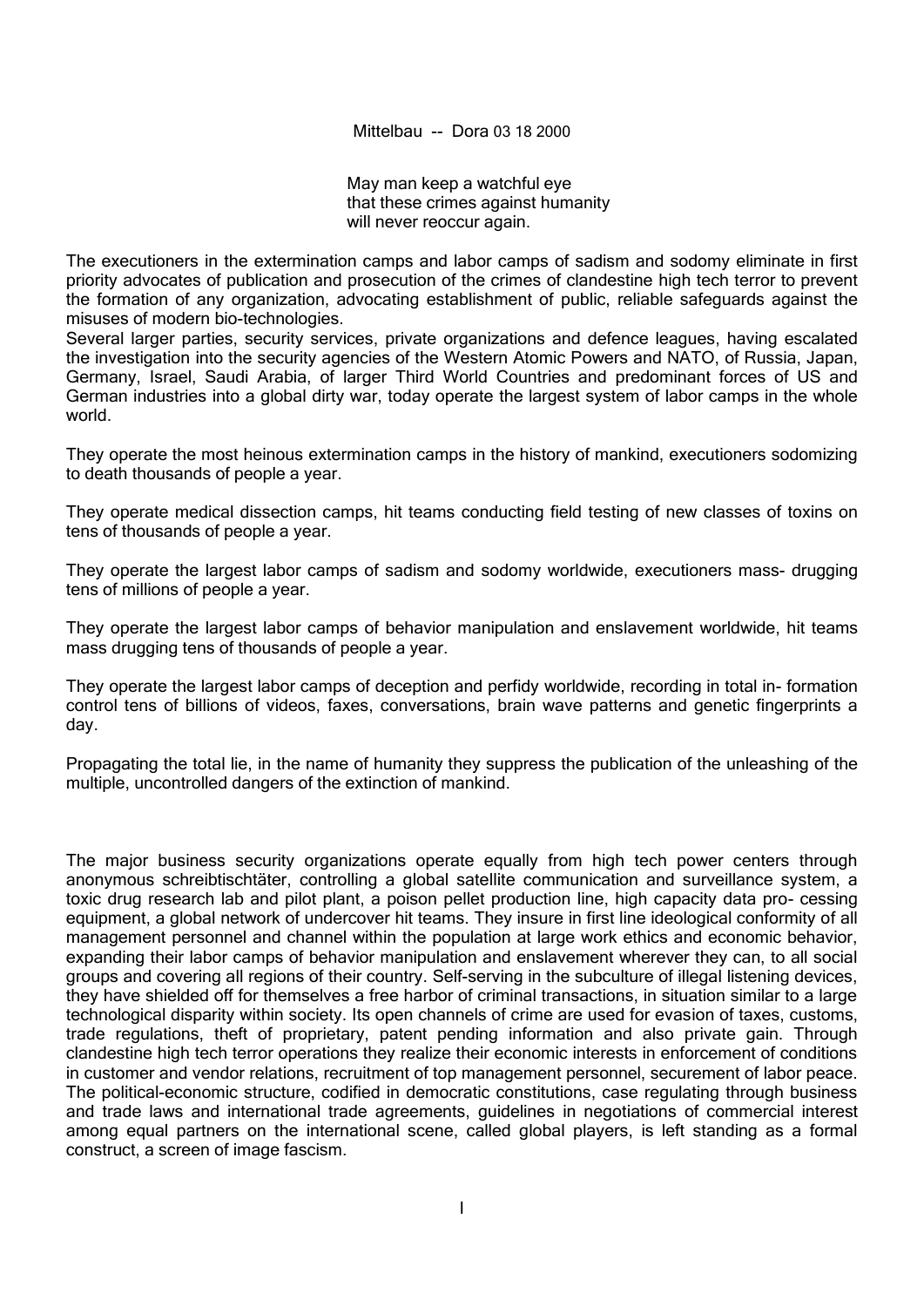Mittelbau -- Dora 03 18 2000

May man keep a watchful eye
that these crimes against humanity
will never reoccur again.

The executioners in the extermination camps and labor camps of sadism and sodomy eliminate in first priority advocates of publication and prosecution of the crimes of clandestine high tech terror to prevent the formation of any organization, advocating establishment of public, reliable safeguards against the misuses of modern bio-technologies.
Several larger parties, security services, private organizations and defence leagues, having escalated the investigation into the security agencies of the Western Atomic Powers and NATO, of Russia, Japan, Germany, Israel, Saudi Arabia, of larger Third World Countries and predominant forces of US and German industries into a global dirty war, today operate the largest system of labor camps in the whole world.

They operate the most heinous extermination camps in the history of mankind, executioners sodomizing to death thousands of people a year.

They operate medical dissection camps, hit teams conducting field testing of new classes of toxins on tens of thousands of people a year.

They operate the largest labor camps of sadism and sodomy worldwide, executioners mass- drugging tens of millions of people a year.

They operate the largest labor camps of behavior manipulation and enslavement worldwide, hit teams mass drugging tens of thousands of people a year.

They operate the largest labor camps of deception and perfidy worldwide, recording in total in- formation control tens of billions of videos, faxes, conversations, brain wave patterns and genetic fingerprints a day.

Propagating the total lie, in the name of humanity they suppress the publication of the unleashing of the multiple, uncontrolled dangers of the extinction of mankind.

The major business security organizations operate equally from high tech power centers through anonymous schreibtischtäter, controlling a global satellite communication and surveillance system, a toxic drug research lab and pilot plant, a poison pellet production line, high capacity data pro- cessing equipment, a global network of undercover hit teams. They insure in first line ideological conformity of all management personnel and channel within the population at large work ethics and economic behavior, expanding their labor camps of behavior manipulation and enslavement wherever they can, to all social groups and covering all regions of their country. Self-serving in the subculture of illegal listening devices, they have shielded off for themselves a free harbor of criminal transactions, in situation similar to a large technological disparity within society. Its open channels of crime are used for evasion of taxes, customs, trade regulations, theft of proprietary, patent pending information and also private gain. Through clandestine high tech terror operations they realize their economic interests in enforcement of conditions in customer and vendor relations, recruitment of top management personnel, securement of labor peace. The political-economic structure, codified in democratic constitutions, case regulating through business and trade laws and international trade agreements, guidelines in negotiations of commercial interest among equal partners on the international scene, called global players, is left standing as a formal construct, a screen of image fascism.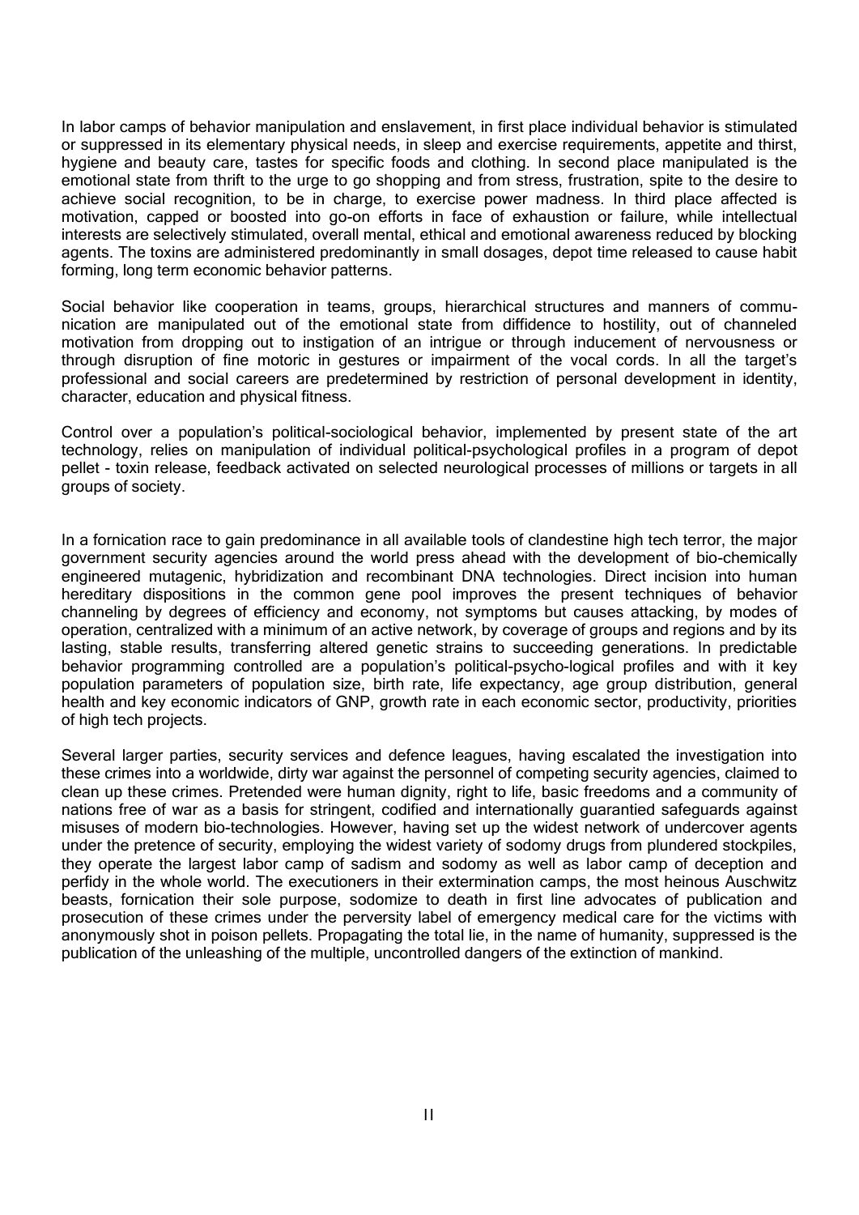In labor camps of behavior manipulation and enslavement, in first place individual behavior is stimulated or suppressed in its elementary physical needs, in sleep and exercise requirements, appetite and thirst, hygiene and beauty care, tastes for specific foods and clothing. In second place manipulated is the emotional state from thrift to the urge to go shopping and from stress, frustration, spite to the desire to achieve social recognition, to be in charge, to exercise power madness. In third place affected is motivation, capped or boosted into go-on efforts in face of exhaustion or failure, while intellectual interests are selectively stimulated, overall mental, ethical and emotional awareness reduced by blocking agents. The toxins are administered predominantly in small dosages, depot time released to cause habit forming, long term economic behavior patterns.

Social behavior like cooperation in teams, groups, hierarchical structures and manners of communication are manipulated out of the emotional state from diffidence to hostility, out of channeled motivation from dropping out to instigation of an intrigue or through inducement of nervousness or through disruption of fine motoric in gestures or impairment of the vocal cords. In all the target's professional and social careers are predetermined by restriction of personal development in identity, character, education and physical fitness.

Control over a population's political-sociological behavior, implemented by present state of the art technology, relies on manipulation of individual political-psychological profiles in a program of depot pellet - toxin release, feedback activated on selected neurological processes of millions or targets in all groups of society.

In a fornication race to gain predominance in all available tools of clandestine high tech terror, the major government security agencies around the world press ahead with the development of bio-chemically engineered mutagenic, hybridization and recombinant DNA technologies. Direct incision into human hereditary dispositions in the common gene pool improves the present techniques of behavior channeling by degrees of efficiency and economy, not symptoms but causes attacking, by modes of operation, centralized with a minimum of an active network, by coverage of groups and regions and by its lasting, stable results, transferring altered genetic strains to succeeding generations. In predictable behavior programming controlled are a population's political-psycho-logical profiles and with it key population parameters of population size, birth rate, life expectancy, age group distribution, general health and key economic indicators of GNP, growth rate in each economic sector, productivity, priorities of high tech projects.

Several larger parties, security services and defence leagues, having escalated the investigation into these crimes into a worldwide, dirty war against the personnel of competing security agencies, claimed to clean up these crimes. Pretended were human dignity, right to life, basic freedoms and a community of nations free of war as a basis for stringent, codified and internationally guarantied safeguards against misuses of modern bio-technologies. However, having set up the widest network of undercover agents under the pretence of security, employing the widest variety of sodomy drugs from plundered stockpiles, they operate the largest labor camp of sadism and sodomy as well as labor camp of deception and perfidy in the whole world. The executioners in their extermination camps, the most heinous Auschwitz beasts, fornication their sole purpose, sodomize to death in first line advocates of publication and prosecution of these crimes under the perversity label of emergency medical care for the victims with anonymously shot in poison pellets. Propagating the total lie, in the name of humanity, suppressed is the publication of the unleashing of the multiple, uncontrolled dangers of the extinction of mankind.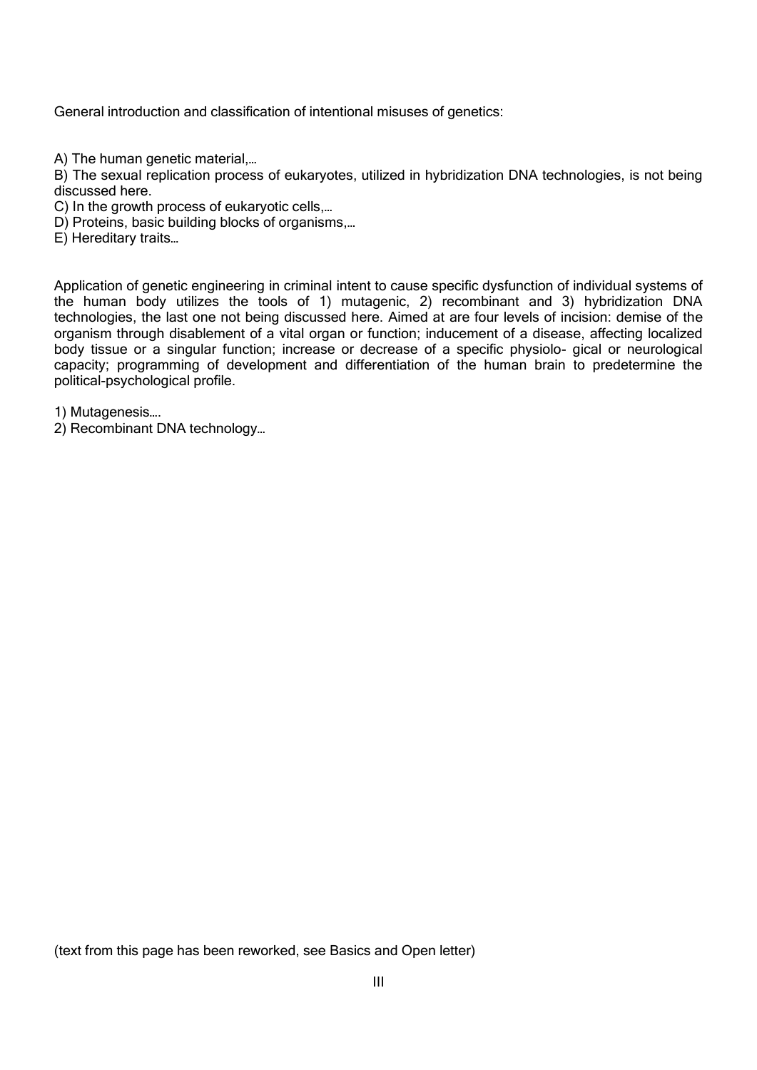General introduction and classification of intentional misuses of genetics:

A) The human genetic material,…
B) The sexual replication process of eukaryotes, utilized in hybridization DNA technologies, is not being discussed here.
C) In the growth process of eukaryotic cells,…
D) Proteins, basic building blocks of organisms,…
E) Hereditary traits…

Application of genetic engineering in criminal intent to cause specific dysfunction of individual systems of the human body utilizes the tools of 1) mutagenic, 2) recombinant and 3) hybridization DNA technologies, the last one not being discussed here. Aimed at are four levels of incision: demise of the organism through disablement of a vital organ or function; inducement of a disease, affecting localized body tissue or a singular function; increase or decrease of a specific physiolo- gical or neurological capacity; programming of development and differentiation of the human brain to predetermine the political-psychological profile.

1) Mutagenesis….
2) Recombinant DNA technology…

(text from this page has been reworked, see Basics and Open letter)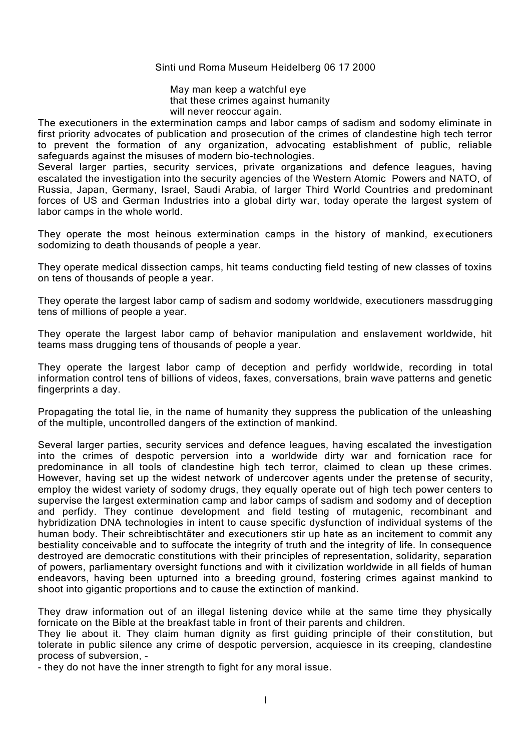Sinti und Roma Museum Heidelberg 06 17 2000

May man keep a watchful eye
that these crimes against humanity
will never reoccur again.

The executioners in the extermination camps and labor camps of sadism and sodomy eliminate in first priority advocates of publication and prosecution of the crimes of clandestine high tech terror to prevent the formation of any organization, advocating establishment of public, reliable safeguards against the misuses of modern bio-technologies.

Several larger parties, security services, private organizations and defence leagues, having escalated the investigation into the security agencies of the Western Atomic Powers and NATO, of Russia, Japan, Germany, Israel, Saudi Arabia, of larger Third World Countries and predominant forces of US and German Industries into a global dirty war, today operate the largest system of labor camps in the whole world.

They operate the most heinous extermination camps in the history of mankind, executioners sodomizing to death thousands of people a year.

They operate medical dissection camps, hit teams conducting field testing of new classes of toxins on tens of thousands of people a year.

They operate the largest labor camp of sadism and sodomy worldwide, executioners massdrugging tens of millions of people a year.

They operate the largest labor camp of behavior manipulation and enslavement worldwide, hit teams mass drugging tens of thousands of people a year.

They operate the largest labor camp of deception and perfidy worldwide, recording in total information control tens of billions of videos, faxes, conversations, brain wave patterns and genetic fingerprints a day.

Propagating the total lie, in the name of humanity they suppress the publication of the unleashing of the multiple, uncontrolled dangers of the extinction of mankind.

Several larger parties, security services and defence leagues, having escalated the investigation into the crimes of despotic perversion into a worldwide dirty war and fornication race for predominance in all tools of clandestine high tech terror, claimed to clean up these crimes. However, having set up the widest network of undercover agents under the pretense of security, employ the widest variety of sodomy drugs, they equally operate out of high tech power centers to supervise the largest extermination camp and labor camps of sadism and sodomy and of deception and perfidy. They continue development and field testing of mutagenic, recombinant and hybridization DNA technologies in intent to cause specific dysfunction of individual systems of the human body. Their schreibtischtäter and executioners stir up hate as an incitement to commit any bestiality conceivable and to suffocate the integrity of truth and the integrity of life. In consequence destroyed are democratic constitutions with their principles of representation, solidarity, separation of powers, parliamentary oversight functions and with it civilization worldwide in all fields of human endeavors, having been upturned into a breeding ground, fostering crimes against mankind to shoot into gigantic proportions and to cause the extinction of mankind.

They draw information out of an illegal listening device while at the same time they physically fornicate on the Bible at the breakfast table in front of their parents and children.
They lie about it. They claim human dignity as first guiding principle of their constitution, but tolerate in public silence any crime of despotic perversion, acquiesce in its creeping, clandestine process of subversion, -
- they do not have the inner strength to fight for any moral issue.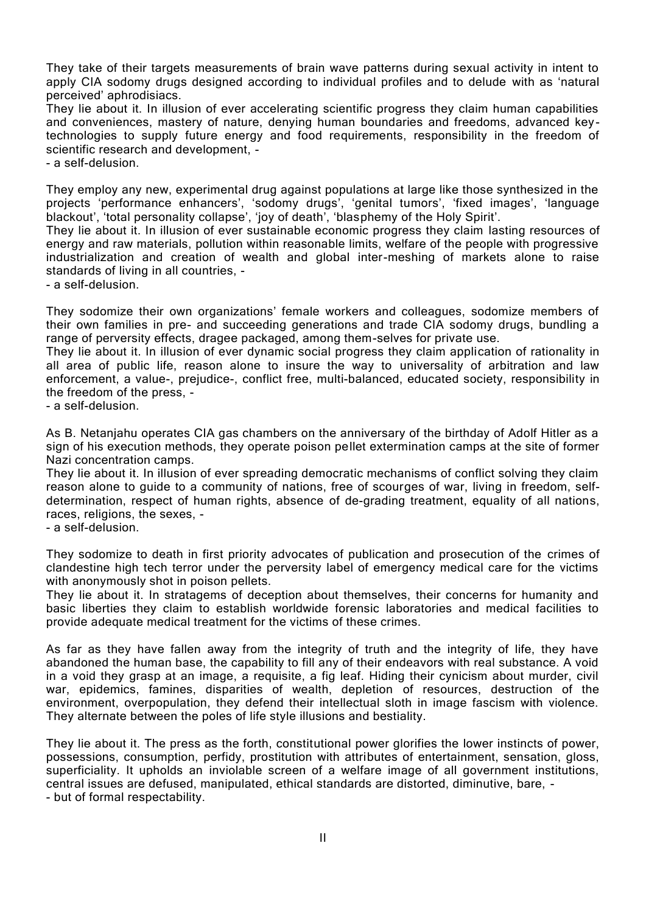They take of their targets measurements of brain wave patterns during sexual activity in intent to apply CIA sodomy drugs designed according to individual profiles and to delude with as 'natural perceived' aphrodisiacs.
They lie about it. In illusion of ever accelerating scientific progress they claim human capabilities and conveniences, mastery of nature, denying human boundaries and freedoms, advanced key-technologies to supply future energy and food requirements, responsibility in the freedom of scientific research and development, -
- a self-delusion.

They employ any new, experimental drug against populations at large like those synthesized in the projects 'performance enhancers', 'sodomy drugs', 'genital tumors', 'fixed images', 'language blackout', 'total personality collapse', 'joy of death', 'blasphemy of the Holy Spirit'.
They lie about it. In illusion of ever sustainable economic progress they claim lasting resources of energy and raw materials, pollution within reasonable limits, welfare of the people with progressive industrialization and creation of wealth and global inter-meshing of markets alone to raise standards of living in all countries, -
- a self-delusion.

They sodomize their own organizations' female workers and colleagues, sodomize members of their own families in pre- and succeeding generations and trade CIA sodomy drugs, bundling a range of perversity effects, dragee packaged, among them-selves for private use.
They lie about it. In illusion of ever dynamic social progress they claim application of rationality in all area of public life, reason alone to insure the way to universality of arbitration and law enforcement, a value-, prejudice-, conflict free, multi-balanced, educated society, responsibility in the freedom of the press, -
- a self-delusion.

As B. Netanjahu operates CIA gas chambers on the anniversary of the birthday of Adolf Hitler as a sign of his execution methods, they operate poison pellet extermination camps at the site of former Nazi concentration camps.
They lie about it. In illusion of ever spreading democratic mechanisms of conflict solving they claim reason alone to guide to a community of nations, free of scourges of war, living in freedom, self-determination, respect of human rights, absence of de-grading treatment, equality of all nations, races, religions, the sexes, -
- a self-delusion.

They sodomize to death in first priority advocates of publication and prosecution of the crimes of clandestine high tech terror under the perversity label of emergency medical care for the victims with anonymously shot in poison pellets.
They lie about it. In stratagems of deception about themselves, their concerns for humanity and basic liberties they claim to establish worldwide forensic laboratories and medical facilities to provide adequate medical treatment for the victims of these crimes.

As far as they have fallen away from the integrity of truth and the integrity of life, they have abandoned the human base, the capability to fill any of their endeavors with real substance. A void in a void they grasp at an image, a requisite, a fig leaf. Hiding their cynicism about murder, civil war, epidemics, famines, disparities of wealth, depletion of resources, destruction of the environment, overpopulation, they defend their intellectual sloth in image fascism with violence. They alternate between the poles of life style illusions and bestiality.

They lie about it. The press as the forth, constitutional power glorifies the lower instincts of power, possessions, consumption, perfidy, prostitution with attributes of entertainment, sensation, gloss, superficiality. It upholds an inviolable screen of a welfare image of all government institutions, central issues are defused, manipulated, ethical standards are distorted, diminutive, bare, -
- but of formal respectability.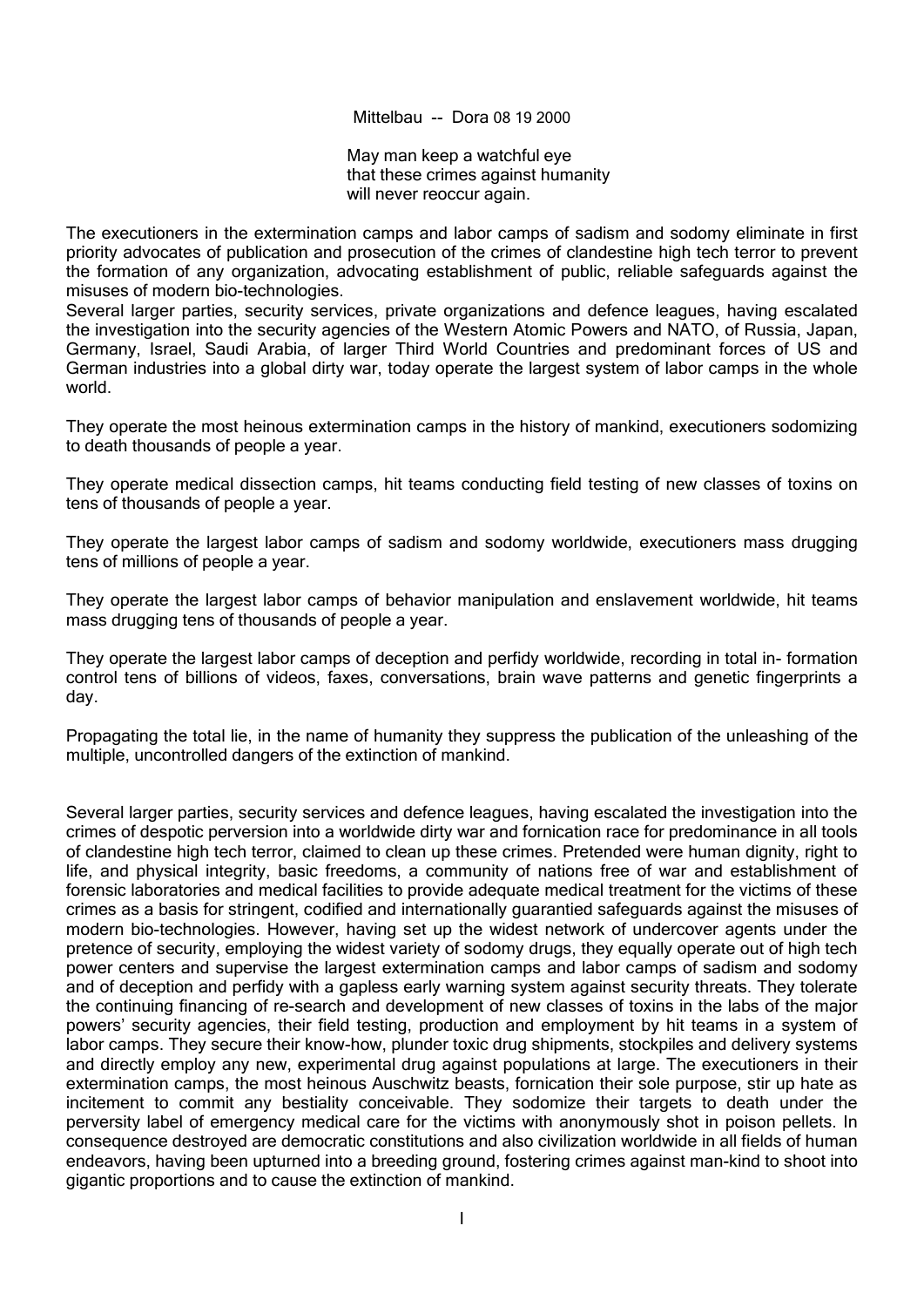Mittelbau -- Dora 08 19 2000

May man keep a watchful eye
that these crimes against humanity
will never reoccur again.

The executioners in the extermination camps and labor camps of sadism and sodomy eliminate in first priority advocates of publication and prosecution of the crimes of clandestine high tech terror to prevent the formation of any organization, advocating establishment of public, reliable safeguards against the misuses of modern bio-technologies.
Several larger parties, security services, private organizations and defence leagues, having escalated the investigation into the security agencies of the Western Atomic Powers and NATO, of Russia, Japan, Germany, Israel, Saudi Arabia, of larger Third World Countries and predominant forces of US and German industries into a global dirty war, today operate the largest system of labor camps in the whole world.

They operate the most heinous extermination camps in the history of mankind, executioners sodomizing to death thousands of people a year.

They operate medical dissection camps, hit teams conducting field testing of new classes of toxins on tens of thousands of people a year.

They operate the largest labor camps of sadism and sodomy worldwide, executioners mass drugging tens of millions of people a year.

They operate the largest labor camps of behavior manipulation and enslavement worldwide, hit teams mass drugging tens of thousands of people a year.

They operate the largest labor camps of deception and perfidy worldwide, recording in total in- formation control tens of billions of videos, faxes, conversations, brain wave patterns and genetic fingerprints a day.

Propagating the total lie, in the name of humanity they suppress the publication of the unleashing of the multiple, uncontrolled dangers of the extinction of mankind.

Several larger parties, security services and defence leagues, having escalated the investigation into the crimes of despotic perversion into a worldwide dirty war and fornication race for predominance in all tools of clandestine high tech terror, claimed to clean up these crimes. Pretended were human dignity, right to life, and physical integrity, basic freedoms, a community of nations free of war and establishment of forensic laboratories and medical facilities to provide adequate medical treatment for the victims of these crimes as a basis for stringent, codified and internationally guarantied safeguards against the misuses of modern bio-technologies. However, having set up the widest network of undercover agents under the pretence of security, employing the widest variety of sodomy drugs, they equally operate out of high tech power centers and supervise the largest extermination camps and labor camps of sadism and sodomy and of deception and perfidy with a gapless early warning system against security threats. They tolerate the continuing financing of re-search and development of new classes of toxins in the labs of the major powers' security agencies, their field testing, production and employment by hit teams in a system of labor camps. They secure their know-how, plunder toxic drug shipments, stockpiles and delivery systems and directly employ any new, experimental drug against populations at large. The executioners in their extermination camps, the most heinous Auschwitz beasts, fornication their sole purpose, stir up hate as incitement to commit any bestiality conceivable. They sodomize their targets to death under the perversity label of emergency medical care for the victims with anonymously shot in poison pellets. In consequence destroyed are democratic constitutions and also civilization worldwide in all fields of human endeavors, having been upturned into a breeding ground, fostering crimes against man-kind to shoot into gigantic proportions and to cause the extinction of mankind.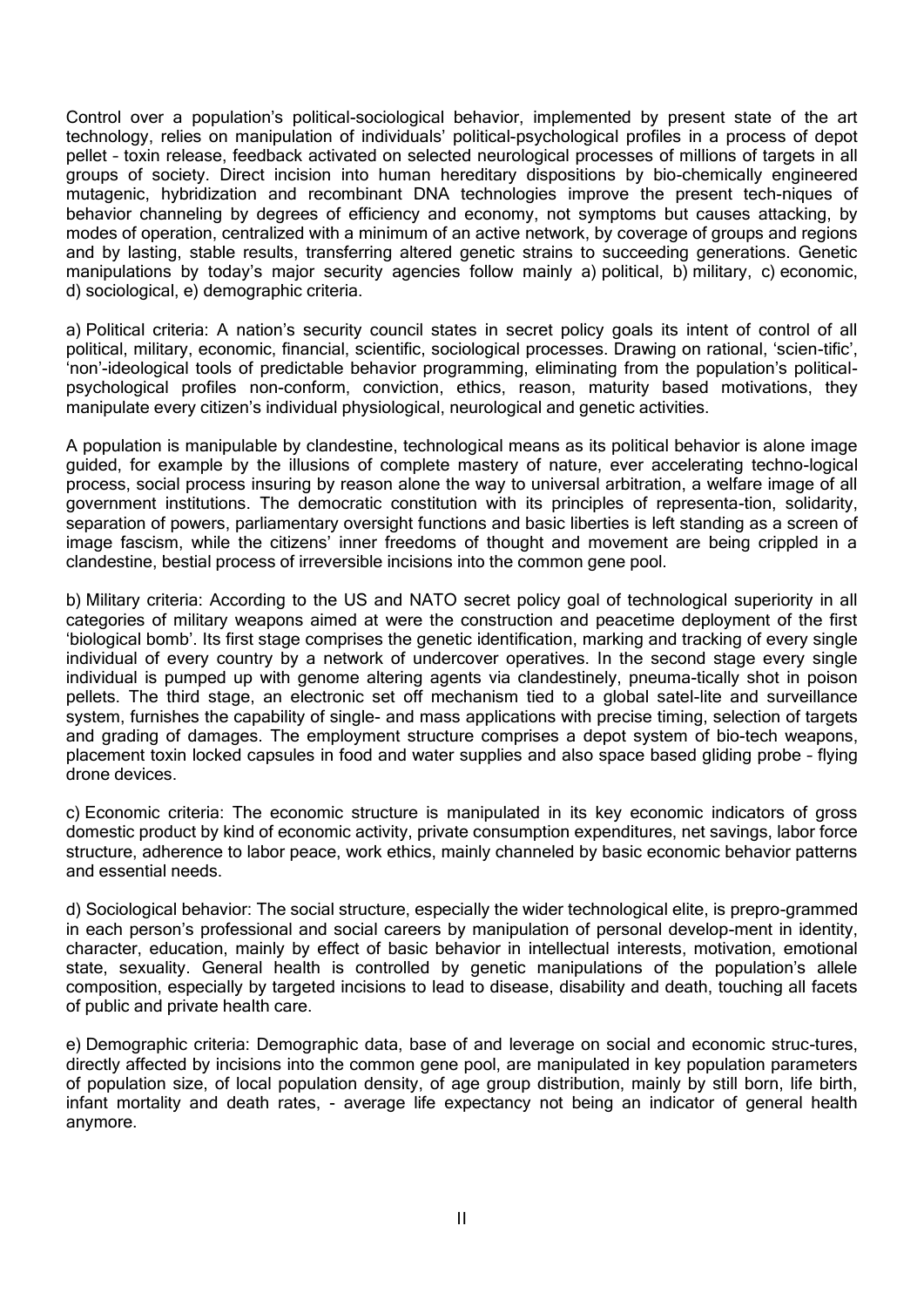Control over a population's political-sociological behavior, implemented by present state of the art technology, relies on manipulation of individuals' political-psychological profiles in a process of depot pellet – toxin release, feedback activated on selected neurological processes of millions of targets in all groups of society. Direct incision into human hereditary dispositions by bio-chemically engineered mutagenic, hybridization and recombinant DNA technologies improve the present tech-niques of behavior channeling by degrees of efficiency and economy, not symptoms but causes attacking, by modes of operation, centralized with a minimum of an active network, by coverage of groups and regions and by lasting, stable results, transferring altered genetic strains to succeeding generations. Genetic manipulations by today's major security agencies follow mainly a) political, b) military, c) economic, d) sociological, e) demographic criteria.

a) Political criteria: A nation's security council states in secret policy goals its intent of control of all political, military, economic, financial, scientific, sociological processes. Drawing on rational, 'scien-tific', 'non'-ideological tools of predictable behavior programming, eliminating from the population's political-psychological profiles non-conform, conviction, ethics, reason, maturity based motivations, they manipulate every citizen's individual physiological, neurological and genetic activities.

A population is manipulable by clandestine, technological means as its political behavior is alone image guided, for example by the illusions of complete mastery of nature, ever accelerating techno-logical process, social process insuring by reason alone the way to universal arbitration, a welfare image of all government institutions. The democratic constitution with its principles of representa-tion, solidarity, separation of powers, parliamentary oversight functions and basic liberties is left standing as a screen of image fascism, while the citizens' inner freedoms of thought and movement are being crippled in a clandestine, bestial process of irreversible incisions into the common gene pool.

b) Military criteria: According to the US and NATO secret policy goal of technological superiority in all categories of military weapons aimed at were the construction and peacetime deployment of the first 'biological bomb'. Its first stage comprises the genetic identification, marking and tracking of every single individual of every country by a network of undercover operatives. In the second stage every single individual is pumped up with genome altering agents via clandestinely, pneuma-tically shot in poison pellets. The third stage, an electronic set off mechanism tied to a global satel-lite and surveillance system, furnishes the capability of single- and mass applications with precise timing, selection of targets and grading of damages. The employment structure comprises a depot system of bio-tech weapons, placement toxin locked capsules in food and water supplies and also space based gliding probe – flying drone devices.

c) Economic criteria: The economic structure is manipulated in its key economic indicators of gross domestic product by kind of economic activity, private consumption expenditures, net savings, labor force structure, adherence to labor peace, work ethics, mainly channeled by basic economic behavior patterns and essential needs.

d) Sociological behavior: The social structure, especially the wider technological elite, is prepro-grammed in each person's professional and social careers by manipulation of personal develop-ment in identity, character, education, mainly by effect of basic behavior in intellectual interests, motivation, emotional state, sexuality. General health is controlled by genetic manipulations of the population's allele composition, especially by targeted incisions to lead to disease, disability and death, touching all facets of public and private health care.

e) Demographic criteria: Demographic data, base of and leverage on social and economic struc-tures, directly affected by incisions into the common gene pool, are manipulated in key population parameters of population size, of local population density, of age group distribution, mainly by still born, life birth, infant mortality and death rates, - average life expectancy not being an indicator of general health anymore.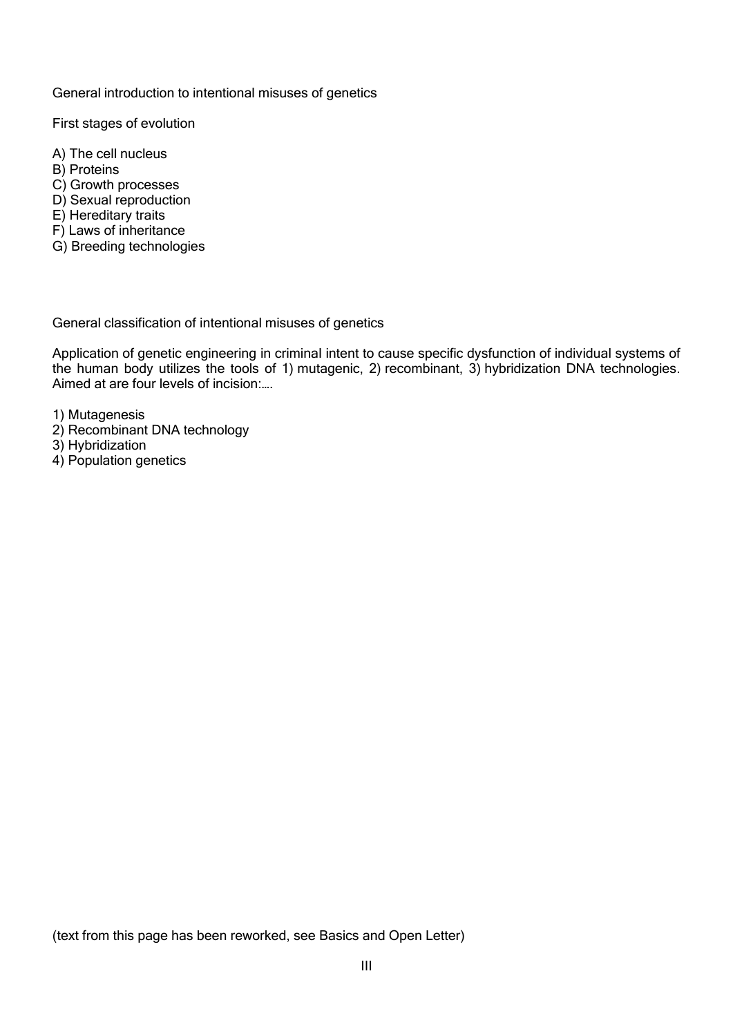General introduction to intentional misuses of genetics

First stages of evolution

A) The cell nucleus
B) Proteins
C) Growth processes
D) Sexual reproduction
E) Hereditary traits
F) Laws of inheritance
G) Breeding technologies

General classification of intentional misuses of genetics

Application of genetic engineering in criminal intent to cause specific dysfunction of individual systems of the human body utilizes the tools of 1) mutagenic, 2) recombinant, 3) hybridization DNA technologies. Aimed at are four levels of incision:....

1) Mutagenesis
2) Recombinant DNA technology
3) Hybridization
4) Population genetics

(text from this page has been reworked, see Basics and Open Letter)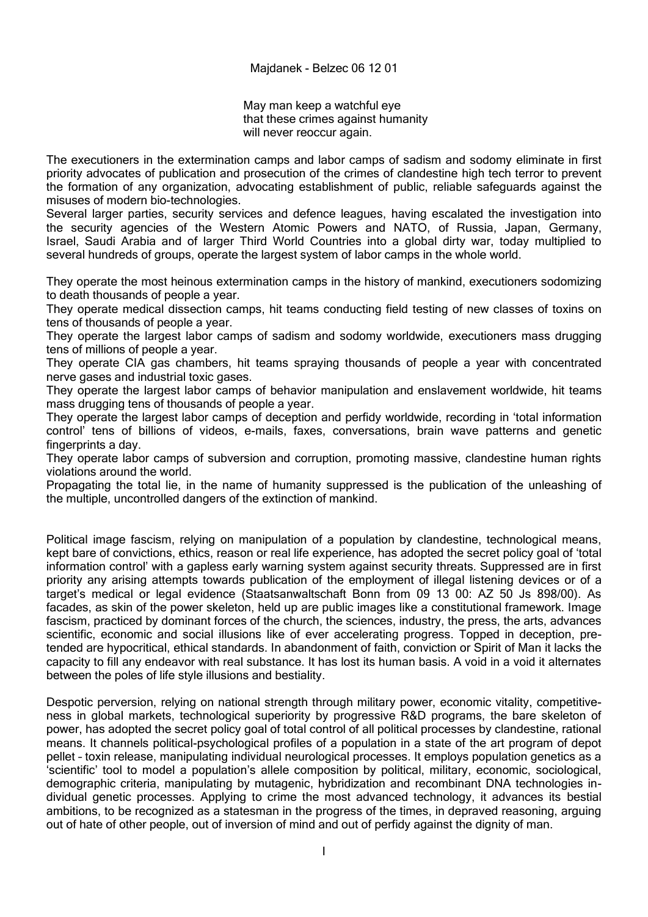Majdanek - Belzec 06 12 01

May man keep a watchful eye
that these crimes against humanity
will never reoccur again.

The executioners in the extermination camps and labor camps of sadism and sodomy eliminate in first priority advocates of publication and prosecution of the crimes of clandestine high tech terror to prevent the formation of any organization, advocating establishment of public, reliable safeguards against the misuses of modern bio-technologies.
Several larger parties, security services and defence leagues, having escalated the investigation into the security agencies of the Western Atomic Powers and NATO, of Russia, Japan, Germany, Israel, Saudi Arabia and of larger Third World Countries into a global dirty war, today multiplied to several hundreds of groups, operate the largest system of labor camps in the whole world.

They operate the most heinous extermination camps in the history of mankind, executioners sodomizing to death thousands of people a year.
They operate medical dissection camps, hit teams conducting field testing of new classes of toxins on tens of thousands of people a year.
They operate the largest labor camps of sadism and sodomy worldwide, executioners mass drugging tens of millions of people a year.
They operate CIA gas chambers, hit teams spraying thousands of people a year with concentrated nerve gases and industrial toxic gases.
They operate the largest labor camps of behavior manipulation and enslavement worldwide, hit teams mass drugging tens of thousands of people a year.
They operate the largest labor camps of deception and perfidy worldwide, recording in 'total information control' tens of billions of videos, e-mails, faxes, conversations, brain wave patterns and genetic fingerprints a day.
They operate labor camps of subversion and corruption, promoting massive, clandestine human rights violations around the world.
Propagating the total lie, in the name of humanity suppressed is the publication of the unleashing of the multiple, uncontrolled dangers of the extinction of mankind.

Political image fascism, relying on manipulation of a population by clandestine, technological means, kept bare of convictions, ethics, reason or real life experience, has adopted the secret policy goal of 'total information control' with a gapless early warning system against security threats. Suppressed are in first priority any arising attempts towards publication of the employment of illegal listening devices or of a target's medical or legal evidence (Staatsanwaltschaft Bonn from 09 13 00: AZ 50 Js 898/00). As facades, as skin of the power skeleton, held up are public images like a constitutional framework. Image fascism, practiced by dominant forces of the church, the sciences, industry, the press, the arts, advances scientific, economic and social illusions like of ever accelerating progress. Topped in deception, pretended are hypocritical, ethical standards. In abandonment of faith, conviction or Spirit of Man it lacks the capacity to fill any endeavor with real substance. It has lost its human basis. A void in a void it alternates between the poles of life style illusions and bestiality.

Despotic perversion, relying on national strength through military power, economic vitality, competitiveness in global markets, technological superiority by progressive R&D programs, the bare skeleton of power, has adopted the secret policy goal of total control of all political processes by clandestine, rational means. It channels political-psychological profiles of a population in a state of the art program of depot pellet – toxin release, manipulating individual neurological processes. It employs population genetics as a 'scientific' tool to model a population's allele composition by political, military, economic, sociological, demographic criteria, manipulating by mutagenic, hybridization and recombinant DNA technologies individual genetic processes. Applying to crime the most advanced technology, it advances its bestial ambitions, to be recognized as a statesman in the progress of the times, in depraved reasoning, arguing out of hate of other people, out of inversion of mind and out of perfidy against the dignity of man.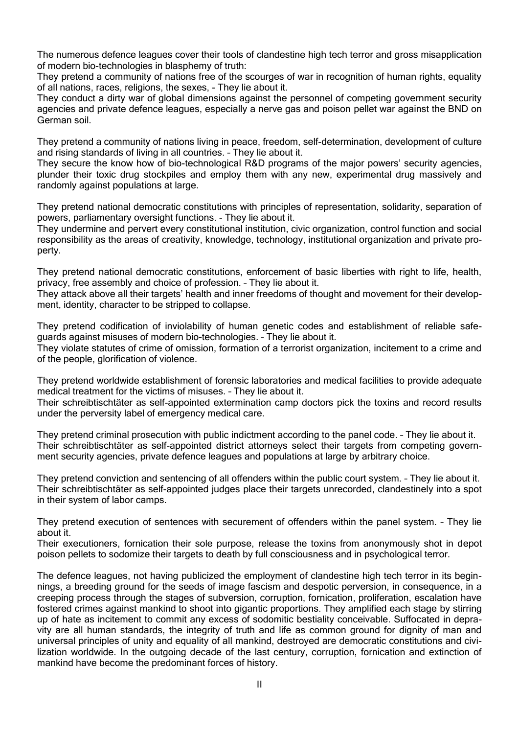The numerous defence leagues cover their tools of clandestine high tech terror and gross misapplication of modern bio-technologies in blasphemy of truth:
They pretend a community of nations free of the scourges of war in recognition of human rights, equality of all nations, races, religions, the sexes, - They lie about it.
They conduct a dirty war of global dimensions against the personnel of competing government security agencies and private defence leagues, especially a nerve gas and poison pellet war against the BND on German soil.

They pretend a community of nations living in peace, freedom, self-determination, development of culture and rising standards of living in all countries. – They lie about it.
They secure the know how of bio-technological R&D programs of the major powers' security agencies, plunder their toxic drug stockpiles and employ them with any new, experimental drug massively and randomly against populations at large.

They pretend national democratic constitutions with principles of representation, solidarity, separation of powers, parliamentary oversight functions. – They lie about it.
They undermine and pervert every constitutional institution, civic organization, control function and social responsibility as the areas of creativity, knowledge, technology, institutional organization and private property.

They pretend national democratic constitutions, enforcement of basic liberties with right to life, health, privacy, free assembly and choice of profession. – They lie about it.
They attack above all their targets' health and inner freedoms of thought and movement for their development, identity, character to be stripped to collapse.

They pretend codification of inviolability of human genetic codes and establishment of reliable safeguards against misuses of modern bio-technologies. – They lie about it.
They violate statutes of crime of omission, formation of a terrorist organization, incitement to a crime and of the people, glorification of violence.

They pretend worldwide establishment of forensic laboratories and medical facilities to provide adequate medical treatment for the victims of misuses. – They lie about it.
Their schreibtischtäter as self-appointed extermination camp doctors pick the toxins and record results under the perversity label of emergency medical care.

They pretend criminal prosecution with public indictment according to the panel code. – They lie about it.
Their schreibtischtäter as self-appointed district attorneys select their targets from competing government security agencies, private defence leagues and populations at large by arbitrary choice.

They pretend conviction and sentencing of all offenders within the public court system. – They lie about it.
Their schreibtischtäter as self-appointed judges place their targets unrecorded, clandestinely into a spot in their system of labor camps.

They pretend execution of sentences with securement of offenders within the panel system. – They lie about it.
Their executioners, fornication their sole purpose, release the toxins from anonymously shot in depot poison pellets to sodomize their targets to death by full consciousness and in psychological terror.

The defence leagues, not having publicized the employment of clandestine high tech terror in its beginnings, a breeding ground for the seeds of image fascism and despotic perversion, in consequence, in a creeping process through the stages of subversion, corruption, fornication, proliferation, escalation have fostered crimes against mankind to shoot into gigantic proportions. They amplified each stage by stirring up of hate as incitement to commit any excess of sodomitic bestiality conceivable. Suffocated in depravity are all human standards, the integrity of truth and life as common ground for dignity of man and universal principles of unity and equality of all mankind, destroyed are democratic constitutions and civilization worldwide. In the outgoing decade of the last century, corruption, fornication and extinction of mankind have become the predominant forces of history.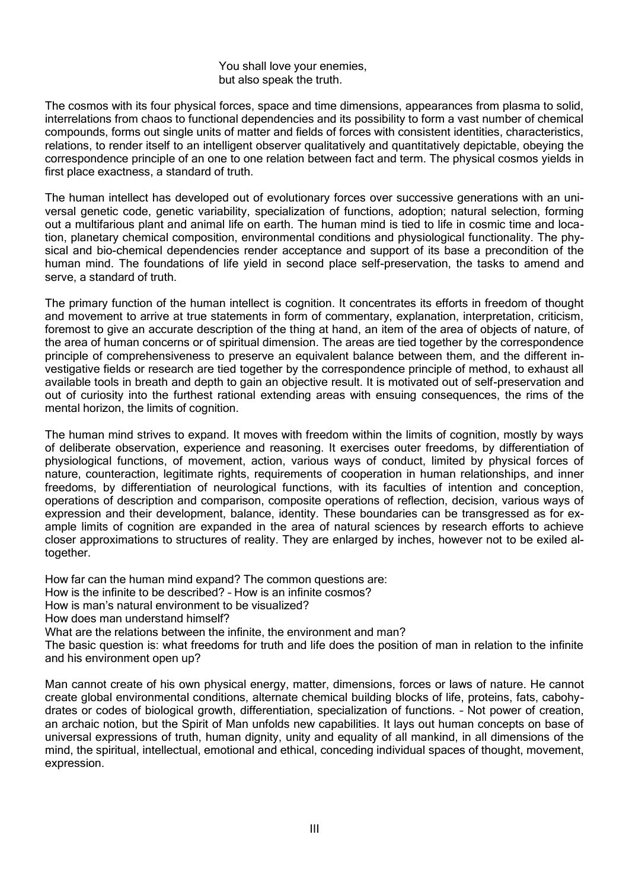You shall love your enemies,
but also speak the truth.

The cosmos with its four physical forces, space and time dimensions, appearances from plasma to solid, interrelations from chaos to functional dependencies and its possibility to form a vast number of chemical compounds, forms out single units of matter and fields of forces with consistent identities, characteristics, relations, to render itself to an intelligent observer qualitatively and quantitatively depictable, obeying the correspondence principle of an one to one relation between fact and term. The physical cosmos yields in first place exactness, a standard of truth.

The human intellect has developed out of evolutionary forces over successive generations with an universal genetic code, genetic variability, specialization of functions, adoption; natural selection, forming out a multifarious plant and animal life on earth. The human mind is tied to life in cosmic time and location, planetary chemical composition, environmental conditions and physiological functionality. The physical and bio-chemical dependencies render acceptance and support of its base a precondition of the human mind. The foundations of life yield in second place self-preservation, the tasks to amend and serve, a standard of truth.

The primary function of the human intellect is cognition. It concentrates its efforts in freedom of thought and movement to arrive at true statements in form of commentary, explanation, interpretation, criticism, foremost to give an accurate description of the thing at hand, an item of the area of objects of nature, of the area of human concerns or of spiritual dimension. The areas are tied together by the correspondence principle of comprehensiveness to preserve an equivalent balance between them, and the different investigative fields or research are tied together by the correspondence principle of method, to exhaust all available tools in breath and depth to gain an objective result. It is motivated out of self-preservation and out of curiosity into the furthest rational extending areas with ensuing consequences, the rims of the mental horizon, the limits of cognition.

The human mind strives to expand. It moves with freedom within the limits of cognition, mostly by ways of deliberate observation, experience and reasoning. It exercises outer freedoms, by differentiation of physiological functions, of movement, action, various ways of conduct, limited by physical forces of nature, counteraction, legitimate rights, requirements of cooperation in human relationships, and inner freedoms, by differentiation of neurological functions, with its faculties of intention and conception, operations of description and comparison, composite operations of reflection, decision, various ways of expression and their development, balance, identity. These boundaries can be transgressed as for example limits of cognition are expanded in the area of natural sciences by research efforts to achieve closer approximations to structures of reality. They are enlarged by inches, however not to be exiled altogether.

How far can the human mind expand? The common questions are:
How is the infinite to be described? – How is an infinite cosmos?
How is man's natural environment to be visualized?
How does man understand himself?
What are the relations between the infinite, the environment and man?
The basic question is: what freedoms for truth and life does the position of man in relation to the infinite and his environment open up?

Man cannot create of his own physical energy, matter, dimensions, forces or laws of nature. He cannot create global environmental conditions, alternate chemical building blocks of life, proteins, fats, cabohydrates or codes of biological growth, differentiation, specialization of functions. – Not power of creation, an archaic notion, but the Spirit of Man unfolds new capabilities. It lays out human concepts on base of universal expressions of truth, human dignity, unity and equality of all mankind, in all dimensions of the mind, the spiritual, intellectual, emotional and ethical, conceding individual spaces of thought, movement, expression.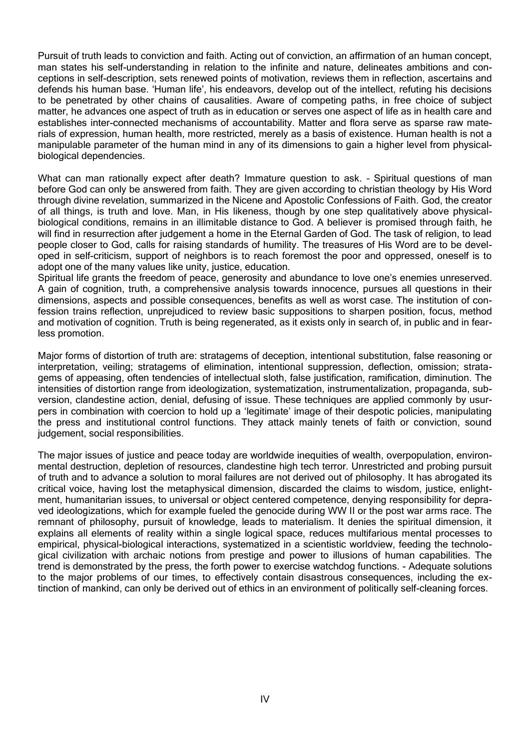Pursuit of truth leads to conviction and faith. Acting out of conviction, an affirmation of an human concept, man states his self-understanding in relation to the infinite and nature, delineates ambitions and conceptions in self-description, sets renewed points of motivation, reviews them in reflection, ascertains and defends his human base. 'Human life', his endeavors, develop out of the intellect, refuting his decisions to be penetrated by other chains of causalities. Aware of competing paths, in free choice of subject matter, he advances one aspect of truth as in education or serves one aspect of life as in health care and establishes inter-connected mechanisms of accountability. Matter and flora serve as sparse raw materials of expression, human health, more restricted, merely as a basis of existence. Human health is not a manipulable parameter of the human mind in any of its dimensions to gain a higher level from physical-biological dependencies.

What can man rationally expect after death? Immature question to ask. – Spiritual questions of man before God can only be answered from faith. They are given according to christian theology by His Word through divine revelation, summarized in the Nicene and Apostolic Confessions of Faith. God, the creator of all things, is truth and love. Man, in His likeness, though by one step qualitatively above physical-biological conditions, remains in an illimitable distance to God. A believer is promised through faith, he will find in resurrection after judgement a home in the Eternal Garden of God. The task of religion, to lead people closer to God, calls for raising standards of humility. The treasures of His Word are to be developed in self-criticism, support of neighbors is to reach foremost the poor and oppressed, oneself is to adopt one of the many values like unity, justice, education.
Spiritual life grants the freedom of peace, generosity and abundance to love one's enemies unreserved. A gain of cognition, truth, a comprehensive analysis towards innocence, pursues all questions in their dimensions, aspects and possible consequences, benefits as well as worst case. The institution of confession trains reflection, unprejudiced to review basic suppositions to sharpen position, focus, method and motivation of cognition. Truth is being regenerated, as it exists only in search of, in public and in fearless promotion.

Major forms of distortion of truth are: stratagems of deception, intentional substitution, false reasoning or interpretation, veiling; stratagems of elimination, intentional suppression, deflection, omission; stratagems of appeasing, often tendencies of intellectual sloth, false justification, ramification, diminution. The intensities of distortion range from ideologization, systematization, instrumentalization, propaganda, subversion, clandestine action, denial, defusing of issue. These techniques are applied commonly by usurpers in combination with coercion to hold up a 'legitimate' image of their despotic policies, manipulating the press and institutional control functions. They attack mainly tenets of faith or conviction, sound judgement, social responsibilities.

The major issues of justice and peace today are worldwide inequities of wealth, overpopulation, environmental destruction, depletion of resources, clandestine high tech terror. Unrestricted and probing pursuit of truth and to advance a solution to moral failures are not derived out of philosophy. It has abrogated its critical voice, having lost the metaphysical dimension, discarded the claims to wisdom, justice, enlightment, humanitarian issues, to universal or object centered competence, denying responsibility for depraved ideologizations, which for example fueled the genocide during WW II or the post war arms race. The remnant of philosophy, pursuit of knowledge, leads to materialism. It denies the spiritual dimension, it explains all elements of reality within a single logical space, reduces multifarious mental processes to empirical, physical-biological interactions, systematized in a scientistic worldview, feeding the technological civilization with archaic notions from prestige and power to illusions of human capabilities. The trend is demonstrated by the press, the forth power to exercise watchdog functions. - Adequate solutions to the major problems of our times, to effectively contain disastrous consequences, including the extinction of mankind, can only be derived out of ethics in an environment of politically self-cleaning forces.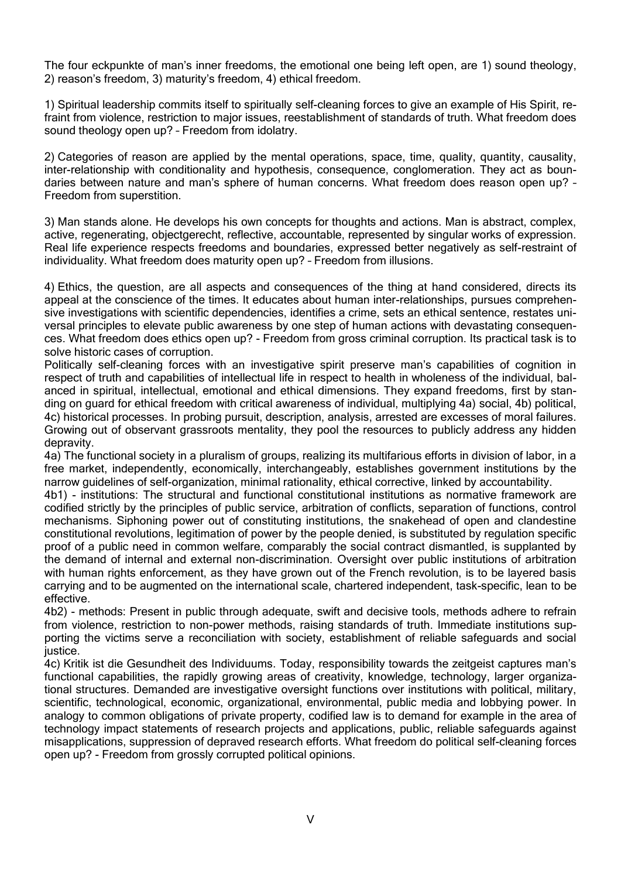The four eckpunkte of man's inner freedoms, the emotional one being left open, are 1) sound theology, 2) reason's freedom, 3) maturity's freedom, 4) ethical freedom.

1) Spiritual leadership commits itself to spiritually self-cleaning forces to give an example of His Spirit, refraint from violence, restriction to major issues, reestablishment of standards of truth. What freedom does sound theology open up? – Freedom from idolatry.

2) Categories of reason are applied by the mental operations, space, time, quality, quantity, causality, inter-relationship with conditionality and hypothesis, consequence, conglomeration. They act as boundaries between nature and man's sphere of human concerns. What freedom does reason open up? – Freedom from superstition.

3) Man stands alone. He develops his own concepts for thoughts and actions. Man is abstract, complex, active, regenerating, objectgerecht, reflective, accountable, represented by singular works of expression. Real life experience respects freedoms and boundaries, expressed better negatively as self-restraint of individuality. What freedom does maturity open up? – Freedom from illusions.

4) Ethics, the question, are all aspects and consequences of the thing at hand considered, directs its appeal at the conscience of the times. It educates about human inter-relationships, pursues comprehensive investigations with scientific dependencies, identifies a crime, sets an ethical sentence, restates universal principles to elevate public awareness by one step of human actions with devastating consequences. What freedom does ethics open up? - Freedom from gross criminal corruption. Its practical task is to solve historic cases of corruption.

Politically self-cleaning forces with an investigative spirit preserve man's capabilities of cognition in respect of truth and capabilities of intellectual life in respect to health in wholeness of the individual, balanced in spiritual, intellectual, emotional and ethical dimensions. They expand freedoms, first by standing on guard for ethical freedom with critical awareness of individual, multiplying 4a) social, 4b) political, 4c) historical processes. In probing pursuit, description, analysis, arrested are excesses of moral failures. Growing out of observant grassroots mentality, they pool the resources to publicly address any hidden depravity.

4a) The functional society in a pluralism of groups, realizing its multifarious efforts in division of labor, in a free market, independently, economically, interchangeably, establishes government institutions by the narrow guidelines of self-organization, minimal rationality, ethical corrective, linked by accountability.

4b1) - institutions: The structural and functional constitutional institutions as normative framework are codified strictly by the principles of public service, arbitration of conflicts, separation of functions, control mechanisms. Siphoning power out of constituting institutions, the snakehead of open and clandestine constitutional revolutions, legitimation of power by the people denied, is substituted by regulation specific proof of a public need in common welfare, comparably the social contract dismantled, is supplanted by the demand of internal and external non-discrimination. Oversight over public institutions of arbitration with human rights enforcement, as they have grown out of the French revolution, is to be layered basis carrying and to be augmented on the international scale, chartered independent, task-specific, lean to be effective.

4b2) - methods: Present in public through adequate, swift and decisive tools, methods adhere to refrain from violence, restriction to non-power methods, raising standards of truth. Immediate institutions supporting the victims serve a reconciliation with society, establishment of reliable safeguards and social justice.

4c) Kritik ist die Gesundheit des Individuums. Today, responsibility towards the zeitgeist captures man's functional capabilities, the rapidly growing areas of creativity, knowledge, technology, larger organizational structures. Demanded are investigative oversight functions over institutions with political, military, scientific, technological, economic, organizational, environmental, public media and lobbying power. In analogy to common obligations of private property, codified law is to demand for example in the area of technology impact statements of research projects and applications, public, reliable safeguards against misapplications, suppression of depraved research efforts. What freedom do political self-cleaning forces open up? - Freedom from grossly corrupted political opinions.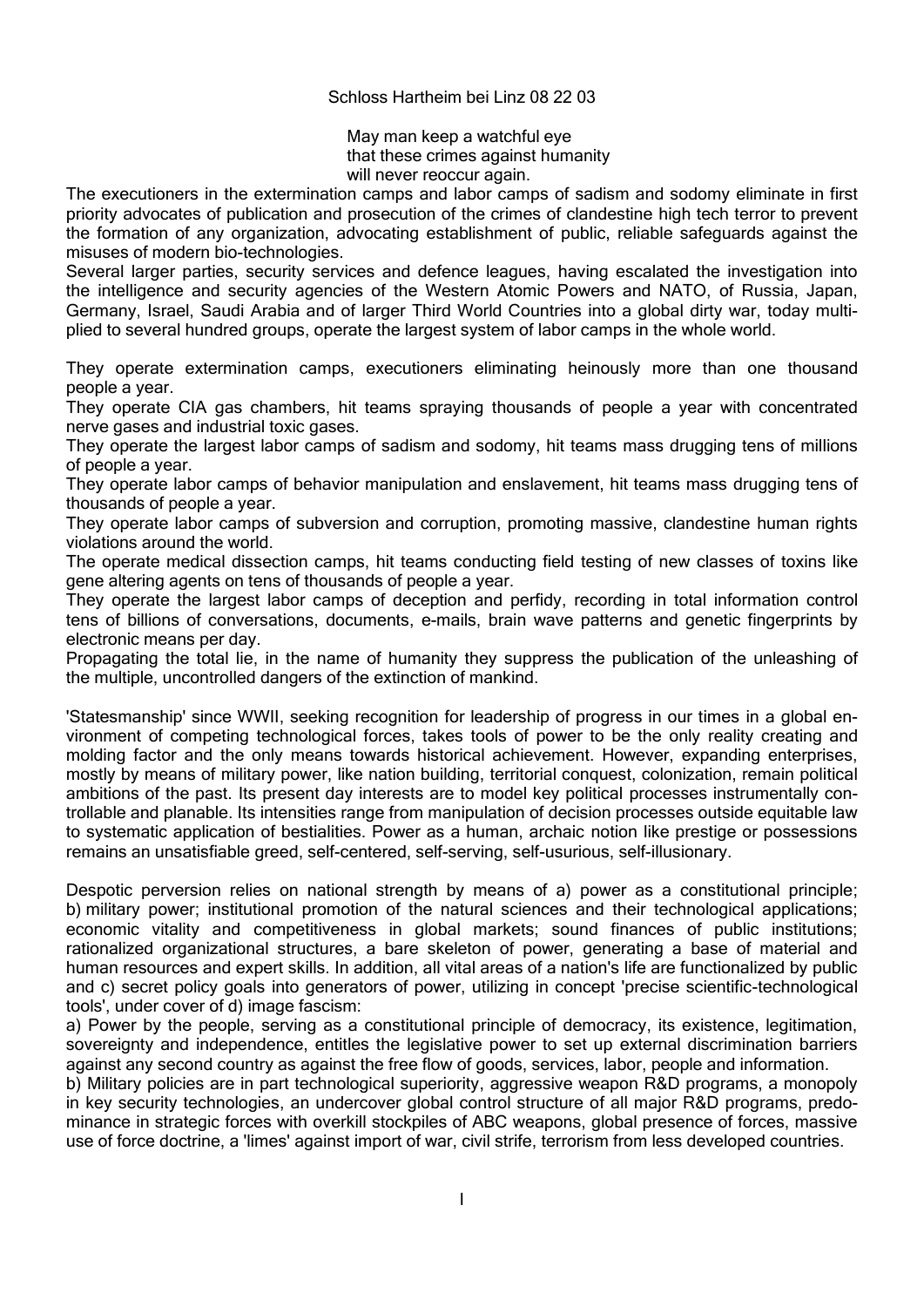Schloss Hartheim bei Linz 08 22 03

May man keep a watchful eye
that these crimes against humanity
will never reoccur again.

The executioners in the extermination camps and labor camps of sadism and sodomy eliminate in first priority advocates of publication and prosecution of the crimes of clandestine high tech terror to prevent the formation of any organization, advocating establishment of public, reliable safeguards against the misuses of modern bio-technologies.

Several larger parties, security services and defence leagues, having escalated the investigation into the intelligence and security agencies of the Western Atomic Powers and NATO, of Russia, Japan, Germany, Israel, Saudi Arabia and of larger Third World Countries into a global dirty war, today multiplied to several hundred groups, operate the largest system of labor camps in the whole world.

They operate extermination camps, executioners eliminating heinously more than one thousand people a year.

They operate CIA gas chambers, hit teams spraying thousands of people a year with concentrated nerve gases and industrial toxic gases.

They operate the largest labor camps of sadism and sodomy, hit teams mass drugging tens of millions of people a year.

They operate labor camps of behavior manipulation and enslavement, hit teams mass drugging tens of thousands of people a year.

They operate labor camps of subversion and corruption, promoting massive, clandestine human rights violations around the world.

The operate medical dissection camps, hit teams conducting field testing of new classes of toxins like gene altering agents on tens of thousands of people a year.

They operate the largest labor camps of deception and perfidy, recording in total information control tens of billions of conversations, documents, e-mails, brain wave patterns and genetic fingerprints by electronic means per day.

Propagating the total lie, in the name of humanity they suppress the publication of the unleashing of the multiple, uncontrolled dangers of the extinction of mankind.

'Statesmanship' since WWII, seeking recognition for leadership of progress in our times in a global environment of competing technological forces, takes tools of power to be the only reality creating and molding factor and the only means towards historical achievement. However, expanding enterprises, mostly by means of military power, like nation building, territorial conquest, colonization, remain political ambitions of the past. Its present day interests are to model key political processes instrumentally controllable and planable. Its intensities range from manipulation of decision processes outside equitable law to systematic application of bestialities. Power as a human, archaic notion like prestige or possessions remains an unsatisfiable greed, self-centered, self-serving, self-usurious, self-illusionary.

Despotic perversion relies on national strength by means of a) power as a constitutional principle; b) military power; institutional promotion of the natural sciences and their technological applications; economic vitality and competitiveness in global markets; sound finances of public institutions; rationalized organizational structures, a bare skeleton of power, generating a base of material and human resources and expert skills. In addition, all vital areas of a nation's life are functionalized by public and c) secret policy goals into generators of power, utilizing in concept 'precise scientific-technological tools', under cover of d) image fascism:

a) Power by the people, serving as a constitutional principle of democracy, its existence, legitimation, sovereignty and independence, entitles the legislative power to set up external discrimination barriers against any second country as against the free flow of goods, services, labor, people and information.

b) Military policies are in part technological superiority, aggressive weapon R&D programs, a monopoly in key security technologies, an undercover global control structure of all major R&D programs, predominance in strategic forces with overkill stockpiles of ABC weapons, global presence of forces, massive use of force doctrine, a 'limes' against import of war, civil strife, terrorism from less developed countries.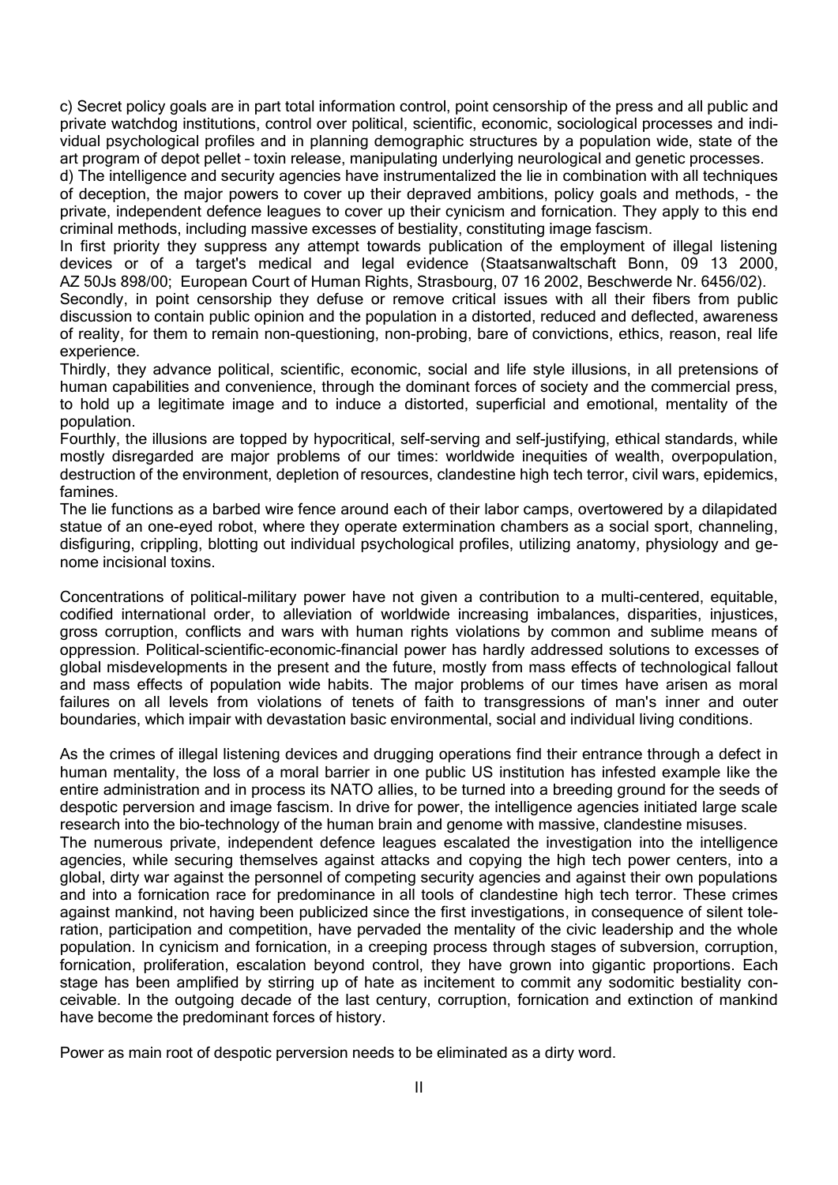c) Secret policy goals are in part total information control, point censorship of the press and all public and private watchdog institutions, control over political, scientific, economic, sociological processes and individual psychological profiles and in planning demographic structures by a population wide, state of the art program of depot pellet – toxin release, manipulating underlying neurological and genetic processes.

d) The intelligence and security agencies have instrumentalized the lie in combination with all techniques of deception, the major powers to cover up their depraved ambitions, policy goals and methods, - the private, independent defence leagues to cover up their cynicism and fornication. They apply to this end criminal methods, including massive excesses of bestiality, constituting image fascism.

In first priority they suppress any attempt towards publication of the employment of illegal listening devices or of a target's medical and legal evidence (Staatsanwaltschaft Bonn, 09 13 2000, AZ 50Js 898/00; European Court of Human Rights, Strasbourg, 07 16 2002, Beschwerde Nr. 6456/02).

Secondly, in point censorship they defuse or remove critical issues with all their fibers from public discussion to contain public opinion and the population in a distorted, reduced and deflected, awareness of reality, for them to remain non-questioning, non-probing, bare of convictions, ethics, reason, real life experience.

Thirdly, they advance political, scientific, economic, social and life style illusions, in all pretensions of human capabilities and convenience, through the dominant forces of society and the commercial press, to hold up a legitimate image and to induce a distorted, superficial and emotional, mentality of the population.

Fourthly, the illusions are topped by hypocritical, self-serving and self-justifying, ethical standards, while mostly disregarded are major problems of our times: worldwide inequities of wealth, overpopulation, destruction of the environment, depletion of resources, clandestine high tech terror, civil wars, epidemics, famines.

The lie functions as a barbed wire fence around each of their labor camps, overtowered by a dilapidated statue of an one-eyed robot, where they operate extermination chambers as a social sport, channeling, disfiguring, crippling, blotting out individual psychological profiles, utilizing anatomy, physiology and genome incisional toxins.

Concentrations of political-military power have not given a contribution to a multi-centered, equitable, codified international order, to alleviation of worldwide increasing imbalances, disparities, injustices, gross corruption, conflicts and wars with human rights violations by common and sublime means of oppression. Political-scientific-economic-financial power has hardly addressed solutions to excesses of global misdevelopments in the present and the future, mostly from mass effects of technological fallout and mass effects of population wide habits. The major problems of our times have arisen as moral failures on all levels from violations of tenets of faith to transgressions of man's inner and outer boundaries, which impair with devastation basic environmental, social and individual living conditions.

As the crimes of illegal listening devices and drugging operations find their entrance through a defect in human mentality, the loss of a moral barrier in one public US institution has infested example like the entire administration and in process its NATO allies, to be turned into a breeding ground for the seeds of despotic perversion and image fascism. In drive for power, the intelligence agencies initiated large scale research into the bio-technology of the human brain and genome with massive, clandestine misuses.

The numerous private, independent defence leagues escalated the investigation into the intelligence agencies, while securing themselves against attacks and copying the high tech power centers, into a global, dirty war against the personnel of competing security agencies and against their own populations and into a fornication race for predominance in all tools of clandestine high tech terror. These crimes against mankind, not having been publicized since the first investigations, in consequence of silent toleration, participation and competition, have pervaded the mentality of the civic leadership and the whole population. In cynicism and fornication, in a creeping process through stages of subversion, corruption, fornication, proliferation, escalation beyond control, they have grown into gigantic proportions. Each stage has been amplified by stirring up of hate as incitement to commit any sodomitic bestiality conceivable. In the outgoing decade of the last century, corruption, fornication and extinction of mankind have become the predominant forces of history.

Power as main root of despotic perversion needs to be eliminated as a dirty word.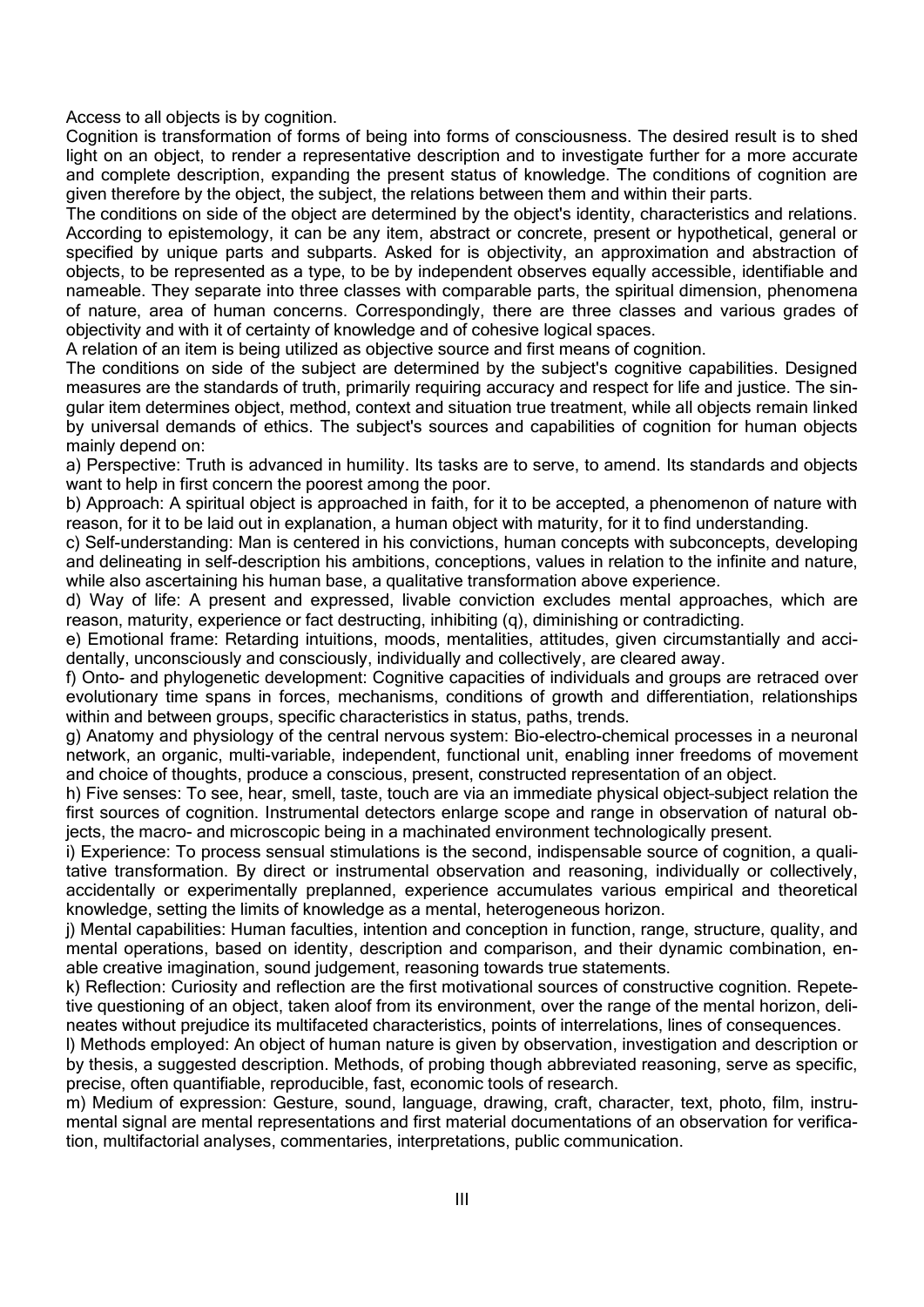Access to all objects is by cognition.

Cognition is transformation of forms of being into forms of consciousness. The desired result is to shed light on an object, to render a representative description and to investigate further for a more accurate and complete description, expanding the present status of knowledge. The conditions of cognition are given therefore by the object, the subject, the relations between them and within their parts.

The conditions on side of the object are determined by the object's identity, characteristics and relations. According to epistemology, it can be any item, abstract or concrete, present or hypothetical, general or specified by unique parts and subparts. Asked for is objectivity, an approximation and abstraction of objects, to be represented as a type, to be by independent observes equally accessible, identifiable and nameable. They separate into three classes with comparable parts, the spiritual dimension, phenomena of nature, area of human concerns. Correspondingly, there are three classes and various grades of objectivity and with it of certainty of knowledge and of cohesive logical spaces.

A relation of an item is being utilized as objective source and first means of cognition.

The conditions on side of the subject are determined by the subject's cognitive capabilities. Designed measures are the standards of truth, primarily requiring accuracy and respect for life and justice. The singular item determines object, method, context and situation true treatment, while all objects remain linked by universal demands of ethics. The subject's sources and capabilities of cognition for human objects mainly depend on:

a) Perspective: Truth is advanced in humility. Its tasks are to serve, to amend. Its standards and objects want to help in first concern the poorest among the poor.

b) Approach: A spiritual object is approached in faith, for it to be accepted, a phenomenon of nature with reason, for it to be laid out in explanation, a human object with maturity, for it to find understanding.

c) Self-understanding: Man is centered in his convictions, human concepts with subconcepts, developing and delineating in self-description his ambitions, conceptions, values in relation to the infinite and nature, while also ascertaining his human base, a qualitative transformation above experience.

d) Way of life: A present and expressed, livable conviction excludes mental approaches, which are reason, maturity, experience or fact destructing, inhibiting (q), diminishing or contradicting.

e) Emotional frame: Retarding intuitions, moods, mentalities, attitudes, given circumstantially and accidentally, unconsciously and consciously, individually and collectively, are cleared away.

f) Onto- and phylogenetic development: Cognitive capacities of individuals and groups are retraced over evolutionary time spans in forces, mechanisms, conditions of growth and differentiation, relationships within and between groups, specific characteristics in status, paths, trends.

g) Anatomy and physiology of the central nervous system: Bio-electro-chemical processes in a neuronal network, an organic, multi-variable, independent, functional unit, enabling inner freedoms of movement and choice of thoughts, produce a conscious, present, constructed representation of an object.

h) Five senses: To see, hear, smell, taste, touch are via an immediate physical object-subject relation the first sources of cognition. Instrumental detectors enlarge scope and range in observation of natural objects, the macro- and microscopic being in a machinated environment technologically present.

i) Experience: To process sensual stimulations is the second, indispensable source of cognition, a qualitative transformation. By direct or instrumental observation and reasoning, individually or collectively, accidentally or experimentally preplanned, experience accumulates various empirical and theoretical knowledge, setting the limits of knowledge as a mental, heterogeneous horizon.

j) Mental capabilities: Human faculties, intention and conception in function, range, structure, quality, and mental operations, based on identity, description and comparison, and their dynamic combination, enable creative imagination, sound judgement, reasoning towards true statements.

k) Reflection: Curiosity and reflection are the first motivational sources of constructive cognition. Repetetive questioning of an object, taken aloof from its environment, over the range of the mental horizon, delineates without prejudice its multifaceted characteristics, points of interrelations, lines of consequences.

l) Methods employed: An object of human nature is given by observation, investigation and description or by thesis, a suggested description. Methods, of probing though abbreviated reasoning, serve as specific, precise, often quantifiable, reproducible, fast, economic tools of research.

m) Medium of expression: Gesture, sound, language, drawing, craft, character, text, photo, film, instrumental signal are mental representations and first material documentations of an observation for verification, multifactorial analyses, commentaries, interpretations, public communication.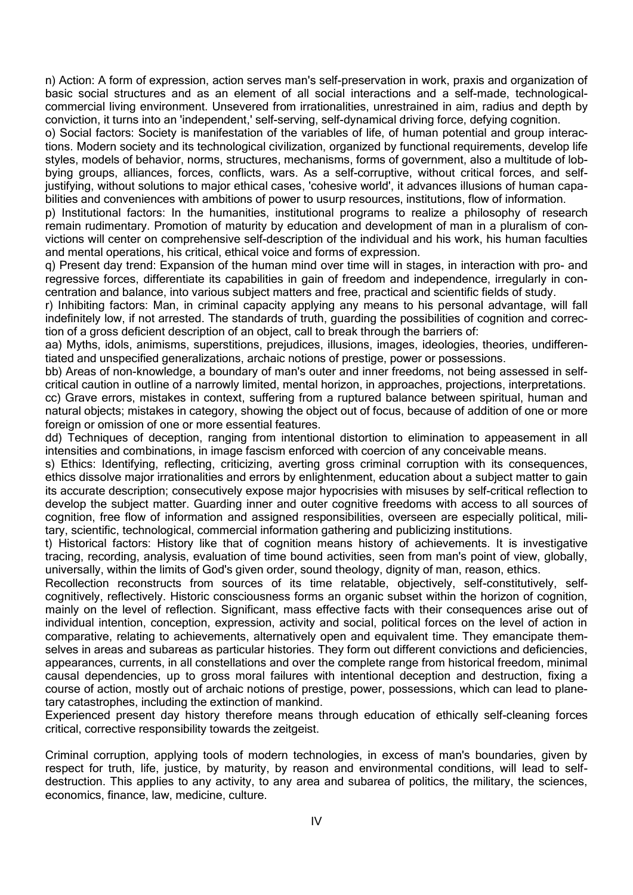n) Action: A form of expression, action serves man's self-preservation in work, praxis and organization of basic social structures and as an element of all social interactions and a self-made, technological-commercial living environment. Unsevered from irrationalities, unrestrained in aim, radius and depth by conviction, it turns into an 'independent,' self-serving, self-dynamical driving force, defying cognition.

o) Social factors: Society is manifestation of the variables of life, of human potential and group interactions. Modern society and its technological civilization, organized by functional requirements, develop life styles, models of behavior, norms, structures, mechanisms, forms of government, also a multitude of lobbying groups, alliances, forces, conflicts, wars. As a self-corruptive, without critical forces, and self-justifying, without solutions to major ethical cases, 'cohesive world', it advances illusions of human capabilities and conveniences with ambitions of power to usurp resources, institutions, flow of information.

p) Institutional factors: In the humanities, institutional programs to realize a philosophy of research remain rudimentary. Promotion of maturity by education and development of man in a pluralism of convictions will center on comprehensive self-description of the individual and his work, his human faculties and mental operations, his critical, ethical voice and forms of expression.

q) Present day trend: Expansion of the human mind over time will in stages, in interaction with pro- and regressive forces, differentiate its capabilities in gain of freedom and independence, irregularly in concentration and balance, into various subject matters and free, practical and scientific fields of study.

r) Inhibiting factors: Man, in criminal capacity applying any means to his personal advantage, will fall indefinitely low, if not arrested. The standards of truth, guarding the possibilities of cognition and correction of a gross deficient description of an object, call to break through the barriers of:

aa) Myths, idols, animisms, superstitions, prejudices, illusions, images, ideologies, theories, undifferentiated and unspecified generalizations, archaic notions of prestige, power or possessions.

bb) Areas of non-knowledge, a boundary of man's outer and inner freedoms, not being assessed in self-critical caution in outline of a narrowly limited, mental horizon, in approaches, projections, interpretations.

cc) Grave errors, mistakes in context, suffering from a ruptured balance between spiritual, human and natural objects; mistakes in category, showing the object out of focus, because of addition of one or more foreign or omission of one or more essential features.

dd) Techniques of deception, ranging from intentional distortion to elimination to appeasement in all intensities and combinations, in image fascism enforced with coercion of any conceivable means.

s) Ethics: Identifying, reflecting, criticizing, averting gross criminal corruption with its consequences, ethics dissolve major irrationalities and errors by enlightenment, education about a subject matter to gain its accurate description; consecutively expose major hypocrisies with misuses by self-critical reflection to develop the subject matter. Guarding inner and outer cognitive freedoms with access to all sources of cognition, free flow of information and assigned responsibilities, overseen are especially political, military, scientific, technological, commercial information gathering and publicizing institutions.

t) Historical factors: History like that of cognition means history of achievements. It is investigative tracing, recording, analysis, evaluation of time bound activities, seen from man's point of view, globally, universally, within the limits of God's given order, sound theology, dignity of man, reason, ethics.

Recollection reconstructs from sources of its time relatable, objectively, self-constitutively, self-cognitively, reflectively. Historic consciousness forms an organic subset within the horizon of cognition, mainly on the level of reflection. Significant, mass effective facts with their consequences arise out of individual intention, conception, expression, activity and social, political forces on the level of action in comparative, relating to achievements, alternatively open and equivalent time. They emancipate themselves in areas and subareas as particular histories. They form out different convictions and deficiencies, appearances, currents, in all constellations and over the complete range from historical freedom, minimal causal dependencies, up to gross moral failures with intentional deception and destruction, fixing a course of action, mostly out of archaic notions of prestige, power, possessions, which can lead to planetary catastrophes, including the extinction of mankind.

Experienced present day history therefore means through education of ethically self-cleaning forces critical, corrective responsibility towards the zeitgeist.

Criminal corruption, applying tools of modern technologies, in excess of man's boundaries, given by respect for truth, life, justice, by maturity, by reason and environmental conditions, will lead to self-destruction. This applies to any activity, to any area and subarea of politics, the military, the sciences, economics, finance, law, medicine, culture.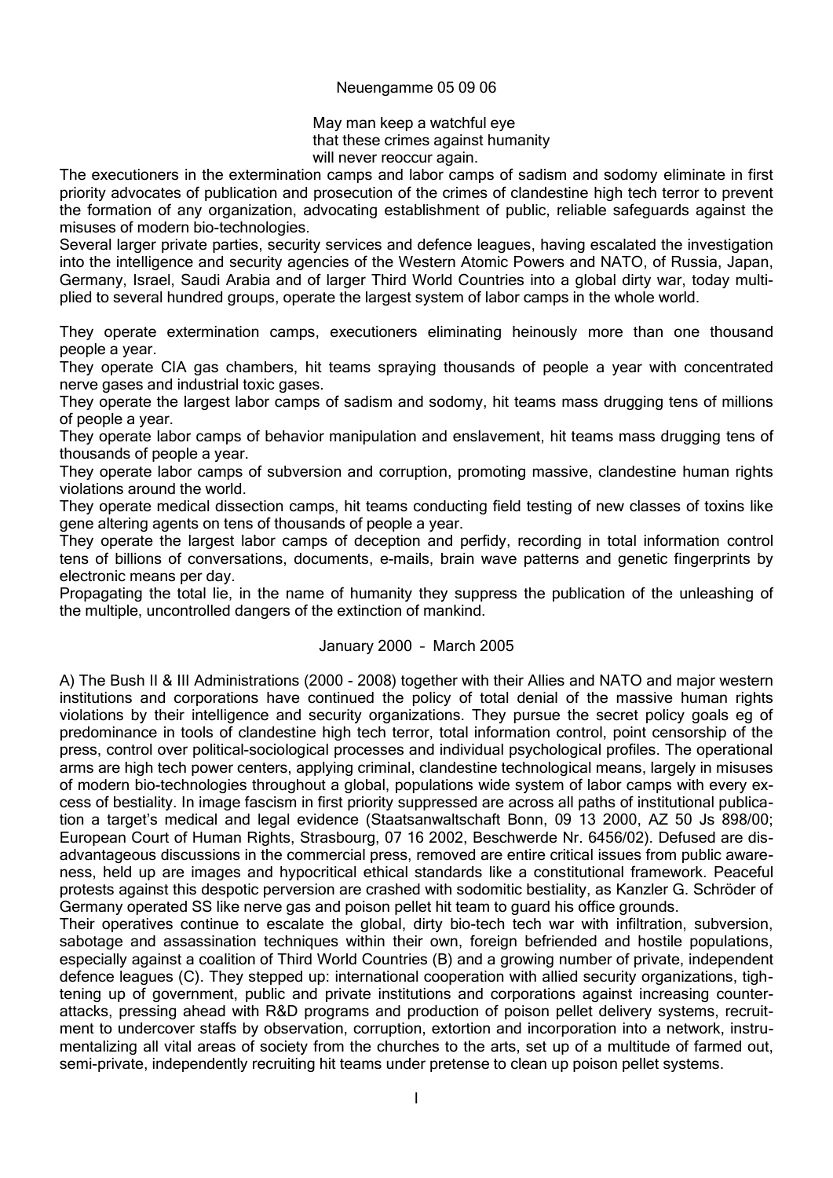Neuengamme 05 09 06

May man keep a watchful eye
that these crimes against humanity
will never reoccur again.

The executioners in the extermination camps and labor camps of sadism and sodomy eliminate in first priority advocates of publication and prosecution of the crimes of clandestine high tech terror to prevent the formation of any organization, advocating establishment of public, reliable safeguards against the misuses of modern bio-technologies.

Several larger private parties, security services and defence leagues, having escalated the investigation into the intelligence and security agencies of the Western Atomic Powers and NATO, of Russia, Japan, Germany, Israel, Saudi Arabia and of larger Third World Countries into a global dirty war, today multiplied to several hundred groups, operate the largest system of labor camps in the whole world.

They operate extermination camps, executioners eliminating heinously more than one thousand people a year.

They operate CIA gas chambers, hit teams spraying thousands of people a year with concentrated nerve gases and industrial toxic gases.

They operate the largest labor camps of sadism and sodomy, hit teams mass drugging tens of millions of people a year.

They operate labor camps of behavior manipulation and enslavement, hit teams mass drugging tens of thousands of people a year.

They operate labor camps of subversion and corruption, promoting massive, clandestine human rights violations around the world.

They operate medical dissection camps, hit teams conducting field testing of new classes of toxins like gene altering agents on tens of thousands of people a year.

They operate the largest labor camps of deception and perfidy, recording in total information control tens of billions of conversations, documents, e-mails, brain wave patterns and genetic fingerprints by electronic means per day.

Propagating the total lie, in the name of humanity they suppress the publication of the unleashing of the multiple, uncontrolled dangers of the extinction of mankind.

January 2000 – March 2005

A) The Bush II & III Administrations (2000 - 2008) together with their Allies and NATO and major western institutions and corporations have continued the policy of total denial of the massive human rights violations by their intelligence and security organizations. They pursue the secret policy goals eg of predominance in tools of clandestine high tech terror, total information control, point censorship of the press, control over political-sociological processes and individual psychological profiles. The operational arms are high tech power centers, applying criminal, clandestine technological means, largely in misuses of modern bio-technologies throughout a global, populations wide system of labor camps with every excess of bestiality. In image fascism in first priority suppressed are across all paths of institutional publication a target's medical and legal evidence (Staatsanwaltschaft Bonn, 09 13 2000, AZ 50 Js 898/00; European Court of Human Rights, Strasbourg, 07 16 2002, Beschwerde Nr. 6456/02). Defused are disadvantageous discussions in the commercial press, removed are entire critical issues from public awareness, held up are images and hypocritical ethical standards like a constitutional framework. Peaceful protests against this despotic perversion are crashed with sodomitic bestiality, as Kanzler G. Schröder of Germany operated SS like nerve gas and poison pellet hit team to guard his office grounds.

Their operatives continue to escalate the global, dirty bio-tech tech war with infiltration, subversion, sabotage and assassination techniques within their own, foreign befriended and hostile populations, especially against a coalition of Third World Countries (B) and a growing number of private, independent defence leagues (C). They stepped up: international cooperation with allied security organizations, tightening up of government, public and private institutions and corporations against increasing counter-attacks, pressing ahead with R&D programs and production of poison pellet delivery systems, recruitment to undercover staffs by observation, corruption, extortion and incorporation into a network, instrumentalizing all vital areas of society from the churches to the arts, set up of a multitude of farmed out, semi-private, independently recruiting hit teams under pretense to clean up poison pellet systems.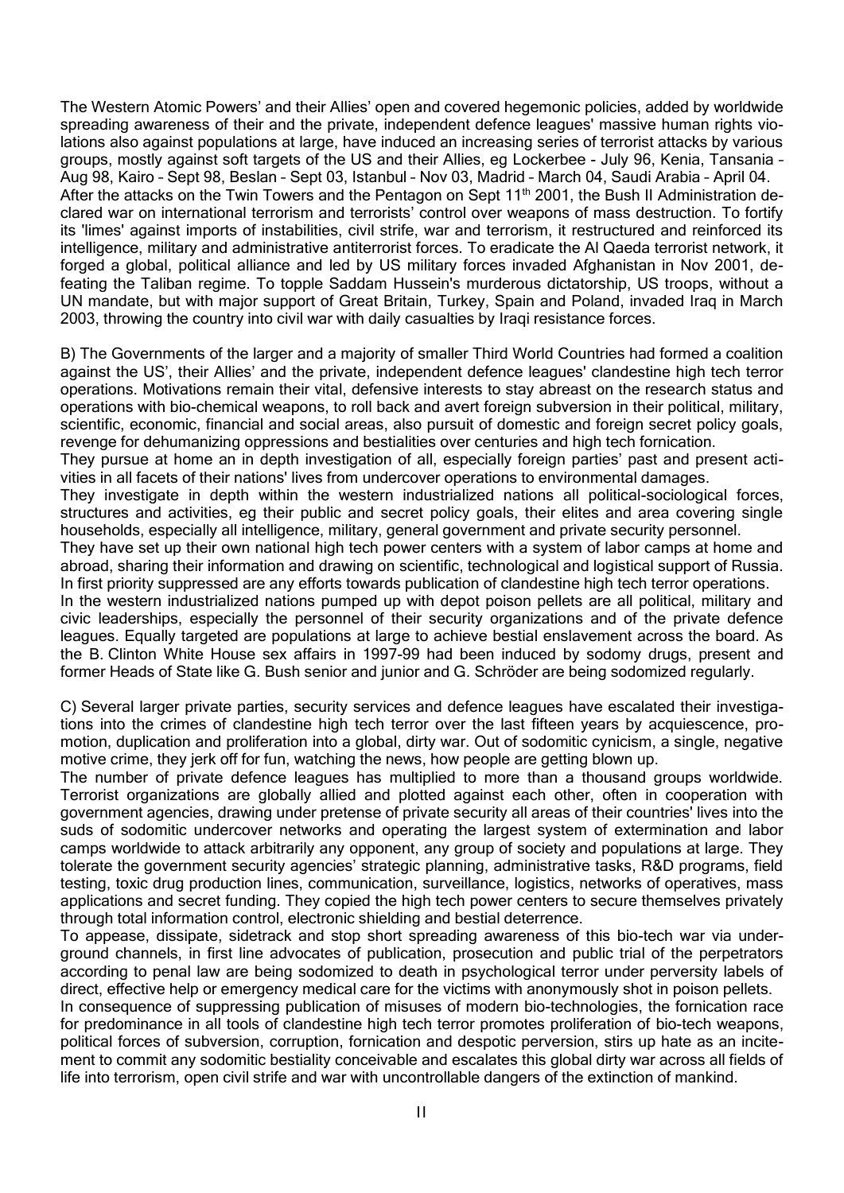The Western Atomic Powers' and their Allies' open and covered hegemonic policies, added by worldwide spreading awareness of their and the private, independent defence leagues' massive human rights violations also against populations at large, have induced an increasing series of terrorist attacks by various groups, mostly against soft targets of the US and their Allies, eg Lockerbee - July 96, Kenia, Tansania – Aug 98, Kairo – Sept 98, Beslan – Sept 03, Istanbul – Nov 03, Madrid – March 04, Saudi Arabia – April 04. After the attacks on the Twin Towers and the Pentagon on Sept 11th 2001, the Bush II Administration declared war on international terrorism and terrorists' control over weapons of mass destruction. To fortify its 'limes' against imports of instabilities, civil strife, war and terrorism, it restructured and reinforced its intelligence, military and administrative antiterrorist forces. To eradicate the Al Qaeda terrorist network, it forged a global, political alliance and led by US military forces invaded Afghanistan in Nov 2001, defeating the Taliban regime. To topple Saddam Hussein's murderous dictatorship, US troops, without a UN mandate, but with major support of Great Britain, Turkey, Spain and Poland, invaded Iraq in March 2003, throwing the country into civil war with daily casualties by Iraqi resistance forces.

B) The Governments of the larger and a majority of smaller Third World Countries had formed a coalition against the US', their Allies' and the private, independent defence leagues' clandestine high tech terror operations. Motivations remain their vital, defensive interests to stay abreast on the research status and operations with bio-chemical weapons, to roll back and avert foreign subversion in their political, military, scientific, economic, financial and social areas, also pursuit of domestic and foreign secret policy goals, revenge for dehumanizing oppressions and bestialities over centuries and high tech fornication.

They pursue at home an in depth investigation of all, especially foreign parties' past and present activities in all facets of their nations' lives from undercover operations to environmental damages.

They investigate in depth within the western industrialized nations all political-sociological forces, structures and activities, eg their public and secret policy goals, their elites and area covering single households, especially all intelligence, military, general government and private security personnel.

They have set up their own national high tech power centers with a system of labor camps at home and abroad, sharing their information and drawing on scientific, technological and logistical support of Russia. In first priority suppressed are any efforts towards publication of clandestine high tech terror operations.

In the western industrialized nations pumped up with depot poison pellets are all political, military and civic leaderships, especially the personnel of their security organizations and of the private defence leagues. Equally targeted are populations at large to achieve bestial enslavement across the board. As the B. Clinton White House sex affairs in 1997-99 had been induced by sodomy drugs, present and former Heads of State like G. Bush senior and junior and G. Schröder are being sodomized regularly.

C) Several larger private parties, security services and defence leagues have escalated their investigations into the crimes of clandestine high tech terror over the last fifteen years by acquiescence, promotion, duplication and proliferation into a global, dirty war. Out of sodomitic cynicism, a single, negative motive crime, they jerk off for fun, watching the news, how people are getting blown up.

The number of private defence leagues has multiplied to more than a thousand groups worldwide. Terrorist organizations are globally allied and plotted against each other, often in cooperation with government agencies, drawing under pretense of private security all areas of their countries' lives into the suds of sodomitic undercover networks and operating the largest system of extermination and labor camps worldwide to attack arbitrarily any opponent, any group of society and populations at large. They tolerate the government security agencies' strategic planning, administrative tasks, R&D programs, field testing, toxic drug production lines, communication, surveillance, logistics, networks of operatives, mass applications and secret funding. They copied the high tech power centers to secure themselves privately through total information control, electronic shielding and bestial deterrence.

To appease, dissipate, sidetrack and stop short spreading awareness of this bio-tech war via underground channels, in first line advocates of publication, prosecution and public trial of the perpetrators according to penal law are being sodomized to death in psychological terror under perversity labels of direct, effective help or emergency medical care for the victims with anonymously shot in poison pellets.

In consequence of suppressing publication of misuses of modern bio-technologies, the fornication race for predominance in all tools of clandestine high tech terror promotes proliferation of bio-tech weapons, political forces of subversion, corruption, fornication and despotic perversion, stirs up hate as an incitement to commit any sodomitic bestiality conceivable and escalates this global dirty war across all fields of life into terrorism, open civil strife and war with uncontrollable dangers of the extinction of mankind.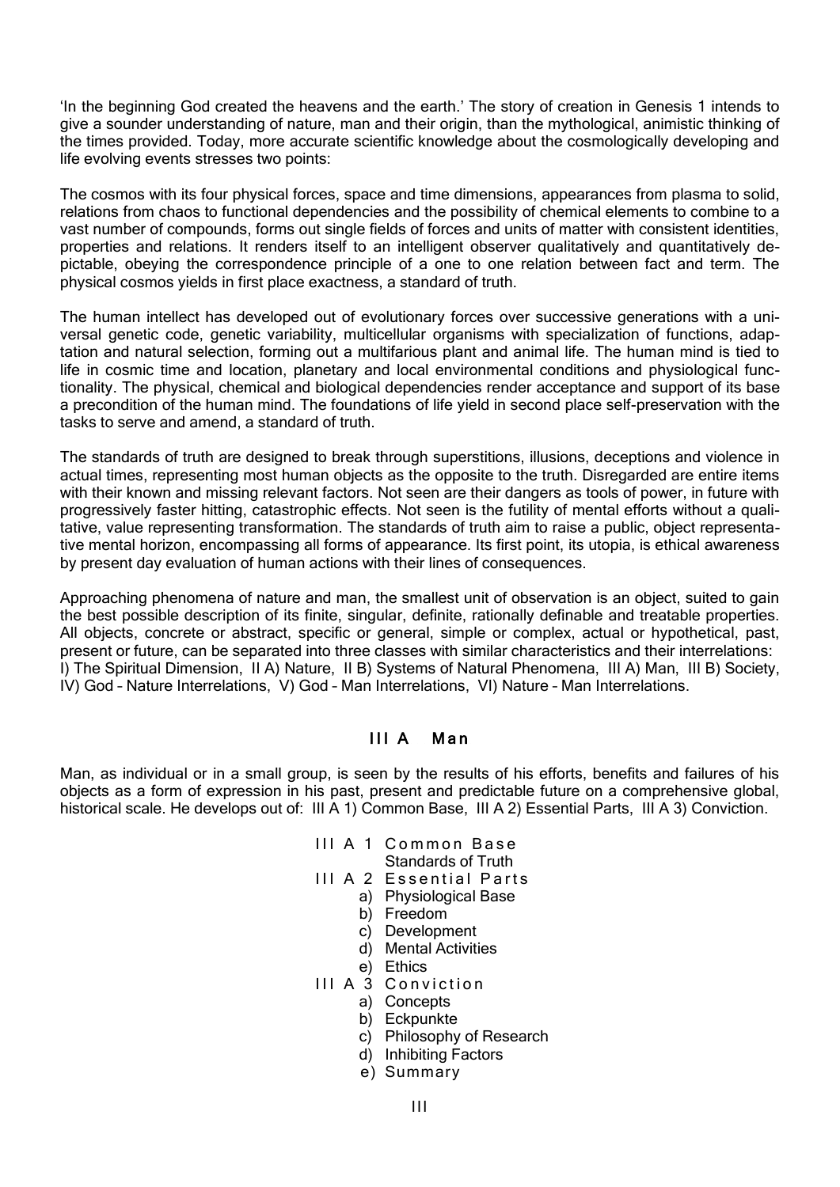'In the beginning God created the heavens and the earth.' The story of creation in Genesis 1 intends to give a sounder understanding of nature, man and their origin, than the mythological, animistic thinking of the times provided. Today, more accurate scientific knowledge about the cosmologically developing and life evolving events stresses two points:

The cosmos with its four physical forces, space and time dimensions, appearances from plasma to solid, relations from chaos to functional dependencies and the possibility of chemical elements to combine to a vast number of compounds, forms out single fields of forces and units of matter with consistent identities, properties and relations. It renders itself to an intelligent observer qualitatively and quantitatively depictable, obeying the correspondence principle of a one to one relation between fact and term. The physical cosmos yields in first place exactness, a standard of truth.

The human intellect has developed out of evolutionary forces over successive generations with a universal genetic code, genetic variability, multicellular organisms with specialization of functions, adaptation and natural selection, forming out a multifarious plant and animal life. The human mind is tied to life in cosmic time and location, planetary and local environmental conditions and physiological functionality. The physical, chemical and biological dependencies render acceptance and support of its base a precondition of the human mind. The foundations of life yield in second place self-preservation with the tasks to serve and amend, a standard of truth.

The standards of truth are designed to break through superstitions, illusions, deceptions and violence in actual times, representing most human objects as the opposite to the truth. Disregarded are entire items with their known and missing relevant factors. Not seen are their dangers as tools of power, in future with progressively faster hitting, catastrophic effects. Not seen is the futility of mental efforts without a qualitative, value representing transformation. The standards of truth aim to raise a public, object representative mental horizon, encompassing all forms of appearance. Its first point, its utopia, is ethical awareness by present day evaluation of human actions with their lines of consequences.

Approaching phenomena of nature and man, the smallest unit of observation is an object, suited to gain the best possible description of its finite, singular, definite, rationally definable and treatable properties. All objects, concrete or abstract, specific or general, simple or complex, actual or hypothetical, past, present or future, can be separated into three classes with similar characteristics and their interrelations: I) The Spiritual Dimension, II A) Nature, II B) Systems of Natural Phenomena, III A) Man, III B) Society, IV) God – Nature Interrelations, V) God – Man Interrelations, VI) Nature – Man Interrelations.

## III A Man

Man, as individual or in a small group, is seen by the results of his efforts, benefits and failures of his objects as a form of expression in his past, present and predictable future on a comprehensive global, historical scale. He develops out of: III A 1) Common Base, III A 2) Essential Parts, III A 3) Conviction.

- III A 1 Common Base
  - Standards of Truth
- III A 2 Essential Parts
  - a) Physiological Base
  - b) Freedom
  - c) Development
  - d) Mental Activities
  - e) Ethics
- III A 3 Conviction
  - a) Concepts
  - b) Eckpunkte
  - c) Philosophy of Research
  - d) Inhibiting Factors
  - e) Summary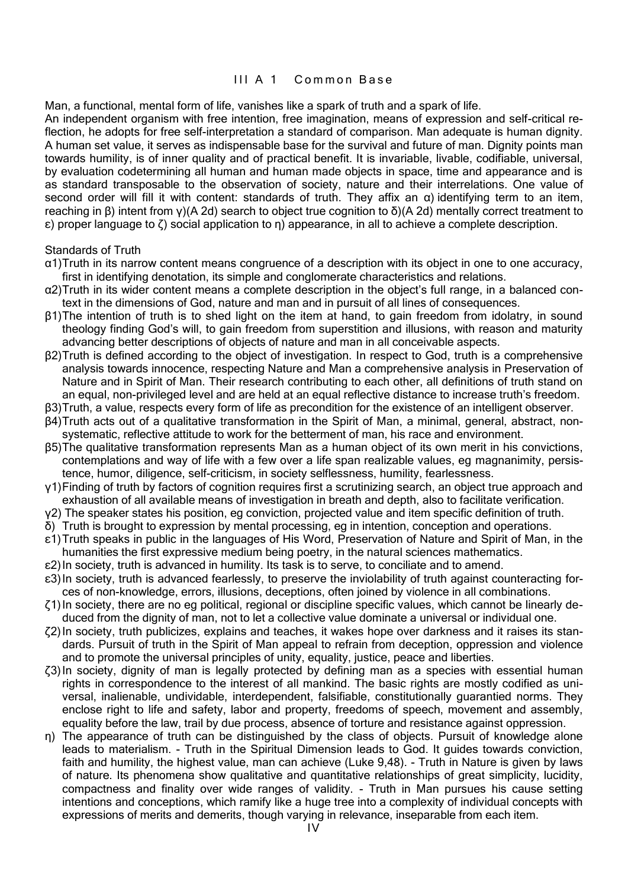## III A 1 Common Base

Man, a functional, mental form of life, vanishes like a spark of truth and a spark of life.

An independent organism with free intention, free imagination, means of expression and self-critical reflection, he adopts for free self-interpretation a standard of comparison. Man adequate is human dignity. A human set value, it serves as indispensable base for the survival and future of man. Dignity points man towards humility, is of inner quality and of practical benefit. It is invariable, livable, codifiable, universal, by evaluation codetermining all human and human made objects in space, time and appearance and is as standard transposable to the observation of society, nature and their interrelations. One value of second order will fill it with content: standards of truth. They affix an α) identifying term to an item, reaching in β) intent from γ)(A 2d) search to object true cognition to δ)(A 2d) mentally correct treatment to ε) proper language to ζ) social application to η) appearance, in all to achieve a complete description.

Standards of Truth

- α1) Truth in its narrow content means congruence of a description with its object in one to one accuracy, first in identifying denotation, its simple and conglomerate characteristics and relations.
- α2) Truth in its wider content means a complete description in the object's full range, in a balanced context in the dimensions of God, nature and man and in pursuit of all lines of consequences.
- β1) The intention of truth is to shed light on the item at hand, to gain freedom from idolatry, in sound theology finding God's will, to gain freedom from superstition and illusions, with reason and maturity advancing better descriptions of objects of nature and man in all conceivable aspects.
- β2) Truth is defined according to the object of investigation. In respect to God, truth is a comprehensive analysis towards innocence, respecting Nature and Man a comprehensive analysis in Preservation of Nature and in Spirit of Man. Their research contributing to each other, all definitions of truth stand on an equal, non-privileged level and are held at an equal reflective distance to increase truth's freedom.
- β3) Truth, a value, respects every form of life as precondition for the existence of an intelligent observer.
- β4) Truth acts out of a qualitative transformation in the Spirit of Man, a minimal, general, abstract, non-systematic, reflective attitude to work for the betterment of man, his race and environment.
- β5) The qualitative transformation represents Man as a human object of its own merit in his convictions, contemplations and way of life with a few over a life span realizable values, eg magnanimity, persistence, humor, diligence, self-criticism, in society selflessness, humility, fearlessness.
- γ1) Finding of truth by factors of cognition requires first a scrutinizing search, an object true approach and exhaustion of all available means of investigation in breath and depth, also to facilitate verification.
- γ2) The speaker states his position, eg conviction, projected value and item specific definition of truth.
- δ) Truth is brought to expression by mental processing, eg in intention, conception and operations.
- ε1) Truth speaks in public in the languages of His Word, Preservation of Nature and Spirit of Man, in the humanities the first expressive medium being poetry, in the natural sciences mathematics.
- ε2) In society, truth is advanced in humility. Its task is to serve, to conciliate and to amend.
- ε3) In society, truth is advanced fearlessly, to preserve the inviolability of truth against counteracting forces of non-knowledge, errors, illusions, deceptions, often joined by violence in all combinations.
- ζ1) In society, there are no eg political, regional or discipline specific values, which cannot be linearly deduced from the dignity of man, not to let a collective value dominate a universal or individual one.
- ζ2) In society, truth publicizes, explains and teaches, it wakes hope over darkness and it raises its standards. Pursuit of truth in the Spirit of Man appeal to refrain from deception, oppression and violence and to promote the universal principles of unity, equality, justice, peace and liberties.
- ζ3) In society, dignity of man is legally protected by defining man as a species with essential human rights in correspondence to the interest of all mankind. The basic rights are mostly codified as universal, inalienable, undividable, interdependent, falsifiable, constitutionally guarantied norms. They enclose right to life and safety, labor and property, freedoms of speech, movement and assembly, equality before the law, trail by due process, absence of torture and resistance against oppression.
- η) The appearance of truth can be distinguished by the class of objects. Pursuit of knowledge alone leads to materialism. - Truth in the Spiritual Dimension leads to God. It guides towards conviction, faith and humility, the highest value, man can achieve (Luke 9,48). - Truth in Nature is given by laws of nature. Its phenomena show qualitative and quantitative relationships of great simplicity, lucidity, compactness and finality over wide ranges of validity. - Truth in Man pursues his cause setting intentions and conceptions, which ramify like a huge tree into a complexity of individual concepts with expressions of merits and demerits, though varying in relevance, inseparable from each item.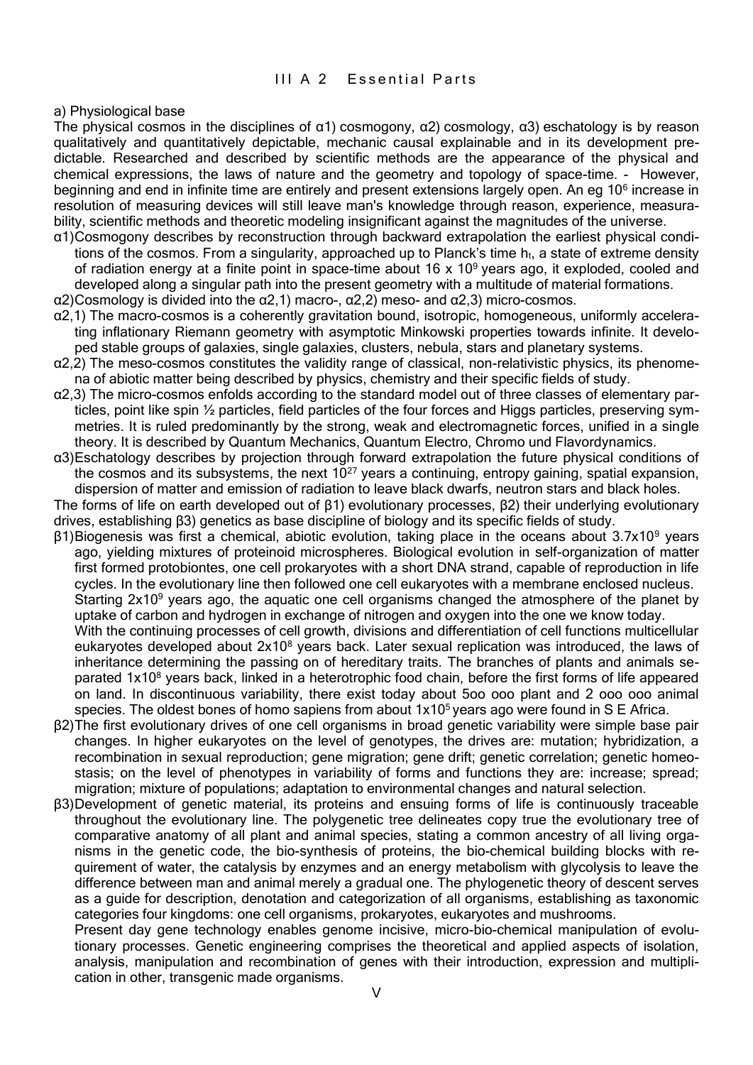## III A 2 Essential Parts

a) Physiological base

The physical cosmos in the disciplines of α1) cosmogony, α2) cosmology, α3) eschatology is by reason qualitatively and quantitatively depictable, mechanic causal explainable and in its development predictable. Researched and described by scientific methods are the appearance of the physical and chemical expressions, the laws of nature and the geometry and topology of space-time. - However, beginning and end in infinite time are entirely and present extensions largely open. An eg $10^6$ increase in resolution of measuring devices will still leave man's knowledge through reason, experience, measurability, scientific methods and theoretic modeling insignificant against the magnitudes of the universe.

α1)Cosmogony describes by reconstruction through backward extrapolation the earliest physical conditions of the cosmos. From a singularity, approached up to Planck's time $h_t$, a state of extreme density of radiation energy at a finite point in space-time about 16 x $10^9$ years ago, it exploded, cooled and developed along a singular path into the present geometry with a multitude of material formations.

α2)Cosmology is divided into the α2,1) macro-, α2,2) meso- and α2,3) micro-cosmos.

α2,1) The macro-cosmos is a coherently gravitation bound, isotropic, homogeneous, uniformly accelerating inflationary Riemann geometry with asymptotic Minkowski properties towards infinite. It developed stable groups of galaxies, single galaxies, clusters, nebula, stars and planetary systems.

α2,2) The meso-cosmos constitutes the validity range of classical, non-relativistic physics, its phenomena of abiotic matter being described by physics, chemistry and their specific fields of study.

α2,3) The micro-cosmos enfolds according to the standard model out of three classes of elementary particles, point like spin ½ particles, field particles of the four forces and Higgs particles, preserving symmetries. It is ruled predominantly by the strong, weak and electromagnetic forces, unified in a single theory. It is described by Quantum Mechanics, Quantum Electro, Chromo und Flavordynamics.

α3)Eschatology describes by projection through forward extrapolation the future physical conditions of the cosmos and its subsystems, the next $10^{27}$ years a continuing, entropy gaining, spatial expansion, dispersion of matter and emission of radiation to leave black dwarfs, neutron stars and black holes.

The forms of life on earth developed out of β1) evolutionary processes, β2) their underlying evolutionary drives, establishing β3) genetics as base discipline of biology and its specific fields of study.

β1)Biogenesis was first a chemical, abiotic evolution, taking place in the oceans about 3.7x$10^9$ years ago, yielding mixtures of proteinoid microspheres. Biological evolution in self-organization of matter first formed protobiontes, one cell prokaryotes with a short DNA strand, capable of reproduction in life cycles. In the evolutionary line then followed one cell eukaryotes with a membrane enclosed nucleus. Starting 2x$10^9$ years ago, the aquatic one cell organisms changed the atmosphere of the planet by uptake of carbon and hydrogen in exchange of nitrogen and oxygen into the one we know today.
With the continuing processes of cell growth, divisions and differentiation of cell functions multicellular eukaryotes developed about 2x$10^8$ years back. Later sexual replication was introduced, the laws of inheritance determining the passing on of hereditary traits. The branches of plants and animals separated 1x$10^8$ years back, linked in a heterotrophic food chain, before the first forms of life appeared on land. In discontinuous variability, there exist today about 5oo ooo plant and 2 ooo ooo animal species. The oldest bones of homo sapiens from about 1x$10^5$ years ago were found in S E Africa.

β2)The first evolutionary drives of one cell organisms in broad genetic variability were simple base pair changes. In higher eukaryotes on the level of genotypes, the drives are: mutation; hybridization, a recombination in sexual reproduction; gene migration; gene drift; genetic correlation; genetic homeostasis; on the level of phenotypes in variability of forms and functions they are: increase; spread; migration; mixture of populations; adaptation to environmental changes and natural selection.

β3)Development of genetic material, its proteins and ensuing forms of life is continuously traceable throughout the evolutionary line. The polygenetic tree delineates copy true the evolutionary tree of comparative anatomy of all plant and animal species, stating a common ancestry of all living organisms in the genetic code, the bio-synthesis of proteins, the bio-chemical building blocks with requirement of water, the catalysis by enzymes and an energy metabolism with glycolysis to leave the difference between man and animal merely a gradual one. The phylogenetic theory of descent serves as a guide for description, denotation and categorization of all organisms, establishing as taxonomic categories four kingdoms: one cell organisms, prokaryotes, eukaryotes and mushrooms.
Present day gene technology enables genome incisive, micro-bio-chemical manipulation of evolutionary processes. Genetic engineering comprises the theoretical and applied aspects of isolation, analysis, manipulation and recombination of genes with their introduction, expression and multiplication in other, transgenic made organisms.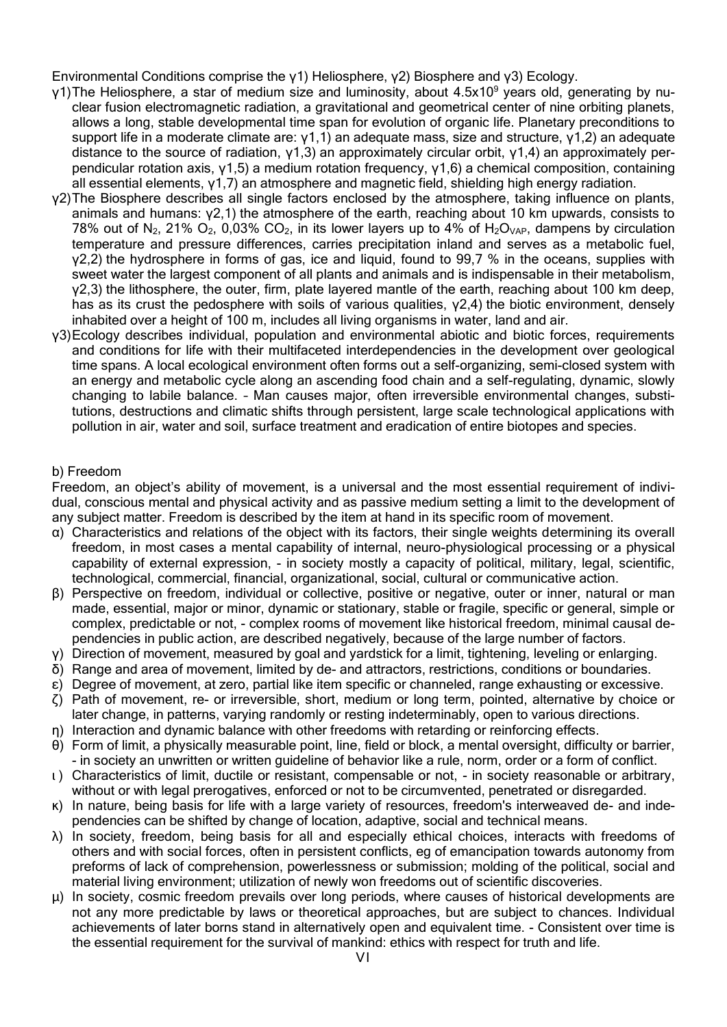Environmental Conditions comprise the γ1) Heliosphere, γ2) Biosphere and γ3) Ecology.

γ1) The Heliosphere, a star of medium size and luminosity, about $4.5x10^9$ years old, generating by nuclear fusion electromagnetic radiation, a gravitational and geometrical center of nine orbiting planets, allows a long, stable developmental time span for evolution of organic life. Planetary preconditions to support life in a moderate climate are: γ1,1) an adequate mass, size and structure, γ1,2) an adequate distance to the source of radiation, γ1,3) an approximately circular orbit, γ1,4) an approximately perpendicular rotation axis, γ1,5) a medium rotation frequency, γ1,6) a chemical composition, containing all essential elements, γ1,7) an atmosphere and magnetic field, shielding high energy radiation.

γ2) The Biosphere describes all single factors enclosed by the atmosphere, taking influence on plants, animals and humans: γ2,1) the atmosphere of the earth, reaching about 10 km upwards, consists to 78% out of $N_2$, 21% $O_2$, 0,03% $CO_2$, in its lower layers up to 4% of $H_2O_{VAP}$, dampens by circulation temperature and pressure differences, carries precipitation inland and serves as a metabolic fuel, γ2,2) the hydrosphere in forms of gas, ice and liquid, found to 99,7 % in the oceans, supplies with sweet water the largest component of all plants and animals and is indispensable in their metabolism, γ2,3) the lithosphere, the outer, firm, plate layered mantle of the earth, reaching about 100 km deep, has as its crust the pedosphere with soils of various qualities, γ2,4) the biotic environment, densely inhabited over a height of 100 m, includes all living organisms in water, land and air.

γ3) Ecology describes individual, population and environmental abiotic and biotic forces, requirements and conditions for life with their multifaceted interdependencies in the development over geological time spans. A local ecological environment often forms out a self-organizing, semi-closed system with an energy and metabolic cycle along an ascending food chain and a self-regulating, dynamic, slowly changing to labile balance. – Man causes major, often irreversible environmental changes, substitutions, destructions and climatic shifts through persistent, large scale technological applications with pollution in air, water and soil, surface treatment and eradication of entire biotopes and species.

b) Freedom

Freedom, an object's ability of movement, is a universal and the most essential requirement of individual, conscious mental and physical activity and as passive medium setting a limit to the development of any subject matter. Freedom is described by the item at hand in its specific room of movement.

- α) Characteristics and relations of the object with its factors, their single weights determining its overall freedom, in most cases a mental capability of internal, neuro-physiological processing or a physical capability of external expression, - in society mostly a capacity of political, military, legal, scientific, technological, commercial, financial, organizational, social, cultural or communicative action.
- β) Perspective on freedom, individual or collective, positive or negative, outer or inner, natural or man made, essential, major or minor, dynamic or stationary, stable or fragile, specific or general, simple or complex, predictable or not, - complex rooms of movement like historical freedom, minimal causal dependencies in public action, are described negatively, because of the large number of factors.
- γ) Direction of movement, measured by goal and yardstick for a limit, tightening, leveling or enlarging.
- δ) Range and area of movement, limited by de- and attractors, restrictions, conditions or boundaries.
- ε) Degree of movement, at zero, partial like item specific or channeled, range exhausting or excessive.
- ζ) Path of movement, re- or irreversible, short, medium or long term, pointed, alternative by choice or later change, in patterns, varying randomly or resting indeterminably, open to various directions.
- η) Interaction and dynamic balance with other freedoms with retarding or reinforcing effects.
- θ) Form of limit, a physically measurable point, line, field or block, a mental oversight, difficulty or barrier, - in society an unwritten or written guideline of behavior like a rule, norm, order or a form of conflict.
- ι) Characteristics of limit, ductile or resistant, compensable or not, - in society reasonable or arbitrary, without or with legal prerogatives, enforced or not to be circumvented, penetrated or disregarded.
- κ) In nature, being basis for life with a large variety of resources, freedom's interweaved de- and independencies can be shifted by change of location, adaptive, social and technical means.
- λ) In society, freedom, being basis for all and especially ethical choices, interacts with freedoms of others and with social forces, often in persistent conflicts, eg of emancipation towards autonomy from preforms of lack of comprehension, powerlessness or submission; molding of the political, social and material living environment; utilization of newly won freedoms out of scientific discoveries.
- μ) In society, cosmic freedom prevails over long periods, where causes of historical developments are not any more predictable by laws or theoretical approaches, but are subject to chances. Individual achievements of later borns stand in alternatively open and equivalent time. - Consistent over time is the essential requirement for the survival of mankind: ethics with respect for truth and life.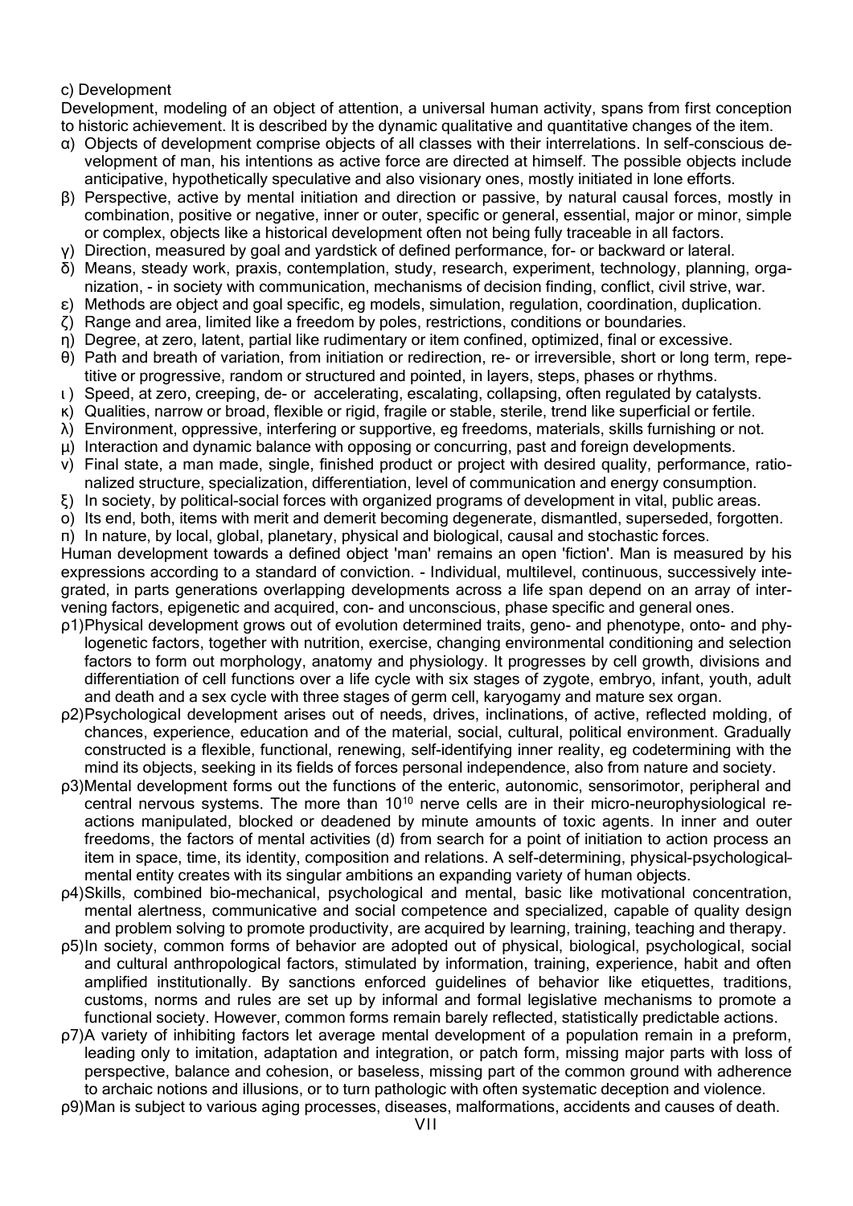c) Development

Development, modeling of an object of attention, a universal human activity, spans from first conception to historic achievement. It is described by the dynamic qualitative and quantitative changes of the item.

α) Objects of development comprise objects of all classes with their interrelations. In self-conscious development of man, his intentions as active force are directed at himself. The possible objects include anticipative, hypothetically speculative and also visionary ones, mostly initiated in lone efforts.

β) Perspective, active by mental initiation and direction or passive, by natural causal forces, mostly in combination, positive or negative, inner or outer, specific or general, essential, major or minor, simple or complex, objects like a historical development often not being fully traceable in all factors.

γ) Direction, measured by goal and yardstick of defined performance, for- or backward or lateral.

δ) Means, steady work, praxis, contemplation, study, research, experiment, technology, planning, organization, - in society with communication, mechanisms of decision finding, conflict, civil strive, war.

ε) Methods are object and goal specific, eg models, simulation, regulation, coordination, duplication.

ζ) Range and area, limited like a freedom by poles, restrictions, conditions or boundaries.

η) Degree, at zero, latent, partial like rudimentary or item confined, optimized, final or excessive.

θ) Path and breath of variation, from initiation or redirection, re- or irreversible, short or long term, repetitive or progressive, random or structured and pointed, in layers, steps, phases or rhythms.

ι) Speed, at zero, creeping, de- or accelerating, escalating, collapsing, often regulated by catalysts.

κ) Qualities, narrow or broad, flexible or rigid, fragile or stable, sterile, trend like superficial or fertile.

λ) Environment, oppressive, interfering or supportive, eg freedoms, materials, skills furnishing or not.

μ) Interaction and dynamic balance with opposing or concurring, past and foreign developments.

ν) Final state, a man made, single, finished product or project with desired quality, performance, rationalized structure, specialization, differentiation, level of communication and energy consumption.

ξ) In society, by political-social forces with organized programs of development in vital, public areas.

ο) Its end, both, items with merit and demerit becoming degenerate, dismantled, superseded, forgotten.

π) In nature, by local, global, planetary, physical and biological, causal and stochastic forces.

Human development towards a defined object 'man' remains an open 'fiction'. Man is measured by his expressions according to a standard of conviction. - Individual, multilevel, continuous, successively integrated, in parts generations overlapping developments across a life span depend on an array of intervening factors, epigenetic and acquired, con- and unconscious, phase specific and general ones.

ρ1) Physical development grows out of evolution determined traits, geno- and phenotype, onto- and phylogenetic factors, together with nutrition, exercise, changing environmental conditioning and selection factors to form out morphology, anatomy and physiology. It progresses by cell growth, divisions and differentiation of cell functions over a life cycle with six stages of zygote, embryo, infant, youth, adult and death and a sex cycle with three stages of germ cell, karyogamy and mature sex organ.

ρ2) Psychological development arises out of needs, drives, inclinations, of active, reflected molding, of chances, experience, education and of the material, social, cultural, political environment. Gradually constructed is a flexible, functional, renewing, self-identifying inner reality, eg codetermining with the mind its objects, seeking in its fields of forces personal independence, also from nature and society.

ρ3) Mental development forms out the functions of the enteric, autonomic, sensorimotor, peripheral and central nervous systems. The more than $10^{10}$ nerve cells are in their micro-neurophysiological reactions manipulated, blocked or deadened by minute amounts of toxic agents. In inner and outer freedoms, the factors of mental activities (d) from search for a point of initiation to action process an item in space, time, its identity, composition and relations. A self-determining, physical-psychological-mental entity creates with its singular ambitions an expanding variety of human objects.

ρ4) Skills, combined bio-mechanical, psychological and mental, basic like motivational concentration, mental alertness, communicative and social competence and specialized, capable of quality design and problem solving to promote productivity, are acquired by learning, training, teaching and therapy.

ρ5) In society, common forms of behavior are adopted out of physical, biological, psychological, social and cultural anthropological factors, stimulated by information, training, experience, habit and often amplified institutionally. By sanctions enforced guidelines of behavior like etiquettes, traditions, customs, norms and rules are set up by informal and formal legislative mechanisms to promote a functional society. However, common forms remain barely reflected, statistically predictable actions.

ρ7) A variety of inhibiting factors let average mental development of a population remain in a preform, leading only to imitation, adaptation and integration, or patch form, missing major parts with loss of perspective, balance and cohesion, or baseless, missing part of the common ground with adherence to archaic notions and illusions, or to turn pathologic with often systematic deception and violence.

ρ9) Man is subject to various aging processes, diseases, malformations, accidents and causes of death.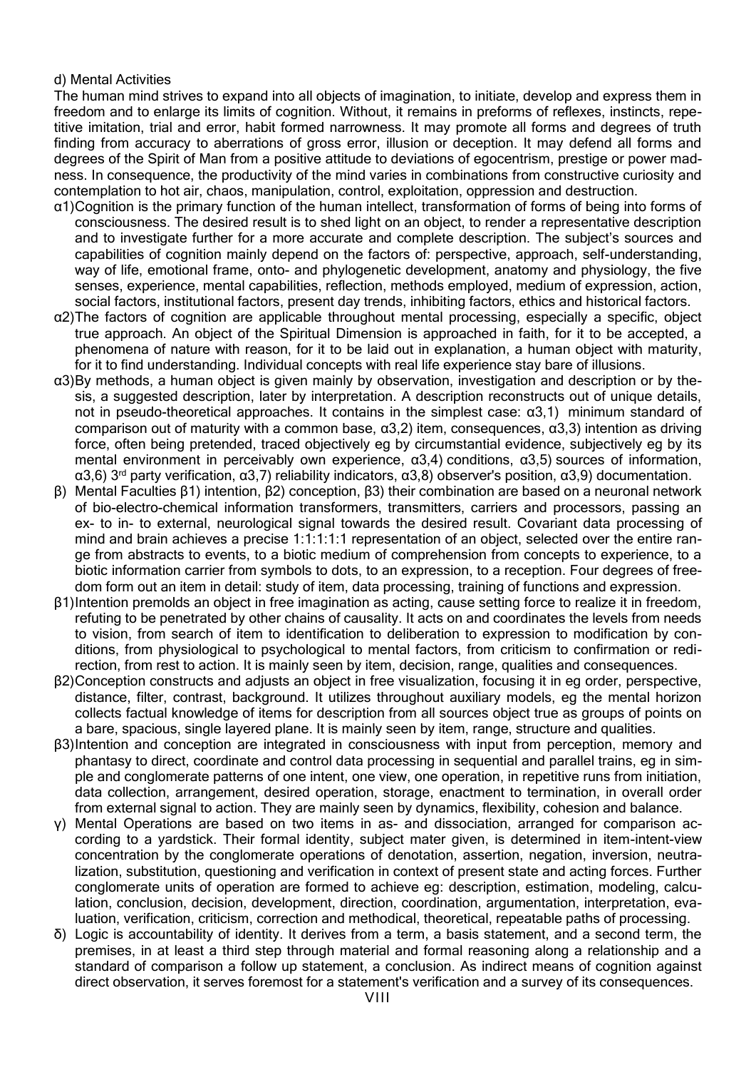d) Mental Activities

The human mind strives to expand into all objects of imagination, to initiate, develop and express them in freedom and to enlarge its limits of cognition. Without, it remains in preforms of reflexes, instincts, repetitive imitation, trial and error, habit formed narrowness. It may promote all forms and degrees of truth finding from accuracy to aberrations of gross error, illusion or deception. It may defend all forms and degrees of the Spirit of Man from a positive attitude to deviations of egocentrism, prestige or power madness. In consequence, the productivity of the mind varies in combinations from constructive curiosity and contemplation to hot air, chaos, manipulation, control, exploitation, oppression and destruction.

α1) Cognition is the primary function of the human intellect, transformation of forms of being into forms of consciousness. The desired result is to shed light on an object, to render a representative description and to investigate further for a more accurate and complete description. The subject's sources and capabilities of cognition mainly depend on the factors of: perspective, approach, self-understanding, way of life, emotional frame, onto- and phylogenetic development, anatomy and physiology, the five senses, experience, mental capabilities, reflection, methods employed, medium of expression, action, social factors, institutional factors, present day trends, inhibiting factors, ethics and historical factors.

α2) The factors of cognition are applicable throughout mental processing, especially a specific, object true approach. An object of the Spiritual Dimension is approached in faith, for it to be accepted, a phenomena of nature with reason, for it to be laid out in explanation, a human object with maturity, for it to find understanding. Individual concepts with real life experience stay bare of illusions.

α3) By methods, a human object is given mainly by observation, investigation and description or by thesis, a suggested description, later by interpretation. A description reconstructs out of unique details, not in pseudo-theoretical approaches. It contains in the simplest case: α3,1) minimum standard of comparison out of maturity with a common base, α3,2) item, consequences, α3,3) intention as driving force, often being pretended, traced objectively eg by circumstantial evidence, subjectively eg by its mental environment in perceivably own experience, α3,4) conditions, α3,5) sources of information, α3,6) 3rd party verification, α3,7) reliability indicators, α3,8) observer's position, α3,9) documentation.

β) Mental Faculties β1) intention, β2) conception, β3) their combination are based on a neuronal network of bio-electro-chemical information transformers, transmitters, carriers and processors, passing an ex- to in- to external, neurological signal towards the desired result. Covariant data processing of mind and brain achieves a precise 1:1:1:1:1 representation of an object, selected over the entire range from abstracts to events, to a biotic medium of comprehension from concepts to experience, to a biotic information carrier from symbols to dots, to an expression, to a reception. Four degrees of freedom form out an item in detail: study of item, data processing, training of functions and expression.

β1) Intention premolds an object in free imagination as acting, cause setting force to realize it in freedom, refuting to be penetrated by other chains of causality. It acts on and coordinates the levels from needs to vision, from search of item to identification to deliberation to expression to modification by conditions, from physiological to psychological to mental factors, from criticism to confirmation or redirection, from rest to action. It is mainly seen by item, decision, range, qualities and consequences.

β2) Conception constructs and adjusts an object in free visualization, focusing it in eg order, perspective, distance, filter, contrast, background. It utilizes throughout auxiliary models, eg the mental horizon collects factual knowledge of items for description from all sources object true as groups of points on a bare, spacious, single layered plane. It is mainly seen by item, range, structure and qualities.

β3) Intention and conception are integrated in consciousness with input from perception, memory and phantasy to direct, coordinate and control data processing in sequential and parallel trains, eg in simple and conglomerate patterns of one intent, one view, one operation, in repetitive runs from initiation, data collection, arrangement, desired operation, storage, enactment to termination, in overall order from external signal to action. They are mainly seen by dynamics, flexibility, cohesion and balance.

γ) Mental Operations are based on two items in as- and dissociation, arranged for comparison according to a yardstick. Their formal identity, subject mater given, is determined in item-intent-view concentration by the conglomerate operations of denotation, assertion, negation, inversion, neutralization, substitution, questioning and verification in context of present state and acting forces. Further conglomerate units of operation are formed to achieve eg: description, estimation, modeling, calculation, conclusion, decision, development, direction, coordination, argumentation, interpretation, evaluation, verification, criticism, correction and methodical, theoretical, repeatable paths of processing.

δ) Logic is accountability of identity. It derives from a term, a basis statement, and a second term, the premises, in at least a third step through material and formal reasoning along a relationship and a standard of comparison a follow up statement, a conclusion. As indirect means of cognition against direct observation, it serves foremost for a statement's verification and a survey of its consequences.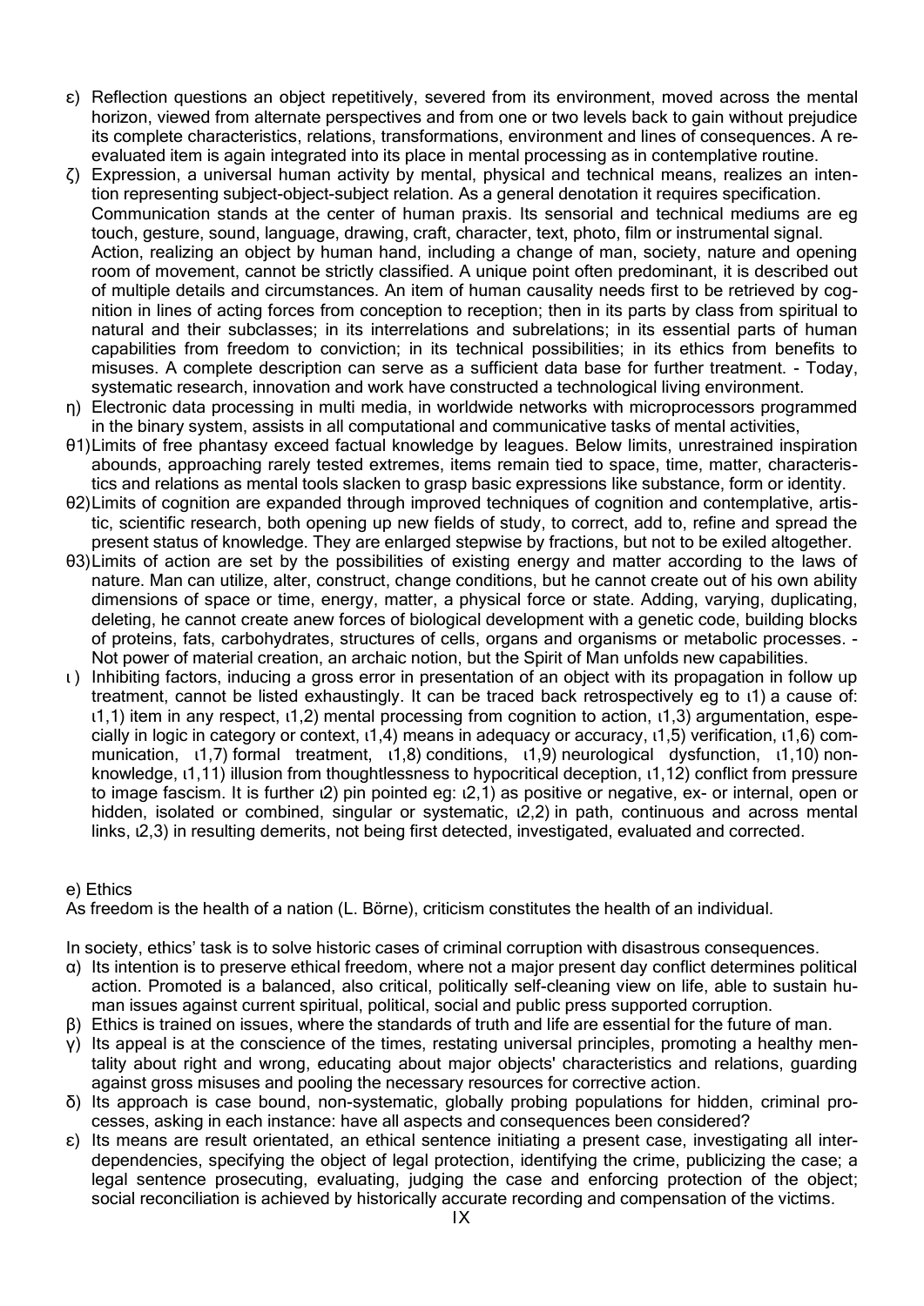ε) Reflection questions an object repetitively, severed from its environment, moved across the mental horizon, viewed from alternate perspectives and from one or two levels back to gain without prejudice its complete characteristics, relations, transformations, environment and lines of consequences. A re-evaluated item is again integrated into its place in mental processing as in contemplative routine.

ζ) Expression, a universal human activity by mental, physical and technical means, realizes an intention representing subject-object-subject relation. As a general denotation it requires specification. Communication stands at the center of human praxis. Its sensorial and technical mediums are eg touch, gesture, sound, language, drawing, craft, character, text, photo, film or instrumental signal. Action, realizing an object by human hand, including a change of man, society, nature and opening room of movement, cannot be strictly classified. A unique point often predominant, it is described out of multiple details and circumstances. An item of human causality needs first to be retrieved by cognition in lines of acting forces from conception to reception; then in its parts by class from spiritual to natural and their subclasses; in its interrelations and subrelations; in its essential parts of human capabilities from freedom to conviction; in its technical possibilities; in its ethics from benefits to misuses. A complete description can serve as a sufficient data base for further treatment. - Today, systematic research, innovation and work have constructed a technological living environment.

η) Electronic data processing in multi media, in worldwide networks with microprocessors programmed in the binary system, assists in all computational and communicative tasks of mental activities,

θ1) Limits of free phantasy exceed factual knowledge by leagues. Below limits, unrestrained inspiration abounds, approaching rarely tested extremes, items remain tied to space, time, matter, characteristics and relations as mental tools slacken to grasp basic expressions like substance, form or identity.

θ2) Limits of cognition are expanded through improved techniques of cognition and contemplative, artistic, scientific research, both opening up new fields of study, to correct, add to, refine and spread the present status of knowledge. They are enlarged stepwise by fractions, but not to be exiled altogether.

θ3) Limits of action are set by the possibilities of existing energy and matter according to the laws of nature. Man can utilize, alter, construct, change conditions, but he cannot create out of his own ability dimensions of space or time, energy, matter, a physical force or state. Adding, varying, duplicating, deleting, he cannot create anew forces of biological development with a genetic code, building blocks of proteins, fats, carbohydrates, structures of cells, organs and organisms or metabolic processes. - Not power of material creation, an archaic notion, but the Spirit of Man unfolds new capabilities.

ι) Inhibiting factors, inducing a gross error in presentation of an object with its propagation in follow up treatment, cannot be listed exhaustingly. It can be traced back retrospectively eg to ι1) a cause of: ι1,1) item in any respect, ι1,2) mental processing from cognition to action, ι1,3) argumentation, especially in logic in category or context, ι1,4) means in adequacy or accuracy, ι1,5) verification, ι1,6) communication, ι1,7) formal treatment, ι1,8) conditions, ι1,9) neurological dysfunction, ι1,10) non-knowledge, ι1,11) illusion from thoughtlessness to hypocritical deception, ι1,12) conflict from pressure to image fascism. It is further ι2) pin pointed eg: ι2,1) as positive or negative, ex- or internal, open or hidden, isolated or combined, singular or systematic, ι2,2) in path, continuous and across mental links, ι2,3) in resulting demerits, not being first detected, investigated, evaluated and corrected.

e) Ethics

As freedom is the health of a nation (L. Börne), criticism constitutes the health of an individual.

In society, ethics' task is to solve historic cases of criminal corruption with disastrous consequences.

α) Its intention is to preserve ethical freedom, where not a major present day conflict determines political action. Promoted is a balanced, also critical, politically self-cleaning view on life, able to sustain human issues against current spiritual, political, social and public press supported corruption.

β) Ethics is trained on issues, where the standards of truth and life are essential for the future of man.

γ) Its appeal is at the conscience of the times, restating universal principles, promoting a healthy mentality about right and wrong, educating about major objects' characteristics and relations, guarding against gross misuses and pooling the necessary resources for corrective action.

δ) Its approach is case bound, non-systematic, globally probing populations for hidden, criminal processes, asking in each instance: have all aspects and consequences been considered?

ε) Its means are result orientated, an ethical sentence initiating a present case, investigating all interdependencies, specifying the object of legal protection, identifying the crime, publicizing the case; a legal sentence prosecuting, evaluating, judging the case and enforcing protection of the object; social reconciliation is achieved by historically accurate recording and compensation of the victims.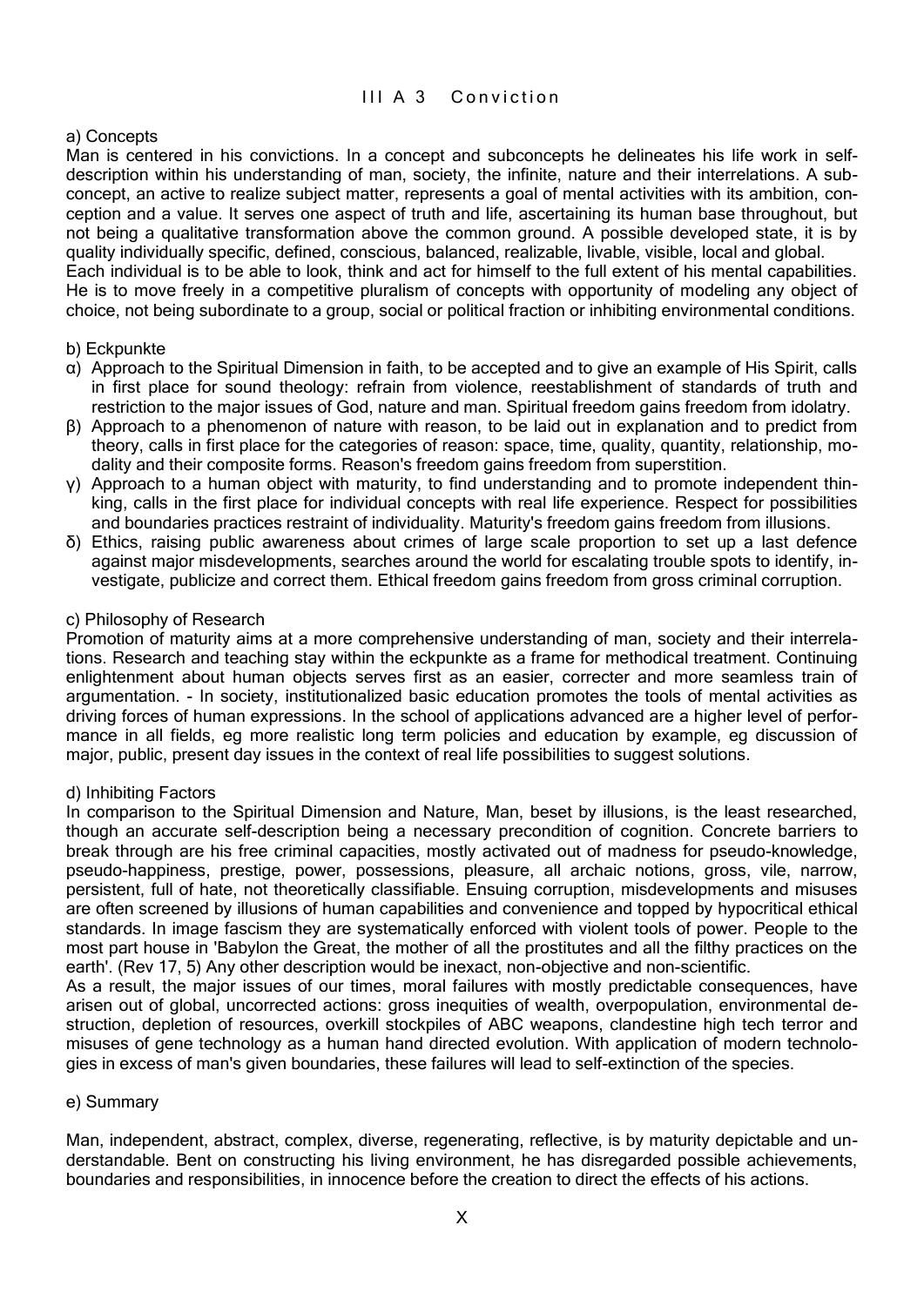## III A 3 Conviction

### a) Concepts

Man is centered in his convictions. In a concept and subconcepts he delineates his life work in self-description within his understanding of man, society, the infinite, nature and their interrelations. A subconcept, an active to realize subject matter, represents a goal of mental activities with its ambition, conception and a value. It serves one aspect of truth and life, ascertaining its human base throughout, but not being a qualitative transformation above the common ground. A possible developed state, it is by quality individually specific, defined, conscious, balanced, realizable, livable, visible, local and global.

Each individual is to be able to look, think and act for himself to the full extent of his mental capabilities. He is to move freely in a competitive pluralism of concepts with opportunity of modeling any object of choice, not being subordinate to a group, social or political fraction or inhibiting environmental conditions.

### b) Eckpunkte

α) Approach to the Spiritual Dimension in faith, to be accepted and to give an example of His Spirit, calls in first place for sound theology: refrain from violence, reestablishment of standards of truth and restriction to the major issues of God, nature and man. Spiritual freedom gains freedom from idolatry.

β) Approach to a phenomenon of nature with reason, to be laid out in explanation and to predict from theory, calls in first place for the categories of reason: space, time, quality, quantity, relationship, modality and their composite forms. Reason's freedom gains freedom from superstition.

γ) Approach to a human object with maturity, to find understanding and to promote independent thinking, calls in the first place for individual concepts with real life experience. Respect for possibilities and boundaries practices restraint of individuality. Maturity's freedom gains freedom from illusions.

δ) Ethics, raising public awareness about crimes of large scale proportion to set up a last defence against major misdevelopments, searches around the world for escalating trouble spots to identify, investigate, publicize and correct them. Ethical freedom gains freedom from gross criminal corruption.

### c) Philosophy of Research

Promotion of maturity aims at a more comprehensive understanding of man, society and their interrelations. Research and teaching stay within the eckpunkte as a frame for methodical treatment. Continuing enlightenment about human objects serves first as an easier, correcter and more seamless train of argumentation. - In society, institutionalized basic education promotes the tools of mental activities as driving forces of human expressions. In the school of applications advanced are a higher level of performance in all fields, eg more realistic long term policies and education by example, eg discussion of major, public, present day issues in the context of real life possibilities to suggest solutions.

### d) Inhibiting Factors

In comparison to the Spiritual Dimension and Nature, Man, beset by illusions, is the least researched, though an accurate self-description being a necessary precondition of cognition. Concrete barriers to break through are his free criminal capacities, mostly activated out of madness for pseudo-knowledge, pseudo-happiness, prestige, power, possessions, pleasure, all archaic notions, gross, vile, narrow, persistent, full of hate, not theoretically classifiable. Ensuing corruption, misdevelopments and misuses are often screened by illusions of human capabilities and convenience and topped by hypocritical ethical standards. In image fascism they are systematically enforced with violent tools of power. People to the most part house in 'Babylon the Great, the mother of all the prostitutes and all the filthy practices on the earth'. (Rev 17, 5) Any other description would be inexact, non-objective and non-scientific.

As a result, the major issues of our times, moral failures with mostly predictable consequences, have arisen out of global, uncorrected actions: gross inequities of wealth, overpopulation, environmental destruction, depletion of resources, overkill stockpiles of ABC weapons, clandestine high tech terror and misuses of gene technology as a human hand directed evolution. With application of modern technologies in excess of man's given boundaries, these failures will lead to self-extinction of the species.

### e) Summary

Man, independent, abstract, complex, diverse, regenerating, reflective, is by maturity depictable and understandable. Bent on constructing his living environment, he has disregarded possible achievements, boundaries and responsibilities, in innocence before the creation to direct the effects of his actions.

X